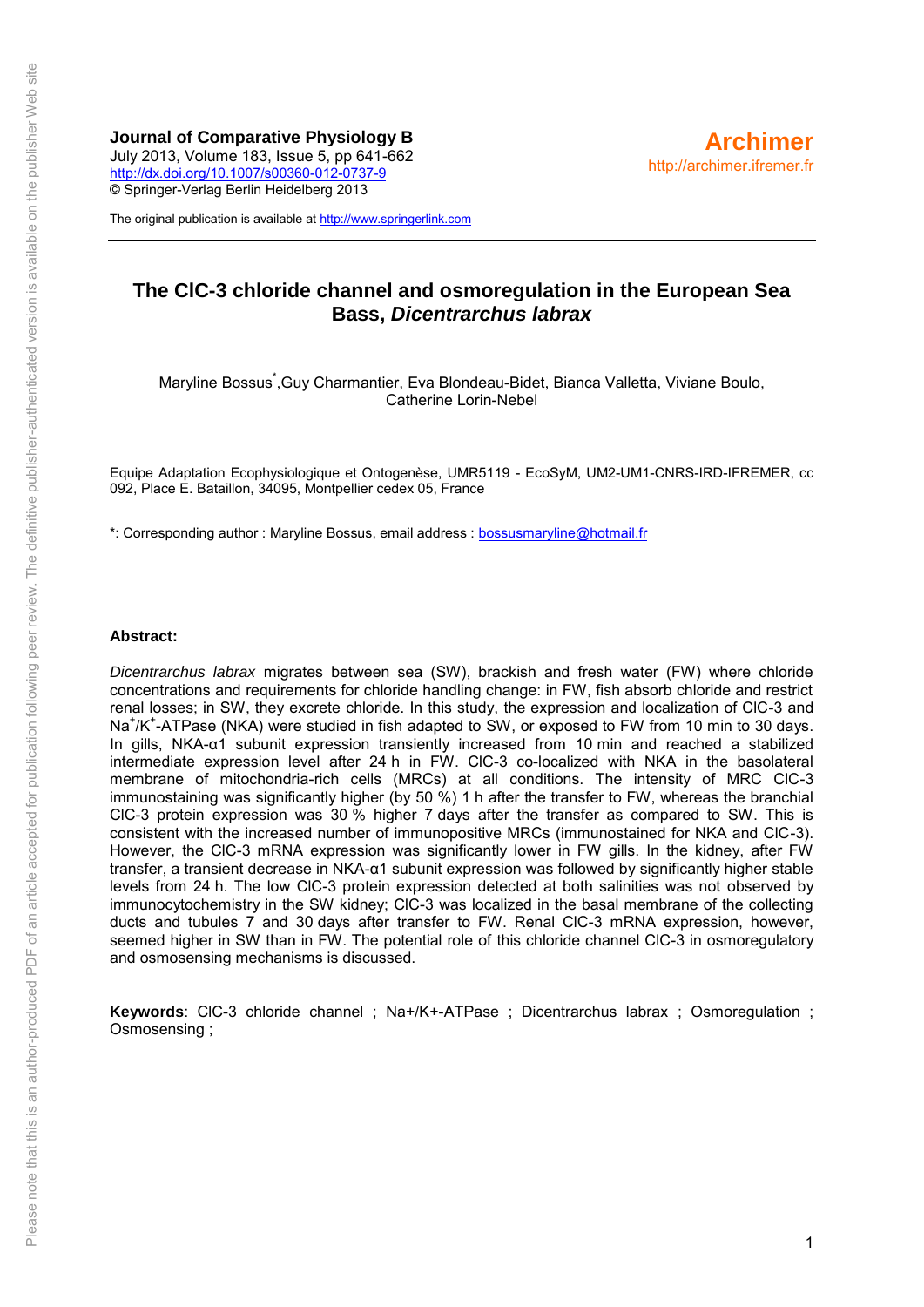**Journal of Comparative Physiology B**
July 2013, Volume 183, Issue 5, pp 641-662
http://dx.doi.org/10.1007/s00360-012-0737-9
© Springer-Verlag Berlin Heidelberg 2013

The original publication is available at http://www.springerlink.com

**Archimer**
http://archimer.ifremer.fr

# The ClC-3 chloride channel and osmoregulation in the European Sea Bass, *Dicentrarchus labrax*

Maryline Bossus[*], Guy Charmantier, Eva Blondeau-Bidet, Bianca Valletta, Viviane Boulo, Catherine Lorin-Nebel

Equipe Adaptation Ecophysiologique et Ontogenèse, UMR5119 - EcoSyM, UM2-UM1-CNRS-IRD-IFREMER, cc 092, Place E. Bataillon, 34095, Montpellier cedex 05, France

*: Corresponding author : Maryline Bossus, email address : bossusmaryline@hotmail.fr

**Abstract:**

*Dicentrarchus labrax* migrates between sea (SW), brackish and fresh water (FW) where chloride concentrations and requirements for chloride handling change: in FW, fish absorb chloride and restrict renal losses; in SW, they excrete chloride. In this study, the expression and localization of ClC-3 and $Na^+/K^+$-ATPase (NKA) were studied in fish adapted to SW, or exposed to FW from 10 min to 30 days. In gills, NKA-α1 subunit expression transiently increased from 10 min and reached a stabilized intermediate expression level after 24 h in FW. ClC-3 co-localized with NKA in the basolateral membrane of mitochondria-rich cells (MRCs) at all conditions. The intensity of MRC ClC-3 immunostaining was significantly higher (by 50 %) 1 h after the transfer to FW, whereas the branchial ClC-3 protein expression was 30 % higher 7 days after the transfer as compared to SW. This is consistent with the increased number of immunopositive MRCs (immunostained for NKA and ClC-3). However, the ClC-3 mRNA expression was significantly lower in FW gills. In the kidney, after FW transfer, a transient decrease in NKA-α1 subunit expression was followed by significantly higher stable levels from 24 h. The low ClC-3 protein expression detected at both salinities was not observed by immunocytochemistry in the SW kidney; ClC-3 was localized in the basal membrane of the collecting ducts and tubules 7 and 30 days after transfer to FW. Renal ClC-3 mRNA expression, however, seemed higher in SW than in FW. The potential role of this chloride channel ClC-3 in osmoregulatory and osmosensing mechanisms is discussed.

**Keywords**: ClC-3 chloride channel ; Na+/K+-ATPase ; Dicentrarchus labrax ; Osmoregulation ; Osmosensing ;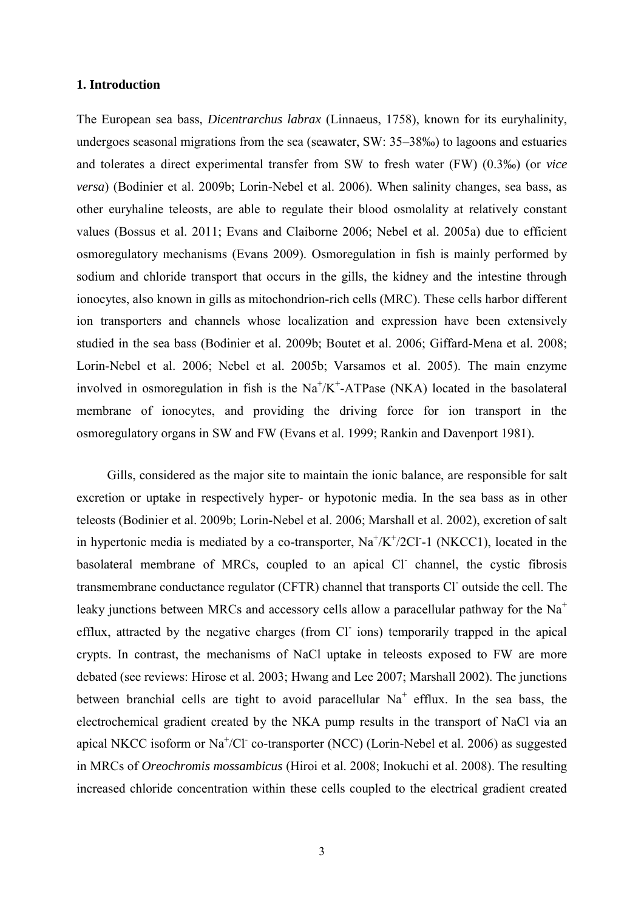### 1. Introduction

The European sea bass, *Dicentrarchus labrax* (Linnaeus, 1758), known for its euryhalinity, undergoes seasonal migrations from the sea (seawater, SW: 35–38‰) to lagoons and estuaries and tolerates a direct experimental transfer from SW to fresh water (FW) (0.3‰) (or *vice versa*) (Bodinier et al. 2009b; Lorin-Nebel et al. 2006). When salinity changes, sea bass, as other euryhaline teleosts, are able to regulate their blood osmolality at relatively constant values (Bossus et al. 2011; Evans and Claiborne 2006; Nebel et al. 2005a) due to efficient osmoregulatory mechanisms (Evans 2009). Osmoregulation in fish is mainly performed by sodium and chloride transport that occurs in the gills, the kidney and the intestine through ionocytes, also known in gills as mitochondrion-rich cells (MRC). These cells harbor different ion transporters and channels whose localization and expression have been extensively studied in the sea bass (Bodinier et al. 2009b; Boutet et al. 2006; Giffard-Mena et al. 2008; Lorin-Nebel et al. 2006; Nebel et al. 2005b; Varsamos et al. 2005). The main enzyme involved in osmoregulation in fish is the $Na^+/K^+$-ATPase (NKA) located in the basolateral membrane of ionocytes, and providing the driving force for ion transport in the osmoregulatory organs in SW and FW (Evans et al. 1999; Rankin and Davenport 1981).

Gills, considered as the major site to maintain the ionic balance, are responsible for salt excretion or uptake in respectively hyper- or hypotonic media. In the sea bass as in other teleosts (Bodinier et al. 2009b; Lorin-Nebel et al. 2006; Marshall et al. 2002), excretion of salt in hypertonic media is mediated by a co-transporter, $Na^+/K^+/2Cl^-$-1 (NKCC1), located in the basolateral membrane of MRCs, coupled to an apical $Cl^-$ channel, the cystic fibrosis transmembrane conductance regulator (CFTR) channel that transports $Cl^-$ outside the cell. The leaky junctions between MRCs and accessory cells allow a paracellular pathway for the $Na^+$ efflux, attracted by the negative charges (from $Cl^-$ ions) temporarily trapped in the apical crypts. In contrast, the mechanisms of NaCl uptake in teleosts exposed to FW are more debated (see reviews: Hirose et al. 2003; Hwang and Lee 2007; Marshall 2002). The junctions between branchial cells are tight to avoid paracellular $Na^+$ efflux. In the sea bass, the electrochemical gradient created by the NKA pump results in the transport of NaCl via an apical NKCC isoform or $Na^+/Cl^-$ co-transporter (NCC) (Lorin-Nebel et al. 2006) as suggested in MRCs of *Oreochromis mossambicus* (Hiroi et al. 2008; Inokuchi et al. 2008). The resulting increased chloride concentration within these cells coupled to the electrical gradient created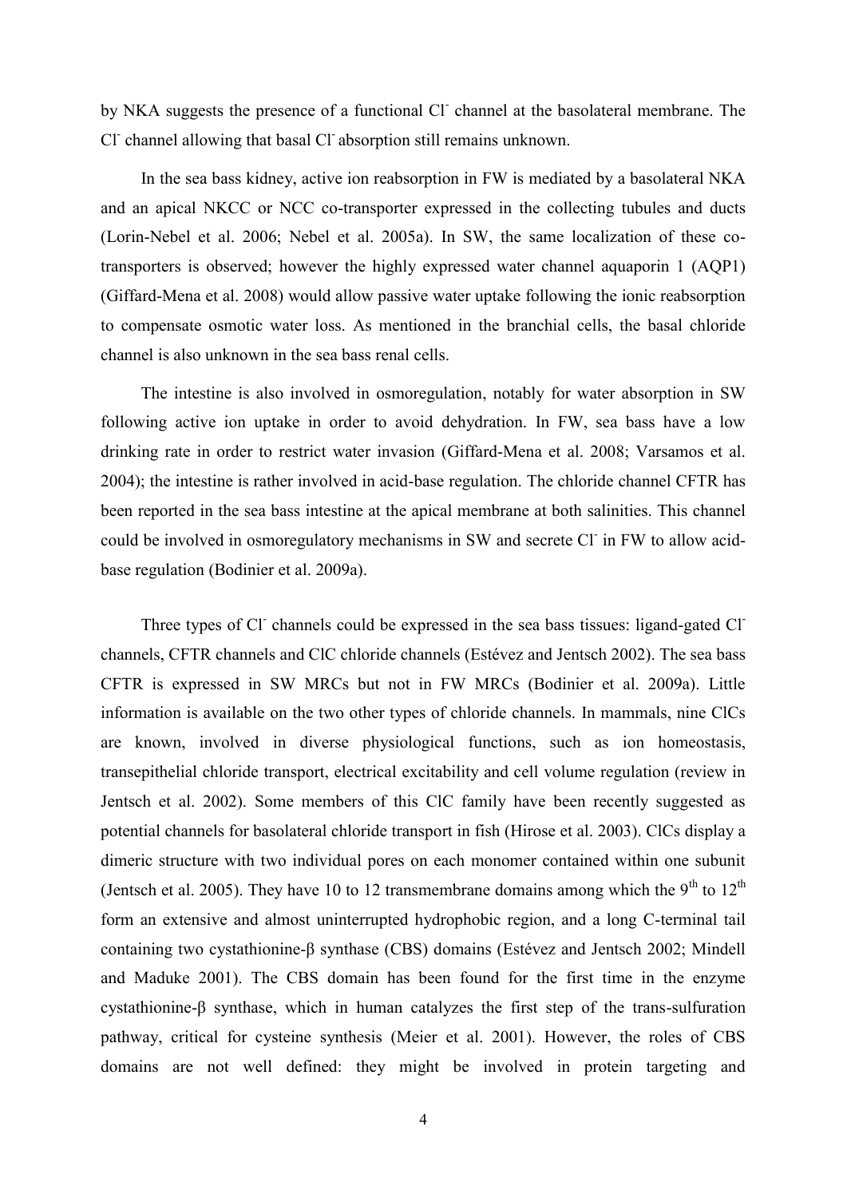by NKA suggests the presence of a functional $Cl^-$ channel at the basolateral membrane. The $Cl^-$ channel allowing that basal $Cl^-$ absorption still remains unknown.

In the sea bass kidney, active ion reabsorption in FW is mediated by a basolateral NKA and an apical NKCC or NCC co-transporter expressed in the collecting tubules and ducts (Lorin-Nebel et al. 2006; Nebel et al. 2005a). In SW, the same localization of these co-transporters is observed; however the highly expressed water channel aquaporin 1 (AQP1) (Giffard-Mena et al. 2008) would allow passive water uptake following the ionic reabsorption to compensate osmotic water loss. As mentioned in the branchial cells, the basal chloride channel is also unknown in the sea bass renal cells.

The intestine is also involved in osmoregulation, notably for water absorption in SW following active ion uptake in order to avoid dehydration. In FW, sea bass have a low drinking rate in order to restrict water invasion (Giffard-Mena et al. 2008; Varsamos et al. 2004); the intestine is rather involved in acid-base regulation. The chloride channel CFTR has been reported in the sea bass intestine at the apical membrane at both salinities. This channel could be involved in osmoregulatory mechanisms in SW and secrete $Cl^-$ in FW to allow acid-base regulation (Bodinier et al. 2009a).

Three types of $Cl^-$ channels could be expressed in the sea bass tissues: ligand-gated $Cl^-$ channels, CFTR channels and ClC chloride channels (Estévez and Jentsch 2002). The sea bass CFTR is expressed in SW MRCs but not in FW MRCs (Bodinier et al. 2009a). Little information is available on the two other types of chloride channels. In mammals, nine ClCs are known, involved in diverse physiological functions, such as ion homeostasis, transepithelial chloride transport, electrical excitability and cell volume regulation (review in Jentsch et al. 2002). Some members of this ClC family have been recently suggested as potential channels for basolateral chloride transport in fish (Hirose et al. 2003). ClCs display a dimeric structure with two individual pores on each monomer contained within one subunit (Jentsch et al. 2005). They have 10 to 12 transmembrane domains among which the $9^{th}$ to $12^{th}$ form an extensive and almost uninterrupted hydrophobic region, and a long C-terminal tail containing two cystathionine-β synthase (CBS) domains (Estévez and Jentsch 2002; Mindell and Maduke 2001). The CBS domain has been found for the first time in the enzyme cystathionine-β synthase, which in human catalyzes the first step of the trans-sulfuration pathway, critical for cysteine synthesis (Meier et al. 2001). However, the roles of CBS domains are not well defined: they might be involved in protein targeting and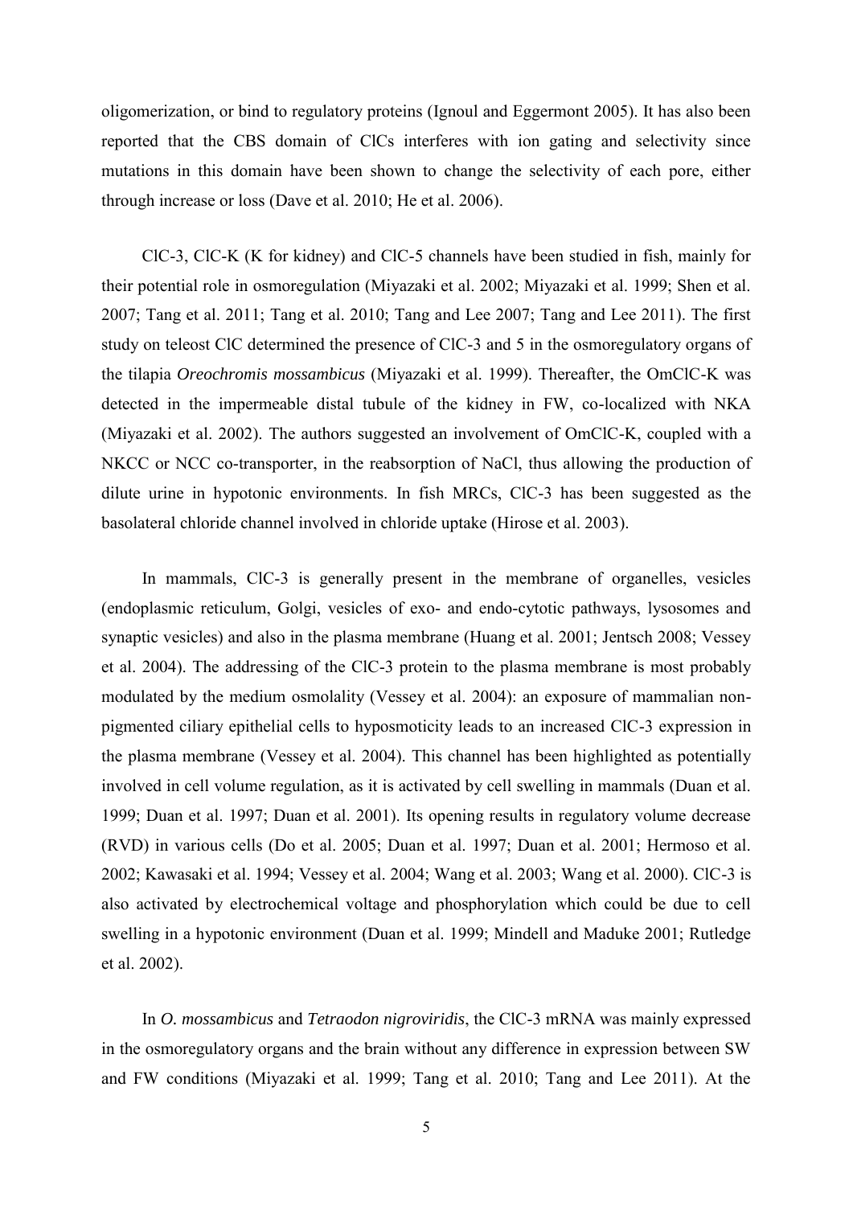oligomerization, or bind to regulatory proteins (Ignoul and Eggermont 2005). It has also been reported that the CBS domain of ClCs interferes with ion gating and selectivity since mutations in this domain have been shown to change the selectivity of each pore, either through increase or loss (Dave et al. 2010; He et al. 2006).

ClC-3, ClC-K (K for kidney) and ClC-5 channels have been studied in fish, mainly for their potential role in osmoregulation (Miyazaki et al. 2002; Miyazaki et al. 1999; Shen et al. 2007; Tang et al. 2011; Tang et al. 2010; Tang and Lee 2007; Tang and Lee 2011). The first study on teleost ClC determined the presence of ClC-3 and 5 in the osmoregulatory organs of the tilapia *Oreochromis mossambicus* (Miyazaki et al. 1999). Thereafter, the OmClC-K was detected in the impermeable distal tubule of the kidney in FW, co-localized with NKA (Miyazaki et al. 2002). The authors suggested an involvement of OmClC-K, coupled with a NKCC or NCC co-transporter, in the reabsorption of NaCl, thus allowing the production of dilute urine in hypotonic environments. In fish MRCs, ClC-3 has been suggested as the basolateral chloride channel involved in chloride uptake (Hirose et al. 2003).

In mammals, ClC-3 is generally present in the membrane of organelles, vesicles (endoplasmic reticulum, Golgi, vesicles of exo- and endo-cytotic pathways, lysosomes and synaptic vesicles) and also in the plasma membrane (Huang et al. 2001; Jentsch 2008; Vessey et al. 2004). The addressing of the ClC-3 protein to the plasma membrane is most probably modulated by the medium osmolality (Vessey et al. 2004): an exposure of mammalian non-pigmented ciliary epithelial cells to hyposmoticity leads to an increased ClC-3 expression in the plasma membrane (Vessey et al. 2004). This channel has been highlighted as potentially involved in cell volume regulation, as it is activated by cell swelling in mammals (Duan et al. 1999; Duan et al. 1997; Duan et al. 2001). Its opening results in regulatory volume decrease (RVD) in various cells (Do et al. 2005; Duan et al. 1997; Duan et al. 2001; Hermoso et al. 2002; Kawasaki et al. 1994; Vessey et al. 2004; Wang et al. 2003; Wang et al. 2000). ClC-3 is also activated by electrochemical voltage and phosphorylation which could be due to cell swelling in a hypotonic environment (Duan et al. 1999; Mindell and Maduke 2001; Rutledge et al. 2002).

In *O. mossambicus* and *Tetraodon nigroviridis*, the ClC-3 mRNA was mainly expressed in the osmoregulatory organs and the brain without any difference in expression between SW and FW conditions (Miyazaki et al. 1999; Tang et al. 2010; Tang and Lee 2011). At the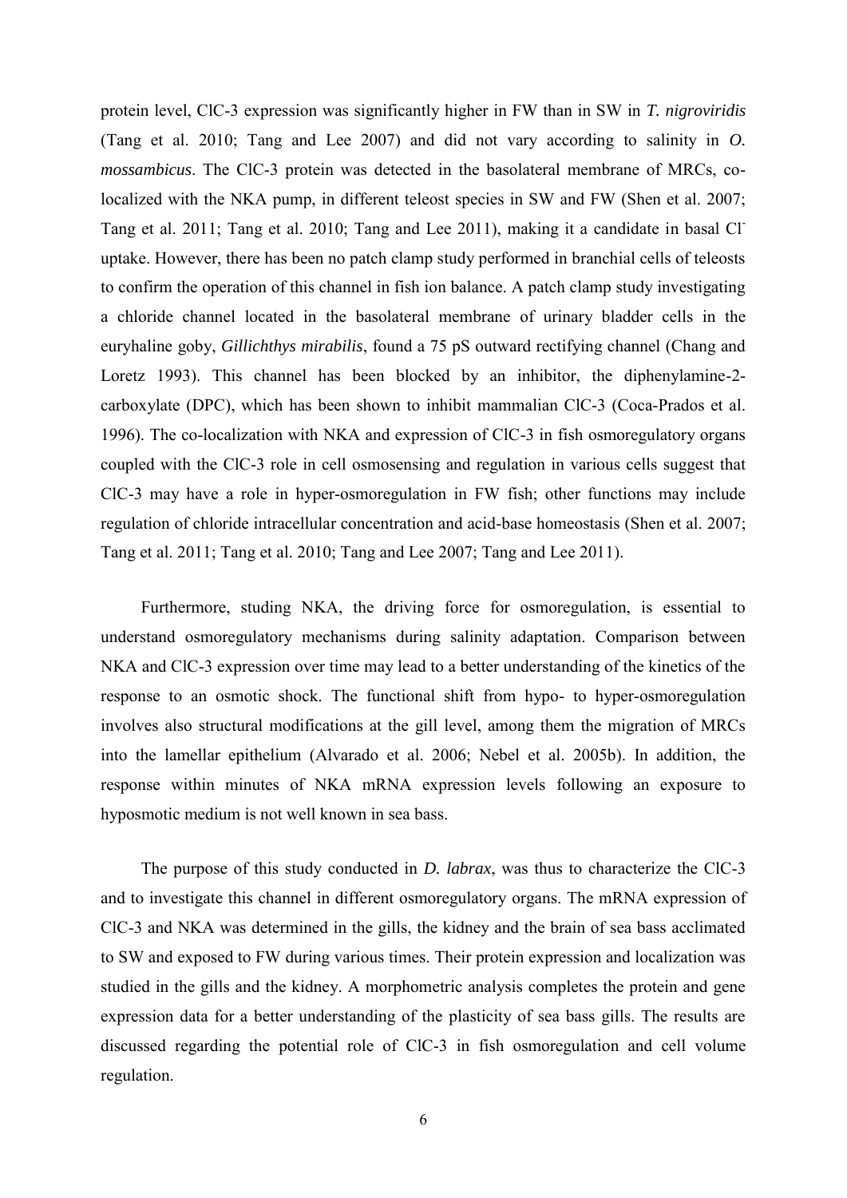protein level, ClC-3 expression was significantly higher in FW than in SW in *T. nigroviridis* (Tang et al. 2010; Tang and Lee 2007) and did not vary according to salinity in *O. mossambicus*. The ClC-3 protein was detected in the basolateral membrane of MRCs, co-localized with the NKA pump, in different teleost species in SW and FW (Shen et al. 2007; Tang et al. 2011; Tang et al. 2010; Tang and Lee 2011), making it a candidate in basal $Cl^-$ uptake. However, there has been no patch clamp study performed in branchial cells of teleosts to confirm the operation of this channel in fish ion balance. A patch clamp study investigating a chloride channel located in the basolateral membrane of urinary bladder cells in the euryhaline goby, *Gillichthys mirabilis*, found a 75 pS outward rectifying channel (Chang and Loretz 1993). This channel has been blocked by an inhibitor, the diphenylamine-2-carboxylate (DPC), which has been shown to inhibit mammalian ClC-3 (Coca-Prados et al. 1996). The co-localization with NKA and expression of ClC-3 in fish osmoregulatory organs coupled with the ClC-3 role in cell osmosensing and regulation in various cells suggest that ClC-3 may have a role in hyper-osmoregulation in FW fish; other functions may include regulation of chloride intracellular concentration and acid-base homeostasis (Shen et al. 2007; Tang et al. 2011; Tang et al. 2010; Tang and Lee 2007; Tang and Lee 2011).

Furthermore, studing NKA, the driving force for osmoregulation, is essential to understand osmoregulatory mechanisms during salinity adaptation. Comparison between NKA and ClC-3 expression over time may lead to a better understanding of the kinetics of the response to an osmotic shock. The functional shift from hypo- to hyper-osmoregulation involves also structural modifications at the gill level, among them the migration of MRCs into the lamellar epithelium (Alvarado et al. 2006; Nebel et al. 2005b). In addition, the response within minutes of NKA mRNA expression levels following an exposure to hyposmotic medium is not well known in sea bass.

The purpose of this study conducted in *D. labrax*, was thus to characterize the ClC-3 and to investigate this channel in different osmoregulatory organs. The mRNA expression of ClC-3 and NKA was determined in the gills, the kidney and the brain of sea bass acclimated to SW and exposed to FW during various times. Their protein expression and localization was studied in the gills and the kidney. A morphometric analysis completes the protein and gene expression data for a better understanding of the plasticity of sea bass gills. The results are discussed regarding the potential role of ClC-3 in fish osmoregulation and cell volume regulation.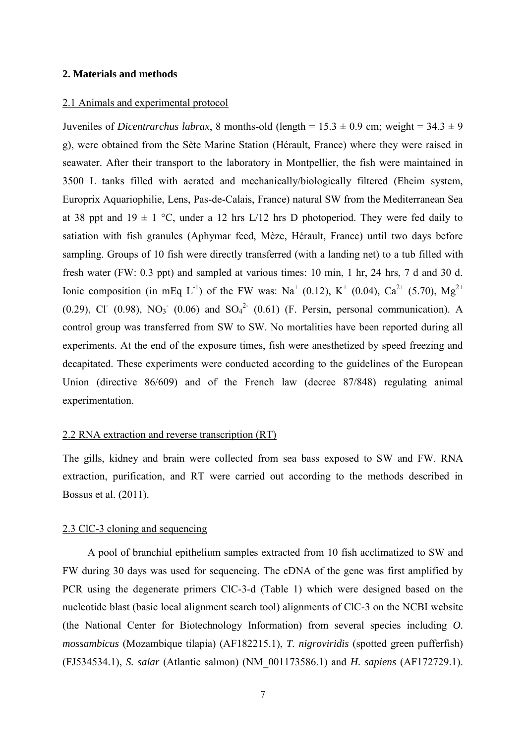## 2. Materials and methods

### 2.1 Animals and experimental protocol

Juveniles of *Dicentrarchus labrax*, 8 months-old (length = 15.3 ± 0.9 cm; weight = 34.3 ± 9 g), were obtained from the Sète Marine Station (Hérault, France) where they were raised in seawater. After their transport to the laboratory in Montpellier, the fish were maintained in 3500 L tanks filled with aerated and mechanically/biologically filtered (Eheim system, Europrix Aquariophilie, Lens, Pas-de-Calais, France) natural SW from the Mediterranean Sea at 38 ppt and 19 ± 1 °C, under a 12 hrs L/12 hrs D photoperiod. They were fed daily to satiation with fish granules (Aphymar feed, Mèze, Hérault, France) until two days before sampling. Groups of 10 fish were directly transferred (with a landing net) to a tub filled with fresh water (FW: 0.3 ppt) and sampled at various times: 10 min, 1 hr, 24 hrs, 7 d and 30 d. Ionic composition (in mEq $L^{-1}$) of the FW was: $Na^+$ (0.12), $K^+$ (0.04), $Ca^{2+}$ (5.70), $Mg^{2+}$ (0.29), $Cl^-$ (0.98), $NO_3^-$ (0.06) and $SO_4^{2-}$ (0.61) (F. Persin, personal communication). A control group was transferred from SW to SW. No mortalities have been reported during all experiments. At the end of the exposure times, fish were anesthetized by speed freezing and decapitated. These experiments were conducted according to the guidelines of the European Union (directive 86/609) and of the French law (decree 87/848) regulating animal experimentation.

### 2.2 RNA extraction and reverse transcription (RT)

The gills, kidney and brain were collected from sea bass exposed to SW and FW. RNA extraction, purification, and RT were carried out according to the methods described in Bossus et al. (2011).

### 2.3 ClC-3 cloning and sequencing

A pool of branchial epithelium samples extracted from 10 fish acclimatized to SW and FW during 30 days was used for sequencing. The cDNA of the gene was first amplified by PCR using the degenerate primers ClC-3-d (Table 1) which were designed based on the nucleotide blast (basic local alignment search tool) alignments of ClC-3 on the NCBI website (the National Center for Biotechnology Information) from several species including *O. mossambicus* (Mozambique tilapia) (AF182215.1), *T. nigroviridis* (spotted green pufferfish) (FJ534534.1), *S. salar* (Atlantic salmon) (NM_001173586.1) and *H. sapiens* (AF172729.1).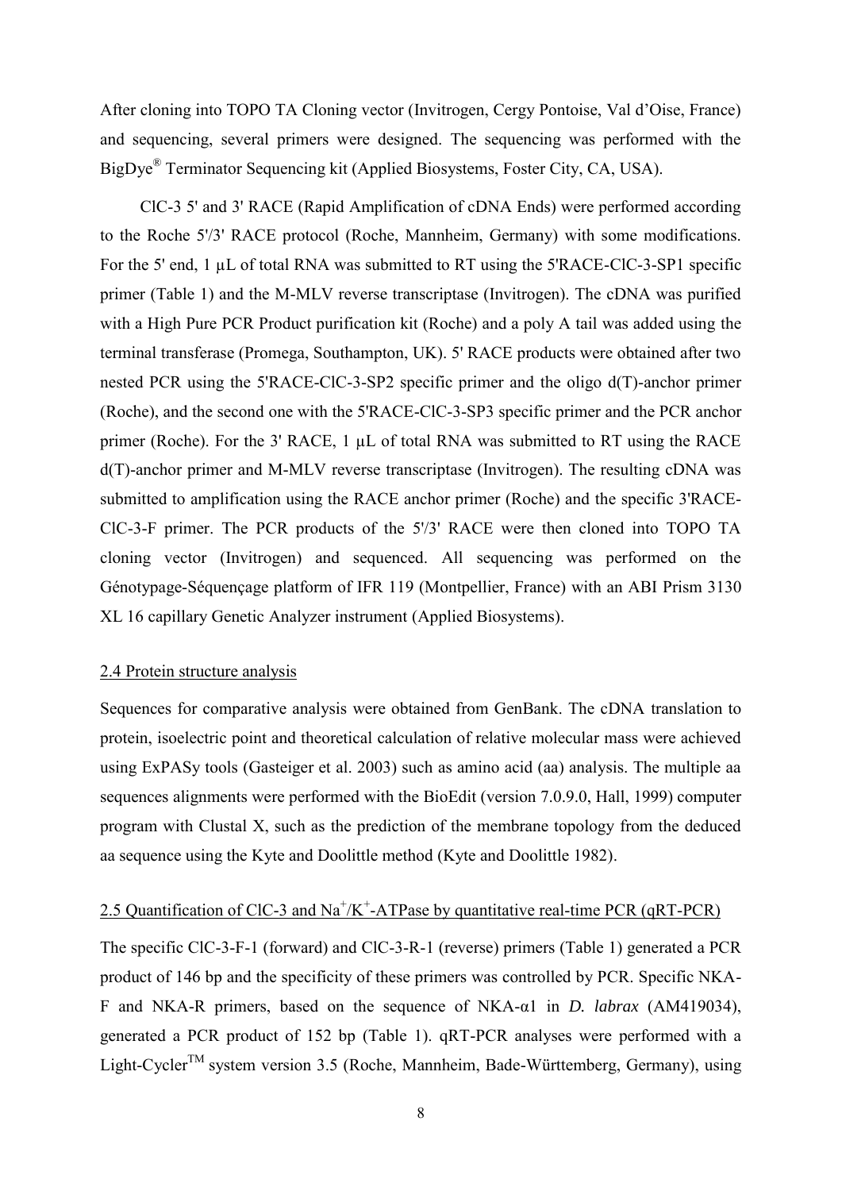After cloning into TOPO TA Cloning vector (Invitrogen, Cergy Pontoise, Val d'Oise, France) and sequencing, several primers were designed. The sequencing was performed with the BigDye® Terminator Sequencing kit (Applied Biosystems, Foster City, CA, USA).

ClC-3 5' and 3' RACE (Rapid Amplification of cDNA Ends) were performed according to the Roche 5'/3' RACE protocol (Roche, Mannheim, Germany) with some modifications. For the 5' end, 1 µL of total RNA was submitted to RT using the 5'RACE-ClC-3-SP1 specific primer (Table 1) and the M-MLV reverse transcriptase (Invitrogen). The cDNA was purified with a High Pure PCR Product purification kit (Roche) and a poly A tail was added using the terminal transferase (Promega, Southampton, UK). 5' RACE products were obtained after two nested PCR using the 5'RACE-ClC-3-SP2 specific primer and the oligo d(T)-anchor primer (Roche), and the second one with the 5'RACE-ClC-3-SP3 specific primer and the PCR anchor primer (Roche). For the 3' RACE, 1 µL of total RNA was submitted to RT using the RACE d(T)-anchor primer and M-MLV reverse transcriptase (Invitrogen). The resulting cDNA was submitted to amplification using the RACE anchor primer (Roche) and the specific 3'RACE-ClC-3-F primer. The PCR products of the 5'/3' RACE were then cloned into TOPO TA cloning vector (Invitrogen) and sequenced. All sequencing was performed on the Génotypage-Séquençage platform of IFR 119 (Montpellier, France) with an ABI Prism 3130 XL 16 capillary Genetic Analyzer instrument (Applied Biosystems).

## 2.4 Protein structure analysis

Sequences for comparative analysis were obtained from GenBank. The cDNA translation to protein, isoelectric point and theoretical calculation of relative molecular mass were achieved using ExPASy tools (Gasteiger et al. 2003) such as amino acid (aa) analysis. The multiple aa sequences alignments were performed with the BioEdit (version 7.0.9.0, Hall, 1999) computer program with Clustal X, such as the prediction of the membrane topology from the deduced aa sequence using the Kyte and Doolittle method (Kyte and Doolittle 1982).

## 2.5 Quantification of ClC-3 and $Na^+/K^+$-ATPase by quantitative real-time PCR (qRT-PCR)

The specific ClC-3-F-1 (forward) and ClC-3-R-1 (reverse) primers (Table 1) generated a PCR product of 146 bp and the specificity of these primers was controlled by PCR. Specific NKA-F and NKA-R primers, based on the sequence of NKA-$\alpha$1 in *D. labrax* (AM419034), generated a PCR product of 152 bp (Table 1). qRT-PCR analyses were performed with a Light-Cycler™ system version 3.5 (Roche, Mannheim, Bade-Württemberg, Germany), using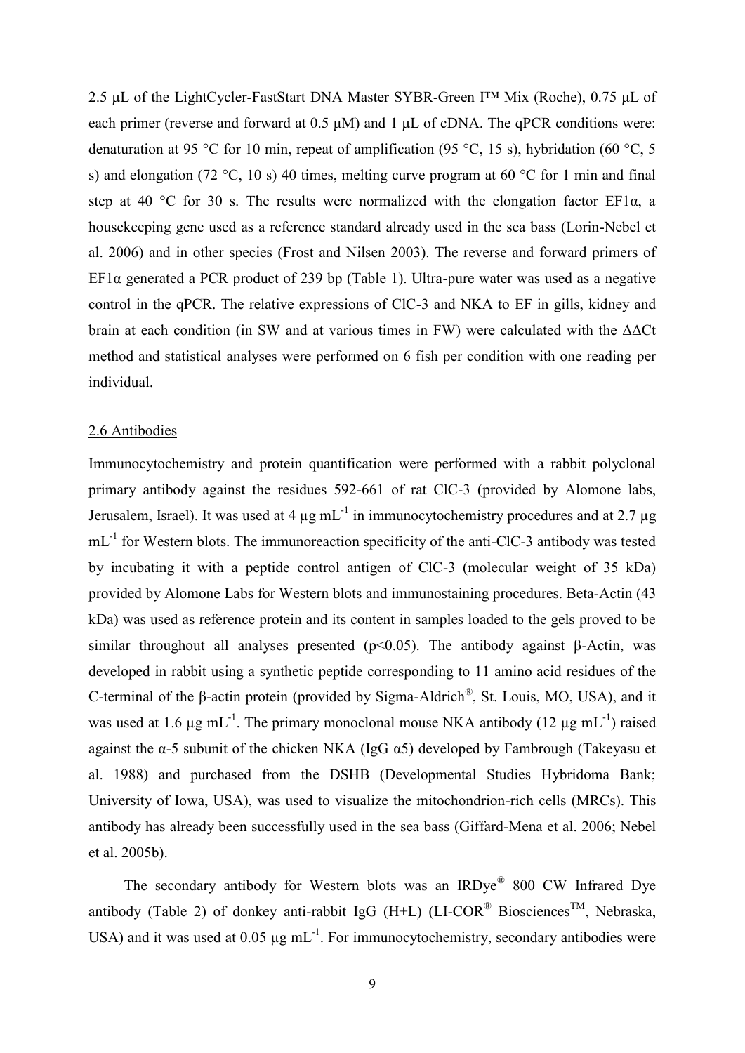2.5 µL of the LightCycler-FastStart DNA Master SYBR-Green I™ Mix (Roche), 0.75 µL of each primer (reverse and forward at 0.5 µM) and 1 µL of cDNA. The qPCR conditions were: denaturation at 95 °C for 10 min, repeat of amplification (95 °C, 15 s), hybridation (60 °C, 5 s) and elongation (72 °C, 10 s) 40 times, melting curve program at 60 °C for 1 min and final step at 40 °C for 30 s. The results were normalized with the elongation factor EF1α, a housekeeping gene used as a reference standard already used in the sea bass (Lorin-Nebel et al. 2006) and in other species (Frost and Nilsen 2003). The reverse and forward primers of EF1α generated a PCR product of 239 bp (Table 1). Ultra-pure water was used as a negative control in the qPCR. The relative expressions of ClC-3 and NKA to EF in gills, kidney and brain at each condition (in SW and at various times in FW) were calculated with the ΔΔCt method and statistical analyses were performed on 6 fish per condition with one reading per individual.

## 2.6 Antibodies

Immunocytochemistry and protein quantification were performed with a rabbit polyclonal primary antibody against the residues 592-661 of rat ClC-3 (provided by Alomone labs, Jerusalem, Israel). It was used at 4 µg mL$^{-1}$ in immunocytochemistry procedures and at 2.7 µg mL$^{-1}$ for Western blots. The immunoreaction specificity of the anti-ClC-3 antibody was tested by incubating it with a peptide control antigen of ClC-3 (molecular weight of 35 kDa) provided by Alomone Labs for Western blots and immunostaining procedures. Beta-Actin (43 kDa) was used as reference protein and its content in samples loaded to the gels proved to be similar throughout all analyses presented ($p<0.05$). The antibody against β-Actin, was developed in rabbit using a synthetic peptide corresponding to 11 amino acid residues of the C-terminal of the β-actin protein (provided by Sigma-Aldrich®, St. Louis, MO, USA), and it was used at 1.6 µg mL$^{-1}$. The primary monoclonal mouse NKA antibody (12 µg mL$^{-1}$) raised against the α-5 subunit of the chicken NKA (IgG α5) developed by Fambrough (Takeyasu et al. 1988) and purchased from the DSHB (Developmental Studies Hybridoma Bank; University of Iowa, USA), was used to visualize the mitochondrion-rich cells (MRCs). This antibody has already been successfully used in the sea bass (Giffard-Mena et al. 2006; Nebel et al. 2005b).

The secondary antibody for Western blots was an IRDye® 800 CW Infrared Dye antibody (Table 2) of donkey anti-rabbit IgG (H+L) (LI-COR® Biosciences™, Nebraska, USA) and it was used at 0.05 µg mL$^{-1}$. For immunocytochemistry, secondary antibodies were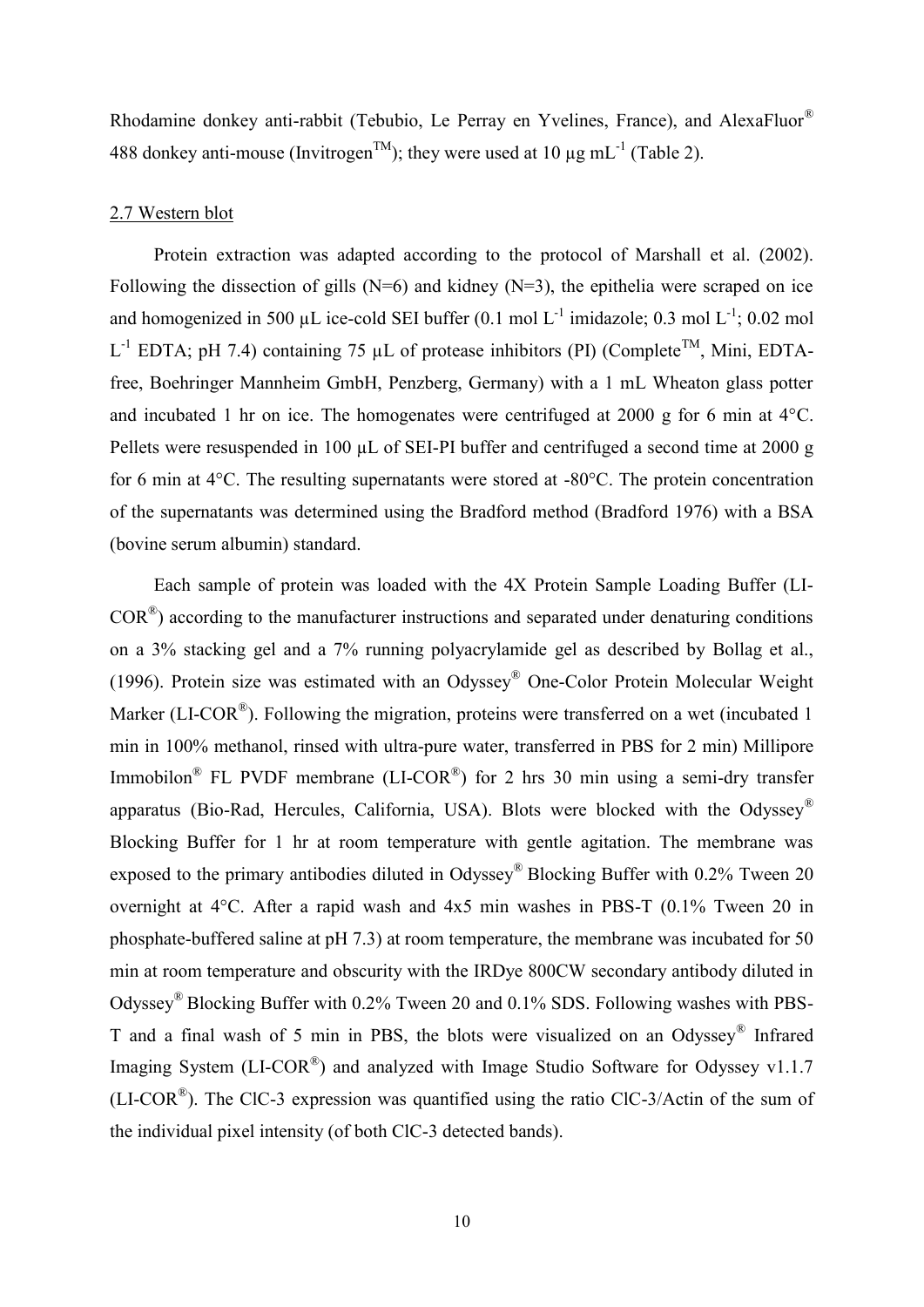Rhodamine donkey anti-rabbit (Tebubio, Le Perray en Yvelines, France), and AlexaFluor® 488 donkey anti-mouse (Invitrogen™); they were used at 10 µg $mL^{-1}$ (Table 2).

## 2.7 Western blot

Protein extraction was adapted according to the protocol of Marshall et al. (2002). Following the dissection of gills (N=6) and kidney (N=3), the epithelia were scraped on ice and homogenized in 500 µL ice-cold SEI buffer (0.1 mol $L^{-1}$ imidazole; 0.3 mol $L^{-1}$; 0.02 mol $L^{-1}$ EDTA; pH 7.4) containing 75 µL of protease inhibitors (PI) (Complete™, Mini, EDTA-free, Boehringer Mannheim GmbH, Penzberg, Germany) with a 1 mL Wheaton glass potter and incubated 1 hr on ice. The homogenates were centrifuged at 2000 g for 6 min at 4°C. Pellets were resuspended in 100 µL of SEI-PI buffer and centrifuged a second time at 2000 g for 6 min at 4°C. The resulting supernatants were stored at -80°C. The protein concentration of the supernatants was determined using the Bradford method (Bradford 1976) with a BSA (bovine serum albumin) standard.

Each sample of protein was loaded with the 4X Protein Sample Loading Buffer (LI-COR®) according to the manufacturer instructions and separated under denaturing conditions on a 3% stacking gel and a 7% running polyacrylamide gel as described by Bollag et al., (1996). Protein size was estimated with an Odyssey® One-Color Protein Molecular Weight Marker (LI-COR®). Following the migration, proteins were transferred on a wet (incubated 1 min in 100% methanol, rinsed with ultra-pure water, transferred in PBS for 2 min) Millipore Immobilon® FL PVDF membrane (LI-COR®) for 2 hrs 30 min using a semi-dry transfer apparatus (Bio-Rad, Hercules, California, USA). Blots were blocked with the Odyssey® Blocking Buffer for 1 hr at room temperature with gentle agitation. The membrane was exposed to the primary antibodies diluted in Odyssey® Blocking Buffer with 0.2% Tween 20 overnight at 4°C. After a rapid wash and 4x5 min washes in PBS-T (0.1% Tween 20 in phosphate-buffered saline at pH 7.3) at room temperature, the membrane was incubated for 50 min at room temperature and obscurity with the IRDye 800CW secondary antibody diluted in Odyssey® Blocking Buffer with 0.2% Tween 20 and 0.1% SDS. Following washes with PBS-T and a final wash of 5 min in PBS, the blots were visualized on an Odyssey® Infrared Imaging System (LI-COR®) and analyzed with Image Studio Software for Odyssey v1.1.7 (LI-COR®). The ClC-3 expression was quantified using the ratio ClC-3/Actin of the sum of the individual pixel intensity (of both ClC-3 detected bands).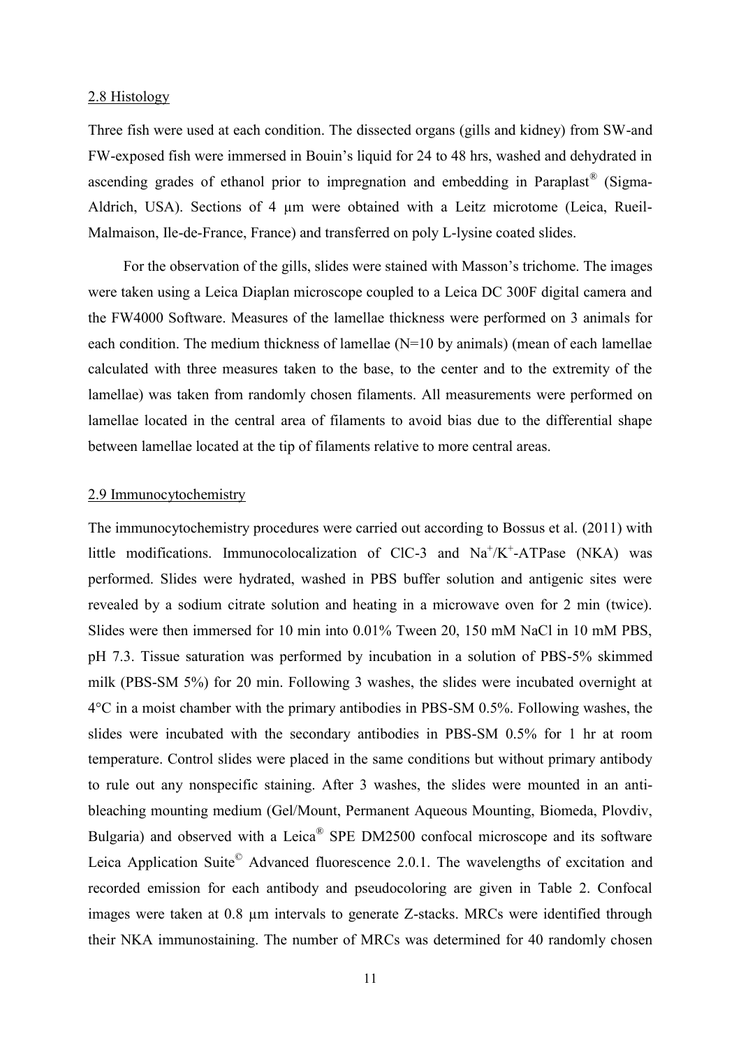## 2.8 Histology

Three fish were used at each condition. The dissected organs (gills and kidney) from SW-and FW-exposed fish were immersed in Bouin's liquid for 24 to 48 hrs, washed and dehydrated in ascending grades of ethanol prior to impregnation and embedding in Paraplast® (Sigma-Aldrich, USA). Sections of 4 µm were obtained with a Leitz microtome (Leica, Rueil-Malmaison, Ile-de-France, France) and transferred on poly L-lysine coated slides.

For the observation of the gills, slides were stained with Masson's trichome. The images were taken using a Leica Diaplan microscope coupled to a Leica DC 300F digital camera and the FW4000 Software. Measures of the lamellae thickness were performed on 3 animals for each condition. The medium thickness of lamellae (N=10 by animals) (mean of each lamellae calculated with three measures taken to the base, to the center and to the extremity of the lamellae) was taken from randomly chosen filaments. All measurements were performed on lamellae located in the central area of filaments to avoid bias due to the differential shape between lamellae located at the tip of filaments relative to more central areas.

## 2.9 Immunocytochemistry

The immunocytochemistry procedures were carried out according to Bossus et al. (2011) with little modifications. Immunocolocalization of ClC-3 and $Na^{+}/K^{+}$-ATPase (NKA) was performed. Slides were hydrated, washed in PBS buffer solution and antigenic sites were revealed by a sodium citrate solution and heating in a microwave oven for 2 min (twice). Slides were then immersed for 10 min into 0.01% Tween 20, 150 mM NaCl in 10 mM PBS, pH 7.3. Tissue saturation was performed by incubation in a solution of PBS-5% skimmed milk (PBS-SM 5%) for 20 min. Following 3 washes, the slides were incubated overnight at 4°C in a moist chamber with the primary antibodies in PBS-SM 0.5%. Following washes, the slides were incubated with the secondary antibodies in PBS-SM 0.5% for 1 hr at room temperature. Control slides were placed in the same conditions but without primary antibody to rule out any nonspecific staining. After 3 washes, the slides were mounted in an anti-bleaching mounting medium (Gel/Mount, Permanent Aqueous Mounting, Biomeda, Plovdiv, Bulgaria) and observed with a Leica® SPE DM2500 confocal microscope and its software Leica Application Suite© Advanced fluorescence 2.0.1. The wavelengths of excitation and recorded emission for each antibody and pseudocoloring are given in Table 2. Confocal images were taken at 0.8 µm intervals to generate Z-stacks. MRCs were identified through their NKA immunostaining. The number of MRCs was determined for 40 randomly chosen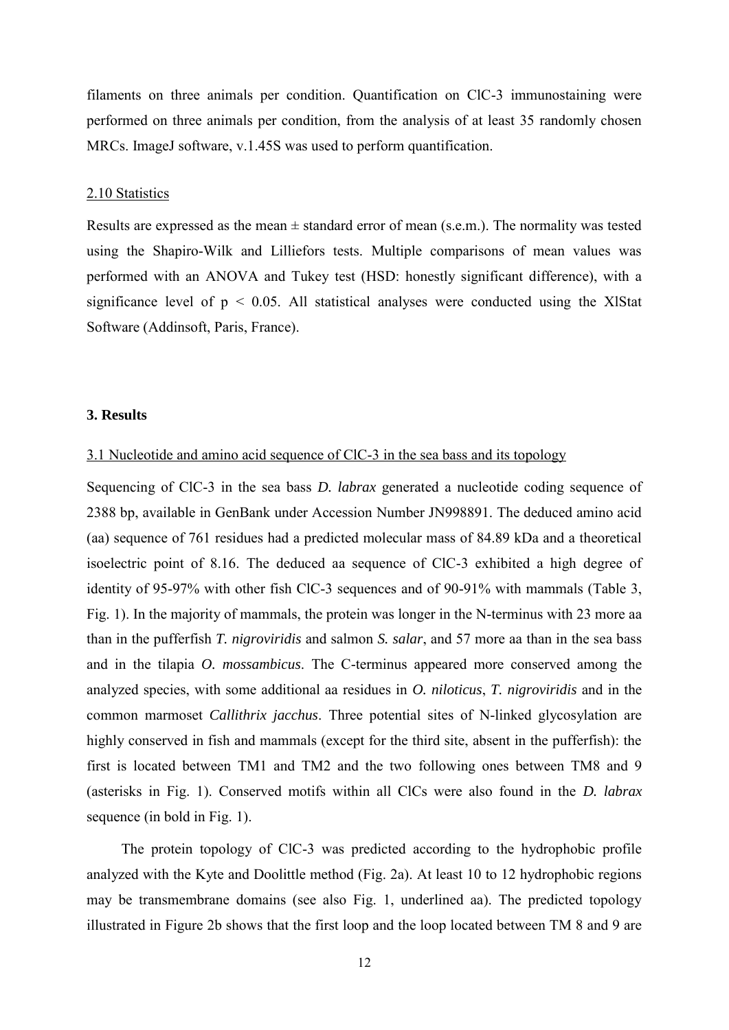filaments on three animals per condition. Quantification on ClC-3 immunostaining were performed on three animals per condition, from the analysis of at least 35 randomly chosen MRCs. ImageJ software, v.1.45S was used to perform quantification.

2.10 Statistics

Results are expressed as the mean ± standard error of mean (s.e.m.). The normality was tested using the Shapiro-Wilk and Lilliefors tests. Multiple comparisons of mean values was performed with an ANOVA and Tukey test (HSD: honestly significant difference), with a significance level of $p < 0.05$. All statistical analyses were conducted using the XlStat Software (Addinsoft, Paris, France).

## 3. Results

3.1 Nucleotide and amino acid sequence of ClC-3 in the sea bass and its topology

Sequencing of ClC-3 in the sea bass *D. labrax* generated a nucleotide coding sequence of 2388 bp, available in GenBank under Accession Number JN998891. The deduced amino acid (aa) sequence of 761 residues had a predicted molecular mass of 84.89 kDa and a theoretical isoelectric point of 8.16. The deduced aa sequence of ClC-3 exhibited a high degree of identity of 95-97% with other fish ClC-3 sequences and of 90-91% with mammals (Table 3, Fig. 1). In the majority of mammals, the protein was longer in the N-terminus with 23 more aa than in the pufferfish *T. nigroviridis* and salmon *S. salar*, and 57 more aa than in the sea bass and in the tilapia *O. mossambicus*. The C-terminus appeared more conserved among the analyzed species, with some additional aa residues in *O. niloticus*, *T. nigroviridis* and in the common marmoset *Callithrix jacchus*. Three potential sites of N-linked glycosylation are highly conserved in fish and mammals (except for the third site, absent in the pufferfish): the first is located between TM1 and TM2 and the two following ones between TM8 and 9 (asterisks in Fig. 1). Conserved motifs within all ClCs were also found in the *D. labrax* sequence (in bold in Fig. 1).

The protein topology of ClC-3 was predicted according to the hydrophobic profile analyzed with the Kyte and Doolittle method (Fig. 2a). At least 10 to 12 hydrophobic regions may be transmembrane domains (see also Fig. 1, underlined aa). The predicted topology illustrated in Figure 2b shows that the first loop and the loop located between TM 8 and 9 are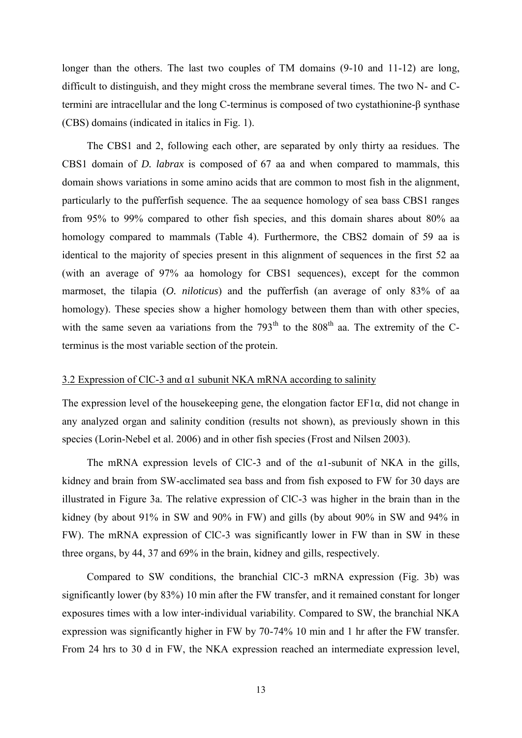longer than the others. The last two couples of TM domains (9-10 and 11-12) are long, difficult to distinguish, and they might cross the membrane several times. The two N- and C-termini are intracellular and the long C-terminus is composed of two cystathionine-β synthase (CBS) domains (indicated in italics in Fig. 1).

The CBS1 and 2, following each other, are separated by only thirty aa residues. The CBS1 domain of *D. labrax* is composed of 67 aa and when compared to mammals, this domain shows variations in some amino acids that are common to most fish in the alignment, particularly to the pufferfish sequence. The aa sequence homology of sea bass CBS1 ranges from 95% to 99% compared to other fish species, and this domain shares about 80% aa homology compared to mammals (Table 4). Furthermore, the CBS2 domain of 59 aa is identical to the majority of species present in this alignment of sequences in the first 52 aa (with an average of 97% aa homology for CBS1 sequences), except for the common marmoset, the tilapia (*O. niloticus*) and the pufferfish (an average of only 83% of aa homology). These species show a higher homology between them than with other species, with the same seven aa variations from the $793^{th}$ to the $808^{th}$ aa. The extremity of the C-terminus is the most variable section of the protein.

3.2 Expression of ClC-3 and α1 subunit NKA mRNA according to salinity

The expression level of the housekeeping gene, the elongation factor EF1α, did not change in any analyzed organ and salinity condition (results not shown), as previously shown in this species (Lorin-Nebel et al. 2006) and in other fish species (Frost and Nilsen 2003).

The mRNA expression levels of ClC-3 and of the α1-subunit of NKA in the gills, kidney and brain from SW-acclimated sea bass and from fish exposed to FW for 30 days are illustrated in Figure 3a. The relative expression of ClC-3 was higher in the brain than in the kidney (by about 91% in SW and 90% in FW) and gills (by about 90% in SW and 94% in FW). The mRNA expression of ClC-3 was significantly lower in FW than in SW in these three organs, by 44, 37 and 69% in the brain, kidney and gills, respectively.

Compared to SW conditions, the branchial ClC-3 mRNA expression (Fig. 3b) was significantly lower (by 83%) 10 min after the FW transfer, and it remained constant for longer exposures times with a low inter-individual variability. Compared to SW, the branchial NKA expression was significantly higher in FW by 70-74% 10 min and 1 hr after the FW transfer. From 24 hrs to 30 d in FW, the NKA expression reached an intermediate expression level,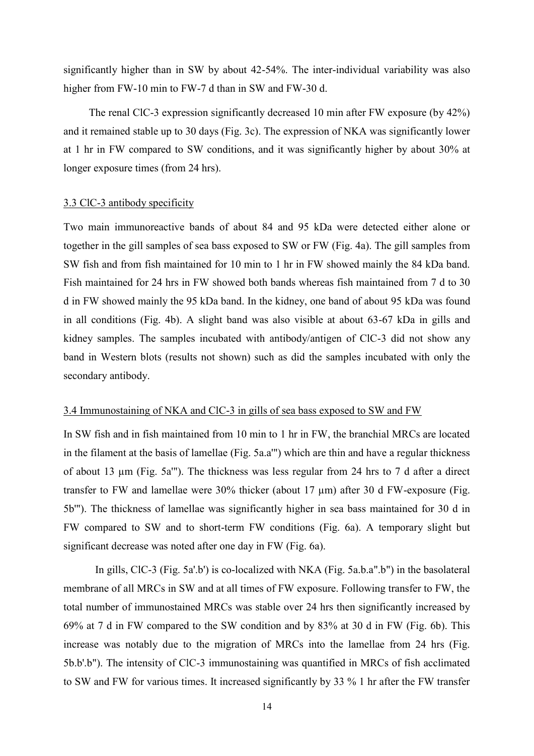significantly higher than in SW by about 42-54%. The inter-individual variability was also higher from FW-10 min to FW-7 d than in SW and FW-30 d.

The renal ClC-3 expression significantly decreased 10 min after FW exposure (by 42%) and it remained stable up to 30 days (Fig. 3c). The expression of NKA was significantly lower at 1 hr in FW compared to SW conditions, and it was significantly higher by about 30% at longer exposure times (from 24 hrs).

### 3.3 ClC-3 antibody specificity

Two main immunoreactive bands of about 84 and 95 kDa were detected either alone or together in the gill samples of sea bass exposed to SW or FW (Fig. 4a). The gill samples from SW fish and from fish maintained for 10 min to 1 hr in FW showed mainly the 84 kDa band. Fish maintained for 24 hrs in FW showed both bands whereas fish maintained from 7 d to 30 d in FW showed mainly the 95 kDa band. In the kidney, one band of about 95 kDa was found in all conditions (Fig. 4b). A slight band was also visible at about 63-67 kDa in gills and kidney samples. The samples incubated with antibody/antigen of ClC-3 did not show any band in Western blots (results not shown) such as did the samples incubated with only the secondary antibody.

### 3.4 Immunostaining of NKA and ClC-3 in gills of sea bass exposed to SW and FW

In SW fish and in fish maintained from 10 min to 1 hr in FW, the branchial MRCs are located in the filament at the basis of lamellae (Fig. 5a.a''') which are thin and have a regular thickness of about 13 µm (Fig. 5a'''). The thickness was less regular from 24 hrs to 7 d after a direct transfer to FW and lamellae were 30% thicker (about 17 µm) after 30 d FW-exposure (Fig. 5b'''). The thickness of lamellae was significantly higher in sea bass maintained for 30 d in FW compared to SW and to short-term FW conditions (Fig. 6a). A temporary slight but significant decrease was noted after one day in FW (Fig. 6a).

In gills, ClC-3 (Fig. 5a'.b') is co-localized with NKA (Fig. 5a.b.a''.b'') in the basolateral membrane of all MRCs in SW and at all times of FW exposure. Following transfer to FW, the total number of immunostained MRCs was stable over 24 hrs then significantly increased by 69% at 7 d in FW compared to the SW condition and by 83% at 30 d in FW (Fig. 6b). This increase was notably due to the migration of MRCs into the lamellae from 24 hrs (Fig. 5b.b'.b''). The intensity of ClC-3 immunostaining was quantified in MRCs of fish acclimated to SW and FW for various times. It increased significantly by 33 % 1 hr after the FW transfer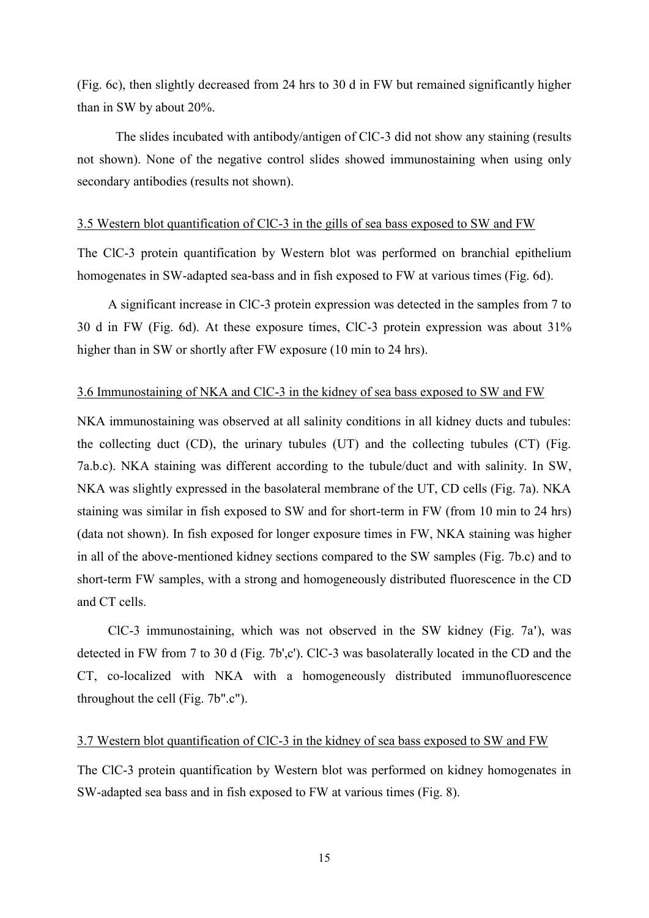(Fig. 6c), then slightly decreased from 24 hrs to 30 d in FW but remained significantly higher than in SW by about 20%.

The slides incubated with antibody/antigen of ClC-3 did not show any staining (results not shown). None of the negative control slides showed immunostaining when using only secondary antibodies (results not shown).

### 3.5 Western blot quantification of ClC-3 in the gills of sea bass exposed to SW and FW

The ClC-3 protein quantification by Western blot was performed on branchial epithelium homogenates in SW-adapted sea-bass and in fish exposed to FW at various times (Fig. 6d).

A significant increase in ClC-3 protein expression was detected in the samples from 7 to 30 d in FW (Fig. 6d). At these exposure times, ClC-3 protein expression was about 31% higher than in SW or shortly after FW exposure (10 min to 24 hrs).

### 3.6 Immunostaining of NKA and ClC-3 in the kidney of sea bass exposed to SW and FW

NKA immunostaining was observed at all salinity conditions in all kidney ducts and tubules: the collecting duct (CD), the urinary tubules (UT) and the collecting tubules (CT) (Fig. 7a.b.c). NKA staining was different according to the tubule/duct and with salinity. In SW, NKA was slightly expressed in the basolateral membrane of the UT, CD cells (Fig. 7a). NKA staining was similar in fish exposed to SW and for short-term in FW (from 10 min to 24 hrs) (data not shown). In fish exposed for longer exposure times in FW, NKA staining was higher in all of the above-mentioned kidney sections compared to the SW samples (Fig. 7b.c) and to short-term FW samples, with a strong and homogeneously distributed fluorescence in the CD and CT cells.

ClC-3 immunostaining, which was not observed in the SW kidney (Fig. 7a'), was detected in FW from 7 to 30 d (Fig. 7b',c'). ClC-3 was basolaterally located in the CD and the CT, co-localized with NKA with a homogeneously distributed immunofluorescence throughout the cell (Fig. 7b".c").

### 3.7 Western blot quantification of ClC-3 in the kidney of sea bass exposed to SW and FW

The ClC-3 protein quantification by Western blot was performed on kidney homogenates in SW-adapted sea bass and in fish exposed to FW at various times (Fig. 8).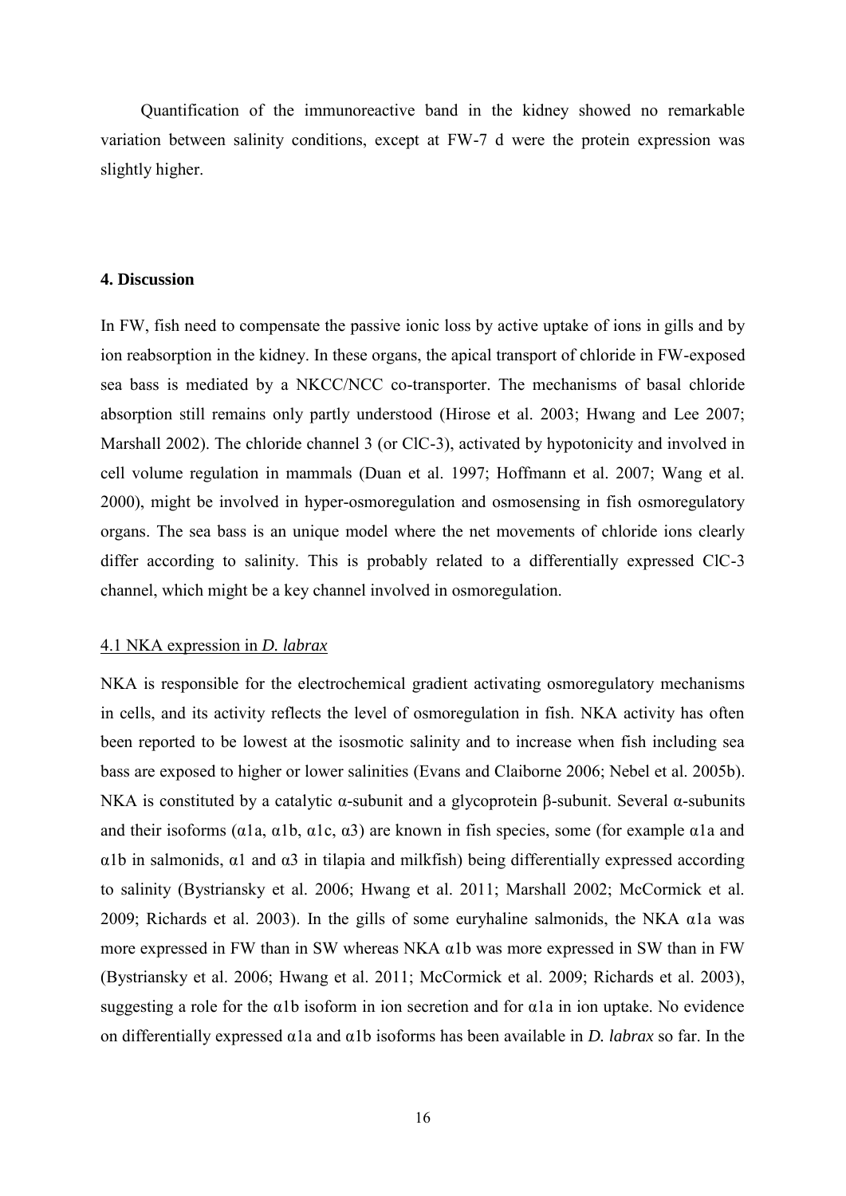Quantification of the immunoreactive band in the kidney showed no remarkable variation between salinity conditions, except at FW-7 d were the protein expression was slightly higher.

## 4. Discussion

In FW, fish need to compensate the passive ionic loss by active uptake of ions in gills and by ion reabsorption in the kidney. In these organs, the apical transport of chloride in FW-exposed sea bass is mediated by a NKCC/NCC co-transporter. The mechanisms of basal chloride absorption still remains only partly understood (Hirose et al. 2003; Hwang and Lee 2007; Marshall 2002). The chloride channel 3 (or ClC-3), activated by hypotonicity and involved in cell volume regulation in mammals (Duan et al. 1997; Hoffmann et al. 2007; Wang et al. 2000), might be involved in hyper-osmoregulation and osmosensing in fish osmoregulatory organs. The sea bass is an unique model where the net movements of chloride ions clearly differ according to salinity. This is probably related to a differentially expressed ClC-3 channel, which might be a key channel involved in osmoregulation.

### 4.1 NKA expression in *D. labrax*

NKA is responsible for the electrochemical gradient activating osmoregulatory mechanisms in cells, and its activity reflects the level of osmoregulation in fish. NKA activity has often been reported to be lowest at the isosmotic salinity and to increase when fish including sea bass are exposed to higher or lower salinities (Evans and Claiborne 2006; Nebel et al. 2005b). NKA is constituted by a catalytic α-subunit and a glycoprotein β-subunit. Several α-subunits and their isoforms (α1a, α1b, α1c, α3) are known in fish species, some (for example α1a and α1b in salmonids, α1 and α3 in tilapia and milkfish) being differentially expressed according to salinity (Bystriansky et al. 2006; Hwang et al. 2011; Marshall 2002; McCormick et al. 2009; Richards et al. 2003). In the gills of some euryhaline salmonids, the NKA α1a was more expressed in FW than in SW whereas NKA α1b was more expressed in SW than in FW (Bystriansky et al. 2006; Hwang et al. 2011; McCormick et al. 2009; Richards et al. 2003), suggesting a role for the α1b isoform in ion secretion and for α1a in ion uptake. No evidence on differentially expressed α1a and α1b isoforms has been available in *D. labrax* so far. In the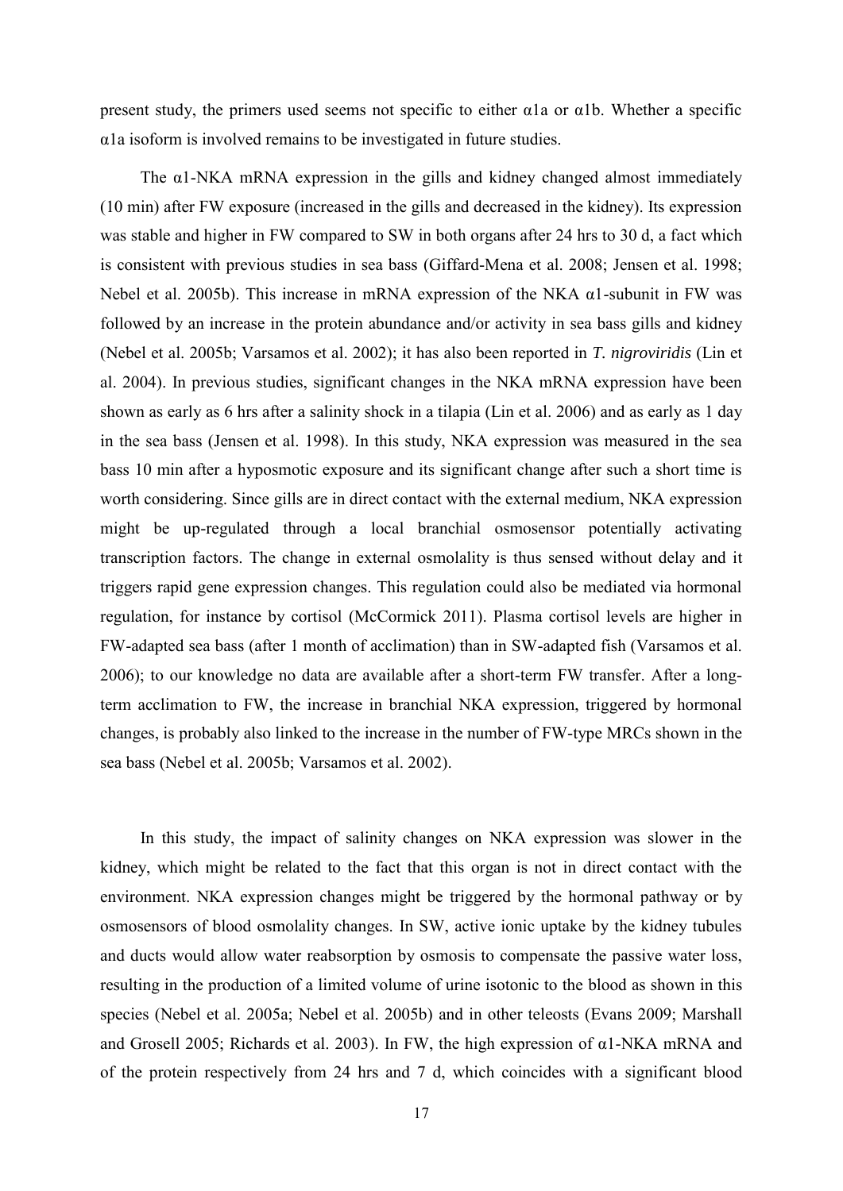present study, the primers used seems not specific to either α1a or α1b. Whether a specific α1a isoform is involved remains to be investigated in future studies.

The α1-NKA mRNA expression in the gills and kidney changed almost immediately (10 min) after FW exposure (increased in the gills and decreased in the kidney). Its expression was stable and higher in FW compared to SW in both organs after 24 hrs to 30 d, a fact which is consistent with previous studies in sea bass (Giffard-Mena et al. 2008; Jensen et al. 1998; Nebel et al. 2005b). This increase in mRNA expression of the NKA α1-subunit in FW was followed by an increase in the protein abundance and/or activity in sea bass gills and kidney (Nebel et al. 2005b; Varsamos et al. 2002); it has also been reported in *T. nigroviridis* (Lin et al. 2004). In previous studies, significant changes in the NKA mRNA expression have been shown as early as 6 hrs after a salinity shock in a tilapia (Lin et al. 2006) and as early as 1 day in the sea bass (Jensen et al. 1998). In this study, NKA expression was measured in the sea bass 10 min after a hyposmotic exposure and its significant change after such a short time is worth considering. Since gills are in direct contact with the external medium, NKA expression might be up-regulated through a local branchial osmosensor potentially activating transcription factors. The change in external osmolality is thus sensed without delay and it triggers rapid gene expression changes. This regulation could also be mediated via hormonal regulation, for instance by cortisol (McCormick 2011). Plasma cortisol levels are higher in FW-adapted sea bass (after 1 month of acclimation) than in SW-adapted fish (Varsamos et al. 2006); to our knowledge no data are available after a short-term FW transfer. After a long-term acclimation to FW, the increase in branchial NKA expression, triggered by hormonal changes, is probably also linked to the increase in the number of FW-type MRCs shown in the sea bass (Nebel et al. 2005b; Varsamos et al. 2002).

In this study, the impact of salinity changes on NKA expression was slower in the kidney, which might be related to the fact that this organ is not in direct contact with the environment. NKA expression changes might be triggered by the hormonal pathway or by osmosensors of blood osmolality changes. In SW, active ionic uptake by the kidney tubules and ducts would allow water reabsorption by osmosis to compensate the passive water loss, resulting in the production of a limited volume of urine isotonic to the blood as shown in this species (Nebel et al. 2005a; Nebel et al. 2005b) and in other teleosts (Evans 2009; Marshall and Grosell 2005; Richards et al. 2003). In FW, the high expression of α1-NKA mRNA and of the protein respectively from 24 hrs and 7 d, which coincides with a significant blood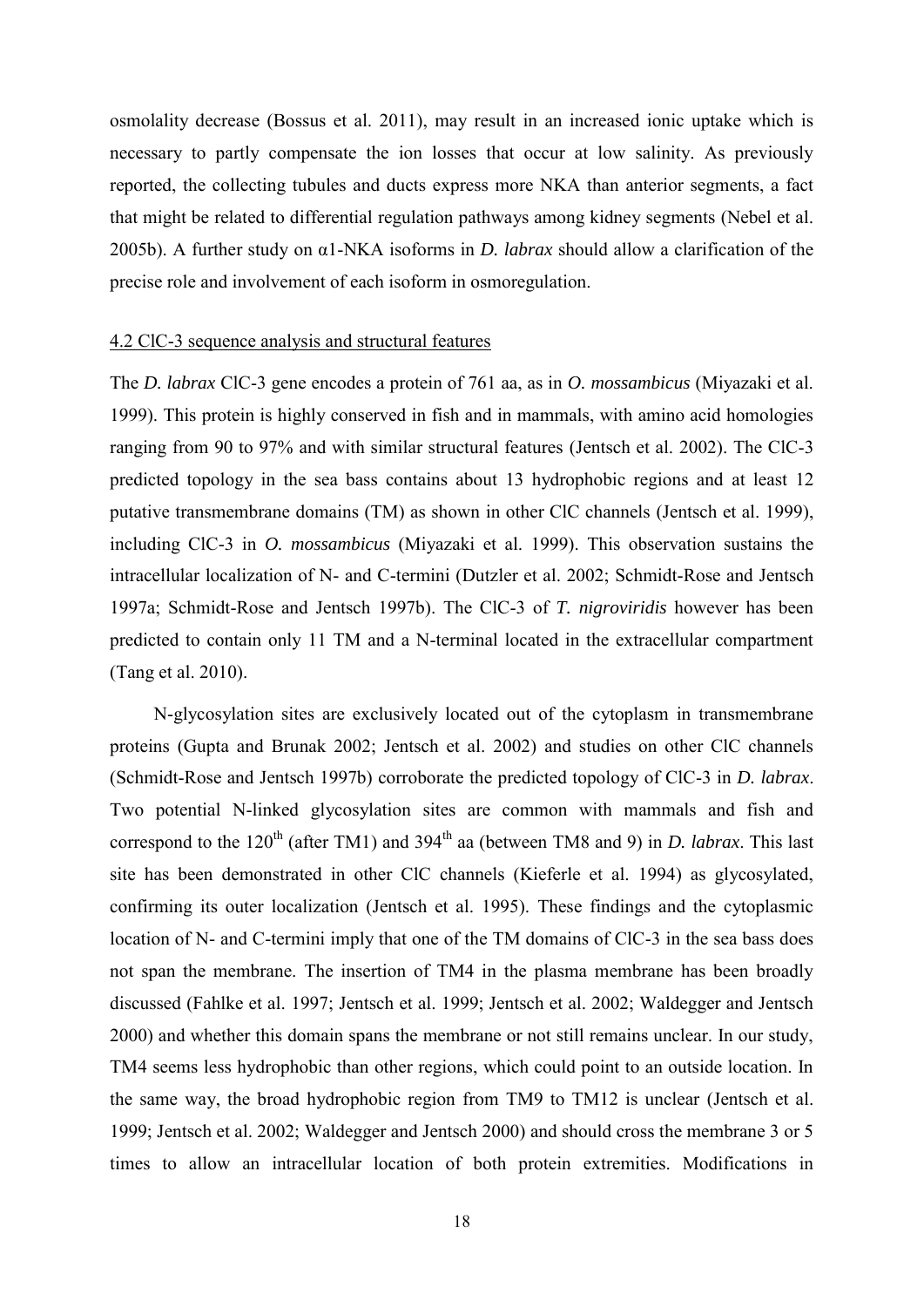osmolality decrease (Bossus et al. 2011), may result in an increased ionic uptake which is necessary to partly compensate the ion losses that occur at low salinity. As previously reported, the collecting tubules and ducts express more NKA than anterior segments, a fact that might be related to differential regulation pathways among kidney segments (Nebel et al. 2005b). A further study on α1-NKA isoforms in *D. labrax* should allow a clarification of the precise role and involvement of each isoform in osmoregulation.

### 4.2 ClC-3 sequence analysis and structural features

The *D. labrax* ClC-3 gene encodes a protein of 761 aa, as in *O. mossambicus* (Miyazaki et al. 1999). This protein is highly conserved in fish and in mammals, with amino acid homologies ranging from 90 to 97% and with similar structural features (Jentsch et al. 2002). The ClC-3 predicted topology in the sea bass contains about 13 hydrophobic regions and at least 12 putative transmembrane domains (TM) as shown in other ClC channels (Jentsch et al. 1999), including ClC-3 in *O. mossambicus* (Miyazaki et al. 1999). This observation sustains the intracellular localization of N- and C-termini (Dutzler et al. 2002; Schmidt-Rose and Jentsch 1997a; Schmidt-Rose and Jentsch 1997b). The ClC-3 of *T. nigroviridis* however has been predicted to contain only 11 TM and a N-terminal located in the extracellular compartment (Tang et al. 2010).

N-glycosylation sites are exclusively located out of the cytoplasm in transmembrane proteins (Gupta and Brunak 2002; Jentsch et al. 2002) and studies on other ClC channels (Schmidt-Rose and Jentsch 1997b) corroborate the predicted topology of ClC-3 in *D. labrax*. Two potential N-linked glycosylation sites are common with mammals and fish and correspond to the 120$^{th}$ (after TM1) and 394$^{th}$ aa (between TM8 and 9) in *D. labrax*. This last site has been demonstrated in other ClC channels (Kieferle et al. 1994) as glycosylated, confirming its outer localization (Jentsch et al. 1995). These findings and the cytoplasmic location of N- and C-termini imply that one of the TM domains of ClC-3 in the sea bass does not span the membrane. The insertion of TM4 in the plasma membrane has been broadly discussed (Fahlke et al. 1997; Jentsch et al. 1999; Jentsch et al. 2002; Waldegger and Jentsch 2000) and whether this domain spans the membrane or not still remains unclear. In our study, TM4 seems less hydrophobic than other regions, which could point to an outside location. In the same way, the broad hydrophobic region from TM9 to TM12 is unclear (Jentsch et al. 1999; Jentsch et al. 2002; Waldegger and Jentsch 2000) and should cross the membrane 3 or 5 times to allow an intracellular location of both protein extremities. Modifications in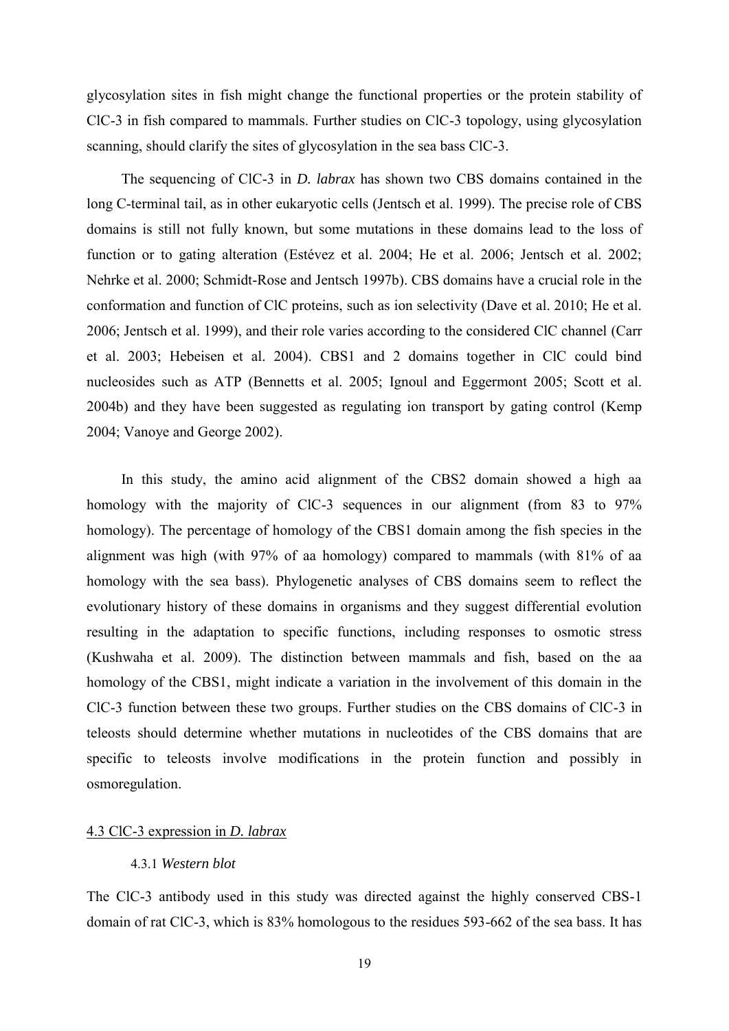glycosylation sites in fish might change the functional properties or the protein stability of ClC-3 in fish compared to mammals. Further studies on ClC-3 topology, using glycosylation scanning, should clarify the sites of glycosylation in the sea bass ClC-3.

The sequencing of ClC-3 in *D. labrax* has shown two CBS domains contained in the long C-terminal tail, as in other eukaryotic cells (Jentsch et al. 1999). The precise role of CBS domains is still not fully known, but some mutations in these domains lead to the loss of function or to gating alteration (Estévez et al. 2004; He et al. 2006; Jentsch et al. 2002; Nehrke et al. 2000; Schmidt-Rose and Jentsch 1997b). CBS domains have a crucial role in the conformation and function of ClC proteins, such as ion selectivity (Dave et al. 2010; He et al. 2006; Jentsch et al. 1999), and their role varies according to the considered ClC channel (Carr et al. 2003; Hebeisen et al. 2004). CBS1 and 2 domains together in ClC could bind nucleosides such as ATP (Bennetts et al. 2005; Ignoul and Eggermont 2005; Scott et al. 2004b) and they have been suggested as regulating ion transport by gating control (Kemp 2004; Vanoye and George 2002).

In this study, the amino acid alignment of the CBS2 domain showed a high aa homology with the majority of ClC-3 sequences in our alignment (from 83 to 97% homology). The percentage of homology of the CBS1 domain among the fish species in the alignment was high (with 97% of aa homology) compared to mammals (with 81% of aa homology with the sea bass). Phylogenetic analyses of CBS domains seem to reflect the evolutionary history of these domains in organisms and they suggest differential evolution resulting in the adaptation to specific functions, including responses to osmotic stress (Kushwaha et al. 2009). The distinction between mammals and fish, based on the aa homology of the CBS1, might indicate a variation in the involvement of this domain in the ClC-3 function between these two groups. Further studies on the CBS domains of ClC-3 in teleosts should determine whether mutations in nucleotides of the CBS domains that are specific to teleosts involve modifications in the protein function and possibly in osmoregulation.

### 4.3 ClC-3 expression in *D. labrax*

#### 4.3.1 *Western blot*

The ClC-3 antibody used in this study was directed against the highly conserved CBS-1 domain of rat ClC-3, which is 83% homologous to the residues 593-662 of the sea bass. It has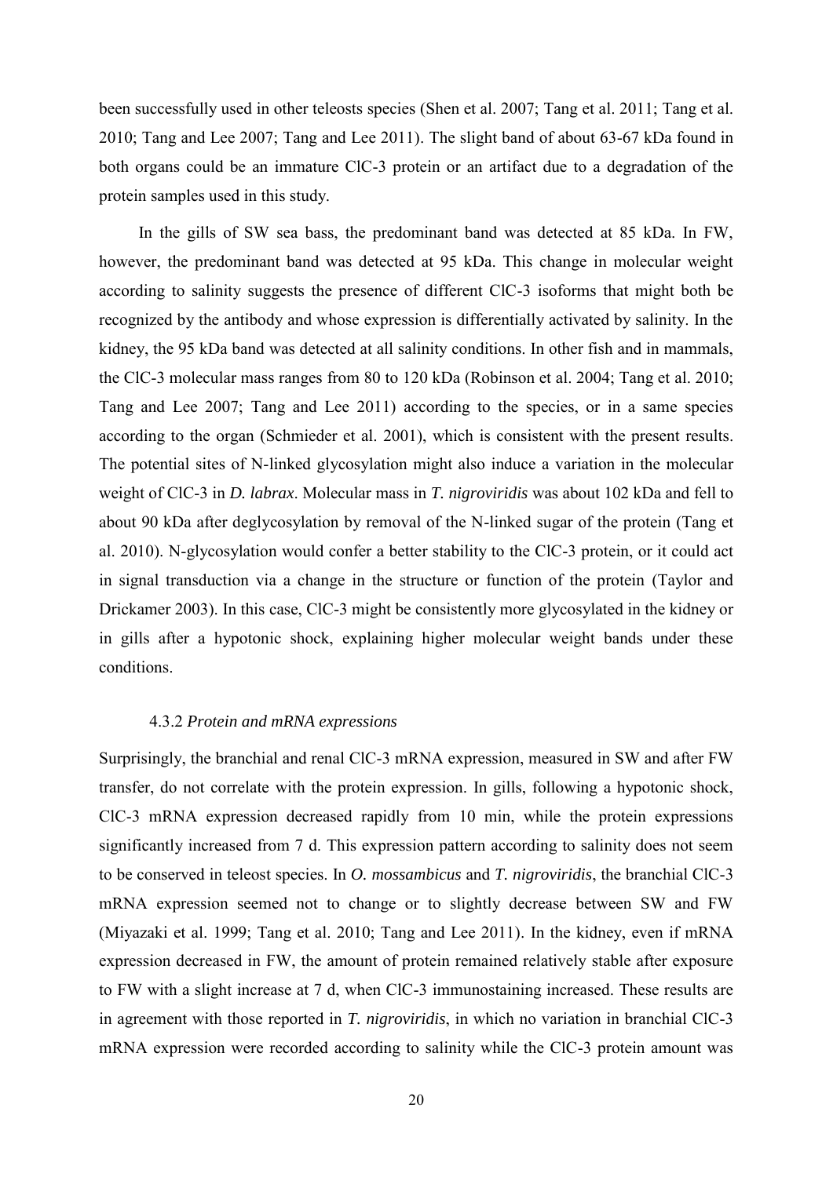been successfully used in other teleosts species (Shen et al. 2007; Tang et al. 2011; Tang et al. 2010; Tang and Lee 2007; Tang and Lee 2011). The slight band of about 63-67 kDa found in both organs could be an immature ClC-3 protein or an artifact due to a degradation of the protein samples used in this study.

In the gills of SW sea bass, the predominant band was detected at 85 kDa. In FW, however, the predominant band was detected at 95 kDa. This change in molecular weight according to salinity suggests the presence of different ClC-3 isoforms that might both be recognized by the antibody and whose expression is differentially activated by salinity. In the kidney, the 95 kDa band was detected at all salinity conditions. In other fish and in mammals, the ClC-3 molecular mass ranges from 80 to 120 kDa (Robinson et al. 2004; Tang et al. 2010; Tang and Lee 2007; Tang and Lee 2011) according to the species, or in a same species according to the organ (Schmieder et al. 2001), which is consistent with the present results. The potential sites of N-linked glycosylation might also induce a variation in the molecular weight of ClC-3 in *D. labrax*. Molecular mass in *T. nigroviridis* was about 102 kDa and fell to about 90 kDa after deglycosylation by removal of the N-linked sugar of the protein (Tang et al. 2010). N-glycosylation would confer a better stability to the ClC-3 protein, or it could act in signal transduction via a change in the structure or function of the protein (Taylor and Drickamer 2003). In this case, ClC-3 might be consistently more glycosylated in the kidney or in gills after a hypotonic shock, explaining higher molecular weight bands under these conditions.

#### 4.3.2 *Protein and mRNA expressions*

Surprisingly, the branchial and renal ClC-3 mRNA expression, measured in SW and after FW transfer, do not correlate with the protein expression. In gills, following a hypotonic shock, ClC-3 mRNA expression decreased rapidly from 10 min, while the protein expressions significantly increased from 7 d. This expression pattern according to salinity does not seem to be conserved in teleost species. In *O. mossambicus* and *T. nigroviridis*, the branchial ClC-3 mRNA expression seemed not to change or to slightly decrease between SW and FW (Miyazaki et al. 1999; Tang et al. 2010; Tang and Lee 2011). In the kidney, even if mRNA expression decreased in FW, the amount of protein remained relatively stable after exposure to FW with a slight increase at 7 d, when ClC-3 immunostaining increased. These results are in agreement with those reported in *T. nigroviridis*, in which no variation in branchial ClC-3 mRNA expression were recorded according to salinity while the ClC-3 protein amount was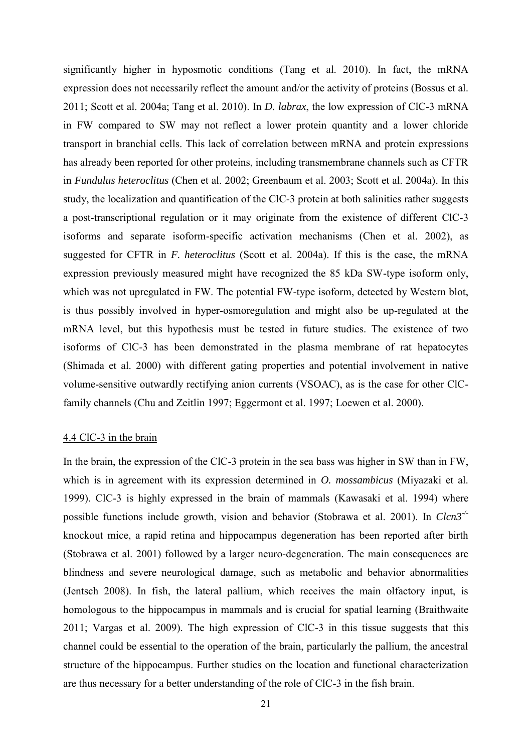significantly higher in hyposmotic conditions (Tang et al. 2010). In fact, the mRNA expression does not necessarily reflect the amount and/or the activity of proteins (Bossus et al. 2011; Scott et al. 2004a; Tang et al. 2010). In *D. labrax*, the low expression of ClC-3 mRNA in FW compared to SW may not reflect a lower protein quantity and a lower chloride transport in branchial cells. This lack of correlation between mRNA and protein expressions has already been reported for other proteins, including transmembrane channels such as CFTR in *Fundulus heteroclitus* (Chen et al. 2002; Greenbaum et al. 2003; Scott et al. 2004a). In this study, the localization and quantification of the ClC-3 protein at both salinities rather suggests a post-transcriptional regulation or it may originate from the existence of different ClC-3 isoforms and separate isoform-specific activation mechanisms (Chen et al. 2002), as suggested for CFTR in *F. heteroclitus* (Scott et al. 2004a). If this is the case, the mRNA expression previously measured might have recognized the 85 kDa SW-type isoform only, which was not upregulated in FW. The potential FW-type isoform, detected by Western blot, is thus possibly involved in hyper-osmoregulation and might also be up-regulated at the mRNA level, but this hypothesis must be tested in future studies. The existence of two isoforms of ClC-3 has been demonstrated in the plasma membrane of rat hepatocytes (Shimada et al. 2000) with different gating properties and potential involvement in native volume-sensitive outwardly rectifying anion currents (VSOAC), as is the case for other ClC-family channels (Chu and Zeitlin 1997; Eggermont et al. 1997; Loewen et al. 2000).

### 4.4 ClC-3 in the brain

In the brain, the expression of the ClC-3 protein in the sea bass was higher in SW than in FW, which is in agreement with its expression determined in *O. mossambicus* (Miyazaki et al. 1999). ClC-3 is highly expressed in the brain of mammals (Kawasaki et al. 1994) where possible functions include growth, vision and behavior (Stobrawa et al. 2001). In *Clcn3*$^{-/-}$ knockout mice, a rapid retina and hippocampus degeneration has been reported after birth (Stobrawa et al. 2001) followed by a larger neuro-degeneration. The main consequences are blindness and severe neurological damage, such as metabolic and behavior abnormalities (Jentsch 2008). In fish, the lateral pallium, which receives the main olfactory input, is homologous to the hippocampus in mammals and is crucial for spatial learning (Braithwaite 2011; Vargas et al. 2009). The high expression of ClC-3 in this tissue suggests that this channel could be essential to the operation of the brain, particularly the pallium, the ancestral structure of the hippocampus. Further studies on the location and functional characterization are thus necessary for a better understanding of the role of ClC-3 in the fish brain.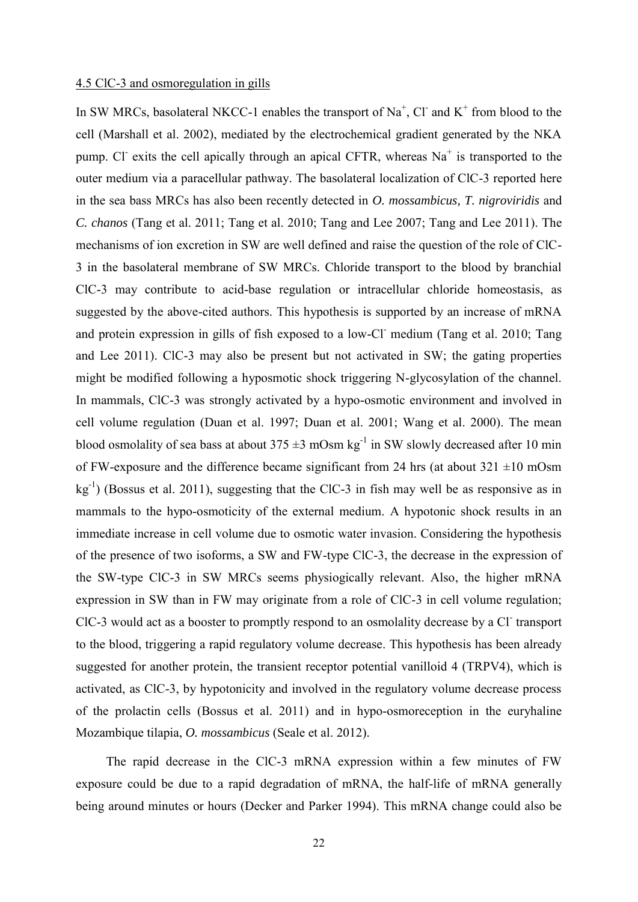4.5 ClC-3 and osmoregulation in gills

In SW MRCs, basolateral NKCC-1 enables the transport of $Na^+$, $Cl^-$ and $K^+$ from blood to the cell (Marshall et al. 2002), mediated by the electrochemical gradient generated by the NKA pump. $Cl^-$ exits the cell apically through an apical CFTR, whereas $Na^+$ is transported to the outer medium via a paracellular pathway. The basolateral localization of ClC-3 reported here in the sea bass MRCs has also been recently detected in *O. mossambicus, T. nigroviridis* and *C. chanos* (Tang et al. 2011; Tang et al. 2010; Tang and Lee 2007; Tang and Lee 2011). The mechanisms of ion excretion in SW are well defined and raise the question of the role of ClC-3 in the basolateral membrane of SW MRCs. Chloride transport to the blood by branchial ClC-3 may contribute to acid-base regulation or intracellular chloride homeostasis, as suggested by the above-cited authors. This hypothesis is supported by an increase of mRNA and protein expression in gills of fish exposed to a low-$Cl^-$ medium (Tang et al. 2010; Tang and Lee 2011). ClC-3 may also be present but not activated in SW; the gating properties might be modified following a hyposmotic shock triggering N-glycosylation of the channel. In mammals, ClC-3 was strongly activated by a hypo-osmotic environment and involved in cell volume regulation (Duan et al. 1997; Duan et al. 2001; Wang et al. 2000). The mean blood osmolality of sea bass at about $375 \pm 3$ mOsm $kg^{-1}$ in SW slowly decreased after 10 min of FW-exposure and the difference became significant from 24 hrs (at about $321 \pm 10$ mOsm $kg^{-1}$) (Bossus et al. 2011), suggesting that the ClC-3 in fish may well be as responsive as in mammals to the hypo-osmoticity of the external medium. A hypotonic shock results in an immediate increase in cell volume due to osmotic water invasion. Considering the hypothesis of the presence of two isoforms, a SW and FW-type ClC-3, the decrease in the expression of the SW-type ClC-3 in SW MRCs seems physiogically relevant. Also, the higher mRNA expression in SW than in FW may originate from a role of ClC-3 in cell volume regulation; ClC-3 would act as a booster to promptly respond to an osmolality decrease by a $Cl^-$ transport to the blood, triggering a rapid regulatory volume decrease. This hypothesis has been already suggested for another protein, the transient receptor potential vanilloid 4 (TRPV4), which is activated, as ClC-3, by hypotonicity and involved in the regulatory volume decrease process of the prolactin cells (Bossus et al. 2011) and in hypo-osmoreception in the euryhaline Mozambique tilapia, *O. mossambicus* (Seale et al. 2012).

The rapid decrease in the ClC-3 mRNA expression within a few minutes of FW exposure could be due to a rapid degradation of mRNA, the half-life of mRNA generally being around minutes or hours (Decker and Parker 1994). This mRNA change could also be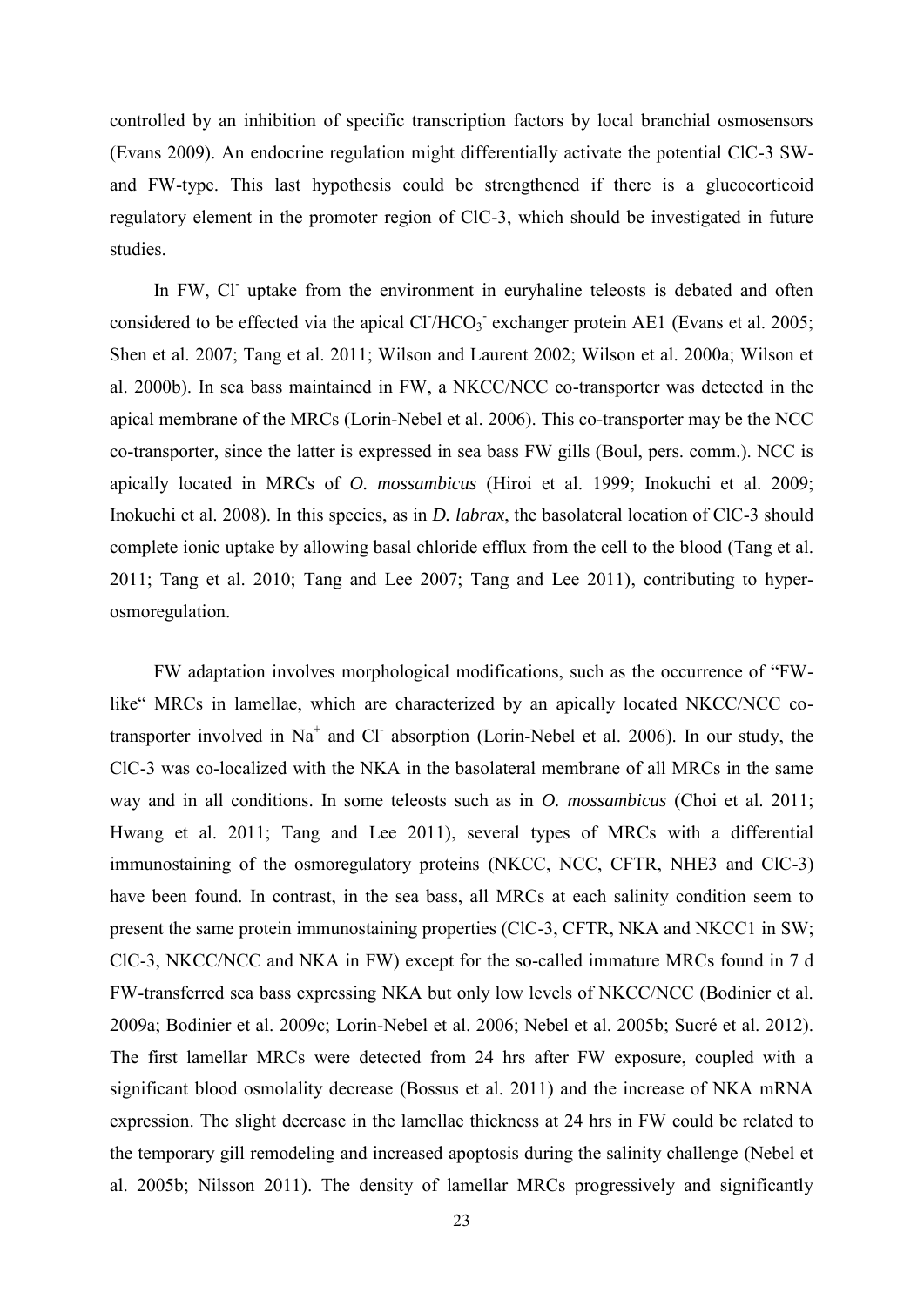controlled by an inhibition of specific transcription factors by local branchial osmosensors (Evans 2009). An endocrine regulation might differentially activate the potential ClC-3 SW- and FW-type. This last hypothesis could be strengthened if there is a glucocorticoid regulatory element in the promoter region of ClC-3, which should be investigated in future studies.

In FW, $Cl^-$ uptake from the environment in euryhaline teleosts is debated and often considered to be effected via the apical $Cl^-/HCO_3^-$ exchanger protein AE1 (Evans et al. 2005; Shen et al. 2007; Tang et al. 2011; Wilson and Laurent 2002; Wilson et al. 2000a; Wilson et al. 2000b). In sea bass maintained in FW, a NKCC/NCC co-transporter was detected in the apical membrane of the MRCs (Lorin-Nebel et al. 2006). This co-transporter may be the NCC co-transporter, since the latter is expressed in sea bass FW gills (Boul, pers. comm.). NCC is apically located in MRCs of *O. mossambicus* (Hiroi et al. 1999; Inokuchi et al. 2009; Inokuchi et al. 2008). In this species, as in *D. labrax*, the basolateral location of ClC-3 should complete ionic uptake by allowing basal chloride efflux from the cell to the blood (Tang et al. 2011; Tang et al. 2010; Tang and Lee 2007; Tang and Lee 2011), contributing to hyper-osmoregulation.

FW adaptation involves morphological modifications, such as the occurrence of "FW-like" MRCs in lamellae, which are characterized by an apically located NKCC/NCC co-transporter involved in $Na^+$ and $Cl^-$ absorption (Lorin-Nebel et al. 2006). In our study, the ClC-3 was co-localized with the NKA in the basolateral membrane of all MRCs in the same way and in all conditions. In some teleosts such as in *O. mossambicus* (Choi et al. 2011; Hwang et al. 2011; Tang and Lee 2011), several types of MRCs with a differential immunostaining of the osmoregulatory proteins (NKCC, NCC, CFTR, NHE3 and ClC-3) have been found. In contrast, in the sea bass, all MRCs at each salinity condition seem to present the same protein immunostaining properties (ClC-3, CFTR, NKA and NKCC1 in SW; ClC-3, NKCC/NCC and NKA in FW) except for the so-called immature MRCs found in 7 d FW-transferred sea bass expressing NKA but only low levels of NKCC/NCC (Bodinier et al. 2009a; Bodinier et al. 2009c; Lorin-Nebel et al. 2006; Nebel et al. 2005b; Sucré et al. 2012). The first lamellar MRCs were detected from 24 hrs after FW exposure, coupled with a significant blood osmolality decrease (Bossus et al. 2011) and the increase of NKA mRNA expression. The slight decrease in the lamellae thickness at 24 hrs in FW could be related to the temporary gill remodeling and increased apoptosis during the salinity challenge (Nebel et al. 2005b; Nilsson 2011). The density of lamellar MRCs progressively and significantly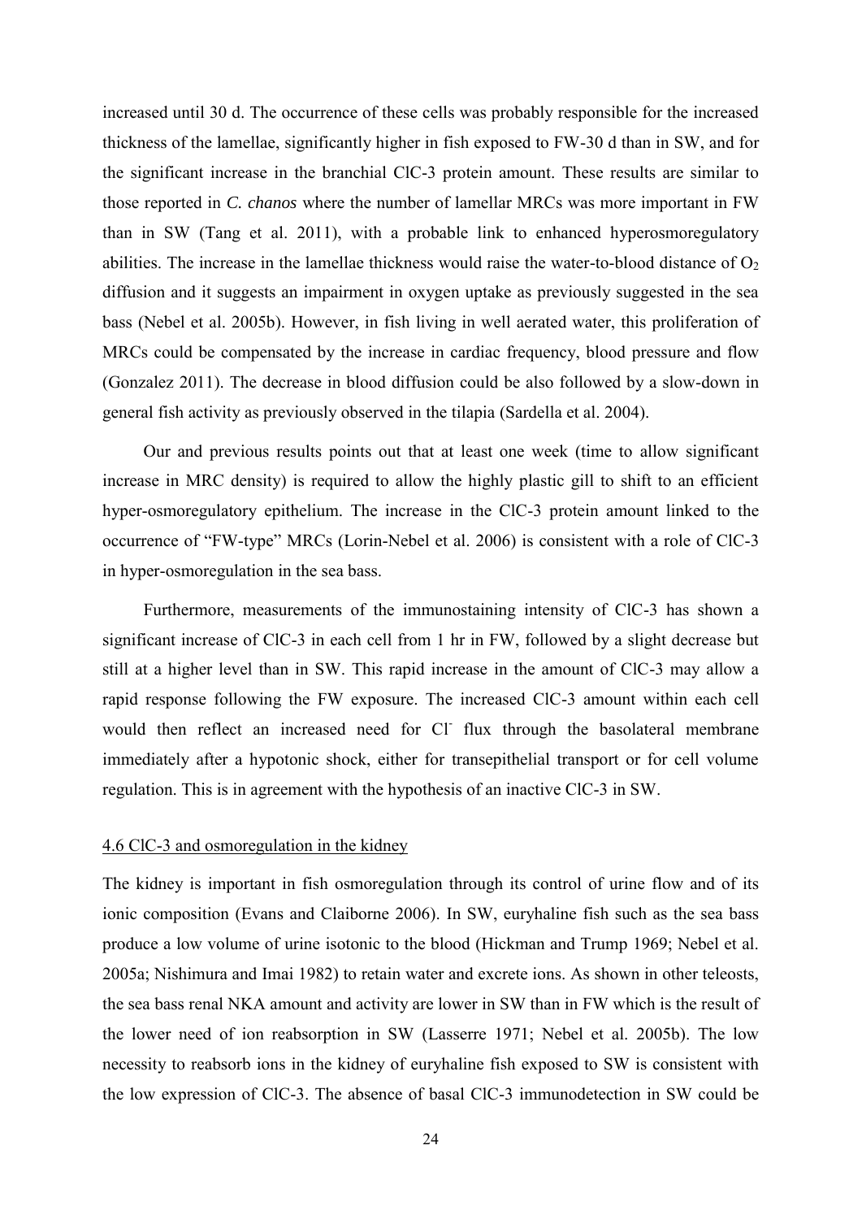increased until 30 d. The occurrence of these cells was probably responsible for the increased thickness of the lamellae, significantly higher in fish exposed to FW-30 d than in SW, and for the significant increase in the branchial ClC-3 protein amount. These results are similar to those reported in *C. chanos* where the number of lamellar MRCs was more important in FW than in SW (Tang et al. 2011), with a probable link to enhanced hyperosmoregulatory abilities. The increase in the lamellae thickness would raise the water-to-blood distance of $O_2$ diffusion and it suggests an impairment in oxygen uptake as previously suggested in the sea bass (Nebel et al. 2005b). However, in fish living in well aerated water, this proliferation of MRCs could be compensated by the increase in cardiac frequency, blood pressure and flow (Gonzalez 2011). The decrease in blood diffusion could be also followed by a slow-down in general fish activity as previously observed in the tilapia (Sardella et al. 2004).

Our and previous results points out that at least one week (time to allow significant increase in MRC density) is required to allow the highly plastic gill to shift to an efficient hyper-osmoregulatory epithelium. The increase in the ClC-3 protein amount linked to the occurrence of "FW-type" MRCs (Lorin-Nebel et al. 2006) is consistent with a role of ClC-3 in hyper-osmoregulation in the sea bass.

Furthermore, measurements of the immunostaining intensity of ClC-3 has shown a significant increase of ClC-3 in each cell from 1 hr in FW, followed by a slight decrease but still at a higher level than in SW. This rapid increase in the amount of ClC-3 may allow a rapid response following the FW exposure. The increased ClC-3 amount within each cell would then reflect an increased need for $Cl^-$ flux through the basolateral membrane immediately after a hypotonic shock, either for transepithelial transport or for cell volume regulation. This is in agreement with the hypothesis of an inactive ClC-3 in SW.

### 4.6 ClC-3 and osmoregulation in the kidney

The kidney is important in fish osmoregulation through its control of urine flow and of its ionic composition (Evans and Claiborne 2006). In SW, euryhaline fish such as the sea bass produce a low volume of urine isotonic to the blood (Hickman and Trump 1969; Nebel et al. 2005a; Nishimura and Imai 1982) to retain water and excrete ions. As shown in other teleosts, the sea bass renal NKA amount and activity are lower in SW than in FW which is the result of the lower need of ion reabsorption in SW (Lasserre 1971; Nebel et al. 2005b). The low necessity to reabsorb ions in the kidney of euryhaline fish exposed to SW is consistent with the low expression of ClC-3. The absence of basal ClC-3 immunodetection in SW could be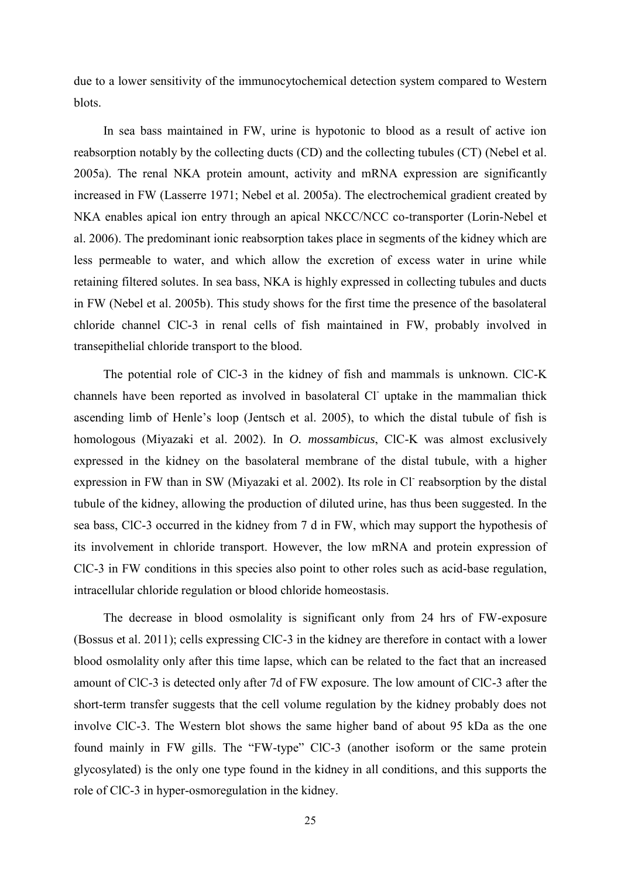due to a lower sensitivity of the immunocytochemical detection system compared to Western blots.

In sea bass maintained in FW, urine is hypotonic to blood as a result of active ion reabsorption notably by the collecting ducts (CD) and the collecting tubules (CT) (Nebel et al. 2005a). The renal NKA protein amount, activity and mRNA expression are significantly increased in FW (Lasserre 1971; Nebel et al. 2005a). The electrochemical gradient created by NKA enables apical ion entry through an apical NKCC/NCC co-transporter (Lorin-Nebel et al. 2006). The predominant ionic reabsorption takes place in segments of the kidney which are less permeable to water, and which allow the excretion of excess water in urine while retaining filtered solutes. In sea bass, NKA is highly expressed in collecting tubules and ducts in FW (Nebel et al. 2005b). This study shows for the first time the presence of the basolateral chloride channel ClC-3 in renal cells of fish maintained in FW, probably involved in transepithelial chloride transport to the blood.

The potential role of ClC-3 in the kidney of fish and mammals is unknown. ClC-K channels have been reported as involved in basolateral $Cl^-$ uptake in the mammalian thick ascending limb of Henle's loop (Jentsch et al. 2005), to which the distal tubule of fish is homologous (Miyazaki et al. 2002). In *O. mossambicus*, ClC-K was almost exclusively expressed in the kidney on the basolateral membrane of the distal tubule, with a higher expression in FW than in SW (Miyazaki et al. 2002). Its role in $Cl^-$ reabsorption by the distal tubule of the kidney, allowing the production of diluted urine, has thus been suggested. In the sea bass, ClC-3 occurred in the kidney from 7 d in FW, which may support the hypothesis of its involvement in chloride transport. However, the low mRNA and protein expression of ClC-3 in FW conditions in this species also point to other roles such as acid-base regulation, intracellular chloride regulation or blood chloride homeostasis.

The decrease in blood osmolality is significant only from 24 hrs of FW-exposure (Bossus et al. 2011); cells expressing ClC-3 in the kidney are therefore in contact with a lower blood osmolality only after this time lapse, which can be related to the fact that an increased amount of ClC-3 is detected only after 7d of FW exposure. The low amount of ClC-3 after the short-term transfer suggests that the cell volume regulation by the kidney probably does not involve ClC-3. The Western blot shows the same higher band of about 95 kDa as the one found mainly in FW gills. The "FW-type" ClC-3 (another isoform or the same protein glycosylated) is the only one type found in the kidney in all conditions, and this supports the role of ClC-3 in hyper-osmoregulation in the kidney.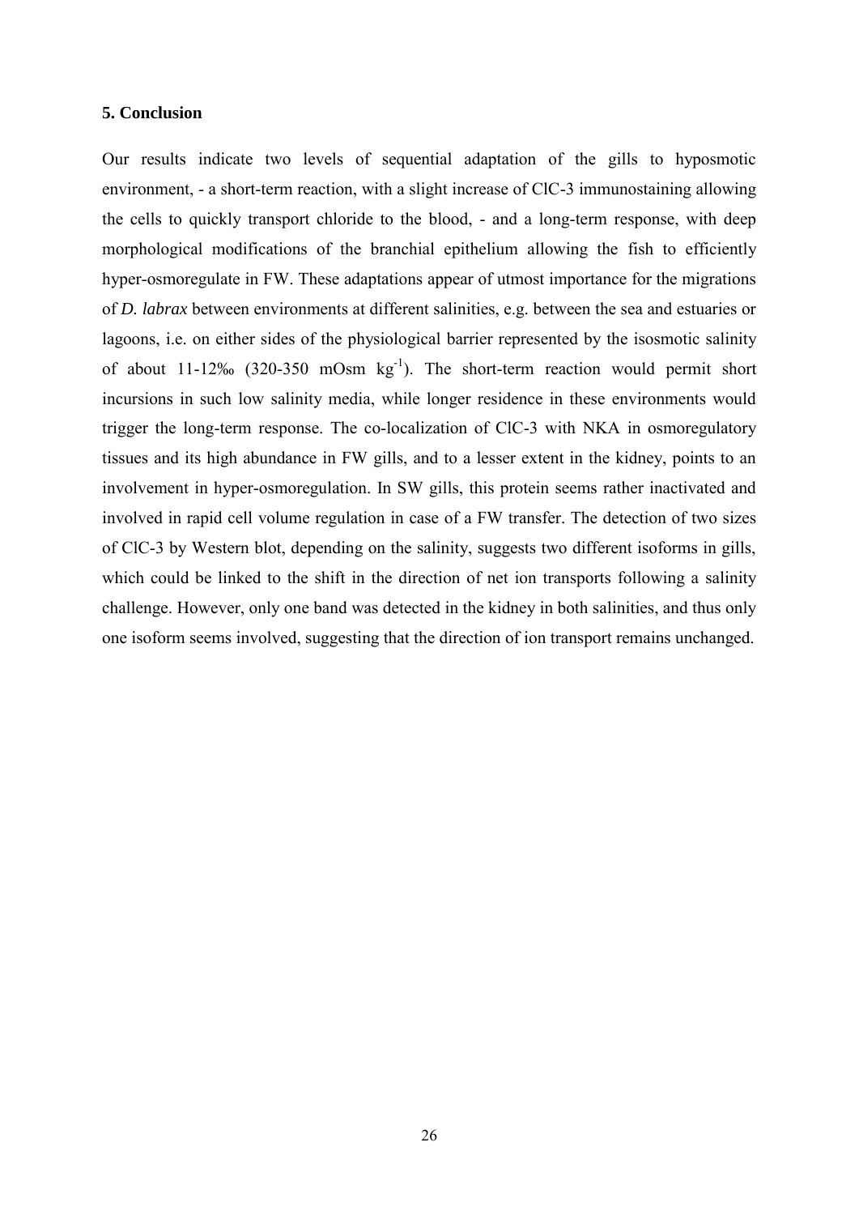### 5. Conclusion

Our results indicate two levels of sequential adaptation of the gills to hyposmotic environment, - a short-term reaction, with a slight increase of ClC-3 immunostaining allowing the cells to quickly transport chloride to the blood, - and a long-term response, with deep morphological modifications of the branchial epithelium allowing the fish to efficiently hyper-osmoregulate in FW. These adaptations appear of utmost importance for the migrations of *D. labrax* between environments at different salinities, e.g. between the sea and estuaries or lagoons, i.e. on either sides of the physiological barrier represented by the isosmotic salinity of about 11-12‰ (320-350 mOsm $kg^{-1}$). The short-term reaction would permit short incursions in such low salinity media, while longer residence in these environments would trigger the long-term response. The co-localization of ClC-3 with NKA in osmoregulatory tissues and its high abundance in FW gills, and to a lesser extent in the kidney, points to an involvement in hyper-osmoregulation. In SW gills, this protein seems rather inactivated and involved in rapid cell volume regulation in case of a FW transfer. The detection of two sizes of ClC-3 by Western blot, depending on the salinity, suggests two different isoforms in gills, which could be linked to the shift in the direction of net ion transports following a salinity challenge. However, only one band was detected in the kidney in both salinities, and thus only one isoform seems involved, suggesting that the direction of ion transport remains unchanged.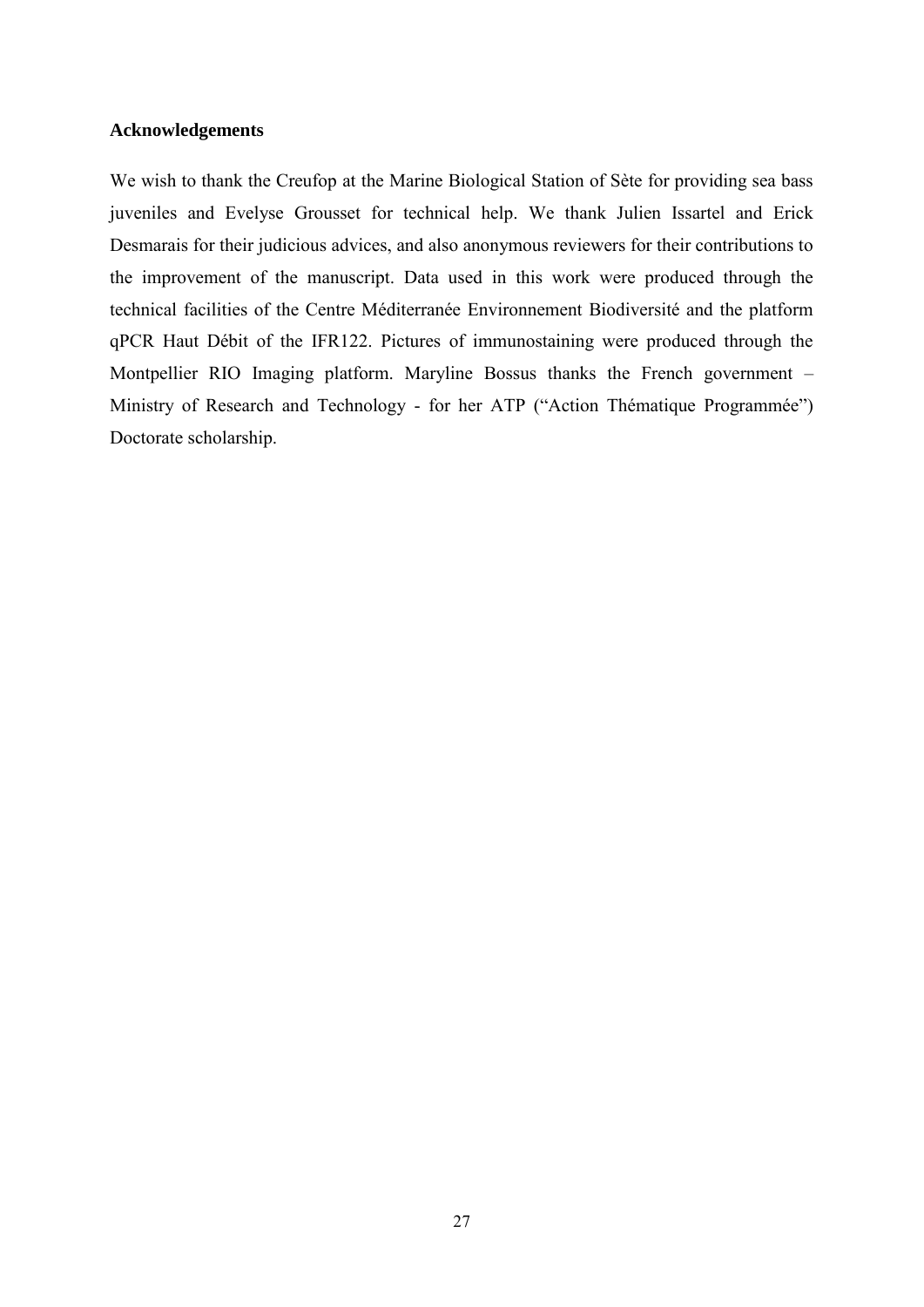## Acknowledgements

We wish to thank the Creufop at the Marine Biological Station of Sète for providing sea bass juveniles and Evelyse Grousset for technical help. We thank Julien Issartel and Erick Desmarais for their judicious advices, and also anonymous reviewers for their contributions to the improvement of the manuscript. Data used in this work were produced through the technical facilities of the Centre Méditerranée Environnement Biodiversité and the platform qPCR Haut Débit of the IFR122. Pictures of immunostaining were produced through the Montpellier RIO Imaging platform. Maryline Bossus thanks the French government – Ministry of Research and Technology - for her ATP ("Action Thématique Programmée") Doctorate scholarship.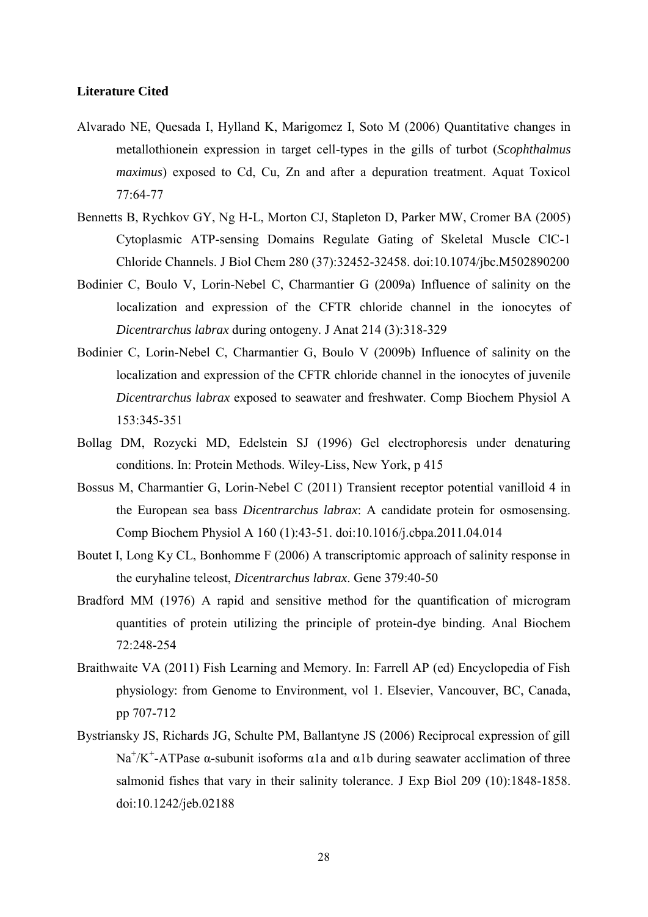**Literature Cited**

Alvarado NE, Quesada I, Hylland K, Marigomez I, Soto M (2006) Quantitative changes in metallothionein expression in target cell-types in the gills of turbot (*Scophthalmus maximus*) exposed to Cd, Cu, Zn and after a depuration treatment. Aquat Toxicol 77:64-77

Bennetts B, Rychkov GY, Ng H-L, Morton CJ, Stapleton D, Parker MW, Cromer BA (2005) Cytoplasmic ATP-sensing Domains Regulate Gating of Skeletal Muscle ClC-1 Chloride Channels. J Biol Chem 280 (37):32452-32458. doi:10.1074/jbc.M502890200

Bodinier C, Boulo V, Lorin-Nebel C, Charmantier G (2009a) Influence of salinity on the localization and expression of the CFTR chloride channel in the ionocytes of *Dicentrarchus labrax* during ontogeny. J Anat 214 (3):318-329

Bodinier C, Lorin-Nebel C, Charmantier G, Boulo V (2009b) Influence of salinity on the localization and expression of the CFTR chloride channel in the ionocytes of juvenile *Dicentrarchus labrax* exposed to seawater and freshwater. Comp Biochem Physiol A 153:345-351

Bollag DM, Rozycki MD, Edelstein SJ (1996) Gel electrophoresis under denaturing conditions. In: Protein Methods. Wiley-Liss, New York, p 415

Bossus M, Charmantier G, Lorin-Nebel C (2011) Transient receptor potential vanilloid 4 in the European sea bass *Dicentrarchus labrax*: A candidate protein for osmosensing. Comp Biochem Physiol A 160 (1):43-51. doi:10.1016/j.cbpa.2011.04.014

Boutet I, Long Ky CL, Bonhomme F (2006) A transcriptomic approach of salinity response in the euryhaline teleost, *Dicentrarchus labrax*. Gene 379:40-50

Bradford MM (1976) A rapid and sensitive method for the quantification of microgram quantities of protein utilizing the principle of protein-dye binding. Anal Biochem 72:248-254

Braithwaite VA (2011) Fish Learning and Memory. In: Farrell AP (ed) Encyclopedia of Fish physiology: from Genome to Environment, vol 1. Elsevier, Vancouver, BC, Canada, pp 707-712

Bystriansky JS, Richards JG, Schulte PM, Ballantyne JS (2006) Reciprocal expression of gill $Na^+/K^+$-ATPase α-subunit isoforms α1a and α1b during seawater acclimation of three salmonid fishes that vary in their salinity tolerance. J Exp Biol 209 (10):1848-1858. doi:10.1242/jeb.02188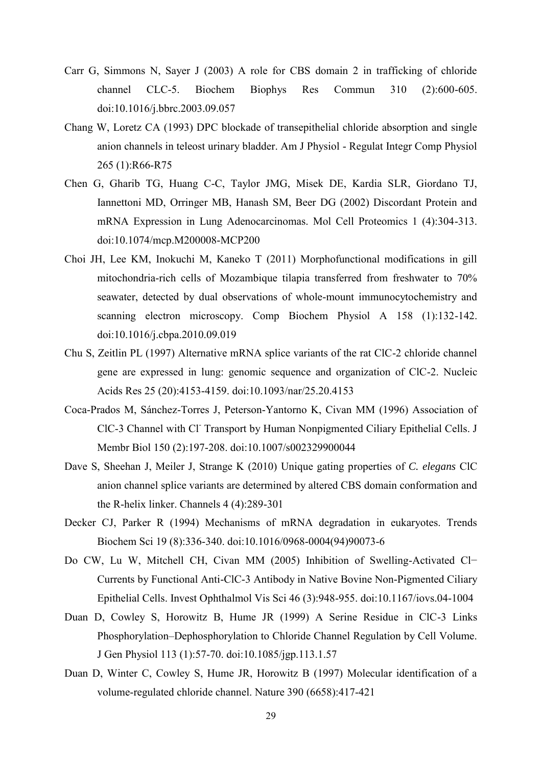Carr G, Simmons N, Sayer J (2003) A role for CBS domain 2 in trafficking of chloride channel CLC-5. Biochem Biophys Res Commun 310 (2):600-605. doi:10.1016/j.bbrc.2003.09.057

Chang W, Loretz CA (1993) DPC blockade of transepithelial chloride absorption and single anion channels in teleost urinary bladder. Am J Physiol - Regulat Integr Comp Physiol 265 (1):R66-R75

Chen G, Gharib TG, Huang C-C, Taylor JMG, Misek DE, Kardia SLR, Giordano TJ, Iannettoni MD, Orringer MB, Hanash SM, Beer DG (2002) Discordant Protein and mRNA Expression in Lung Adenocarcinomas. Mol Cell Proteomics 1 (4):304-313. doi:10.1074/mcp.M200008-MCP200

Choi JH, Lee KM, Inokuchi M, Kaneko T (2011) Morphofunctional modifications in gill mitochondria-rich cells of Mozambique tilapia transferred from freshwater to 70% seawater, detected by dual observations of whole-mount immunocytochemistry and scanning electron microscopy. Comp Biochem Physiol A 158 (1):132-142. doi:10.1016/j.cbpa.2010.09.019

Chu S, Zeitlin PL (1997) Alternative mRNA splice variants of the rat ClC-2 chloride channel gene are expressed in lung: genomic sequence and organization of ClC-2. Nucleic Acids Res 25 (20):4153-4159. doi:10.1093/nar/25.20.4153

Coca-Prados M, Sánchez-Torres J, Peterson-Yantorno K, Civan MM (1996) Association of ClC-3 Channel with $Cl^-$ Transport by Human Nonpigmented Ciliary Epithelial Cells. J Membr Biol 150 (2):197-208. doi:10.1007/s002329900044

Dave S, Sheehan J, Meiler J, Strange K (2010) Unique gating properties of *C. elegans* ClC anion channel splice variants are determined by altered CBS domain conformation and the R-helix linker. Channels 4 (4):289-301

Decker CJ, Parker R (1994) Mechanisms of mRNA degradation in eukaryotes. Trends Biochem Sci 19 (8):336-340. doi:10.1016/0968-0004(94)90073-6

Do CW, Lu W, Mitchell CH, Civan MM (2005) Inhibition of Swelling-Activated Cl− Currents by Functional Anti-ClC-3 Antibody in Native Bovine Non-Pigmented Ciliary Epithelial Cells. Invest Ophthalmol Vis Sci 46 (3):948-955. doi:10.1167/iovs.04-1004

Duan D, Cowley S, Horowitz B, Hume JR (1999) A Serine Residue in ClC-3 Links Phosphorylation–Dephosphorylation to Chloride Channel Regulation by Cell Volume. J Gen Physiol 113 (1):57-70. doi:10.1085/jgp.113.1.57

Duan D, Winter C, Cowley S, Hume JR, Horowitz B (1997) Molecular identification of a volume-regulated chloride channel. Nature 390 (6658):417-421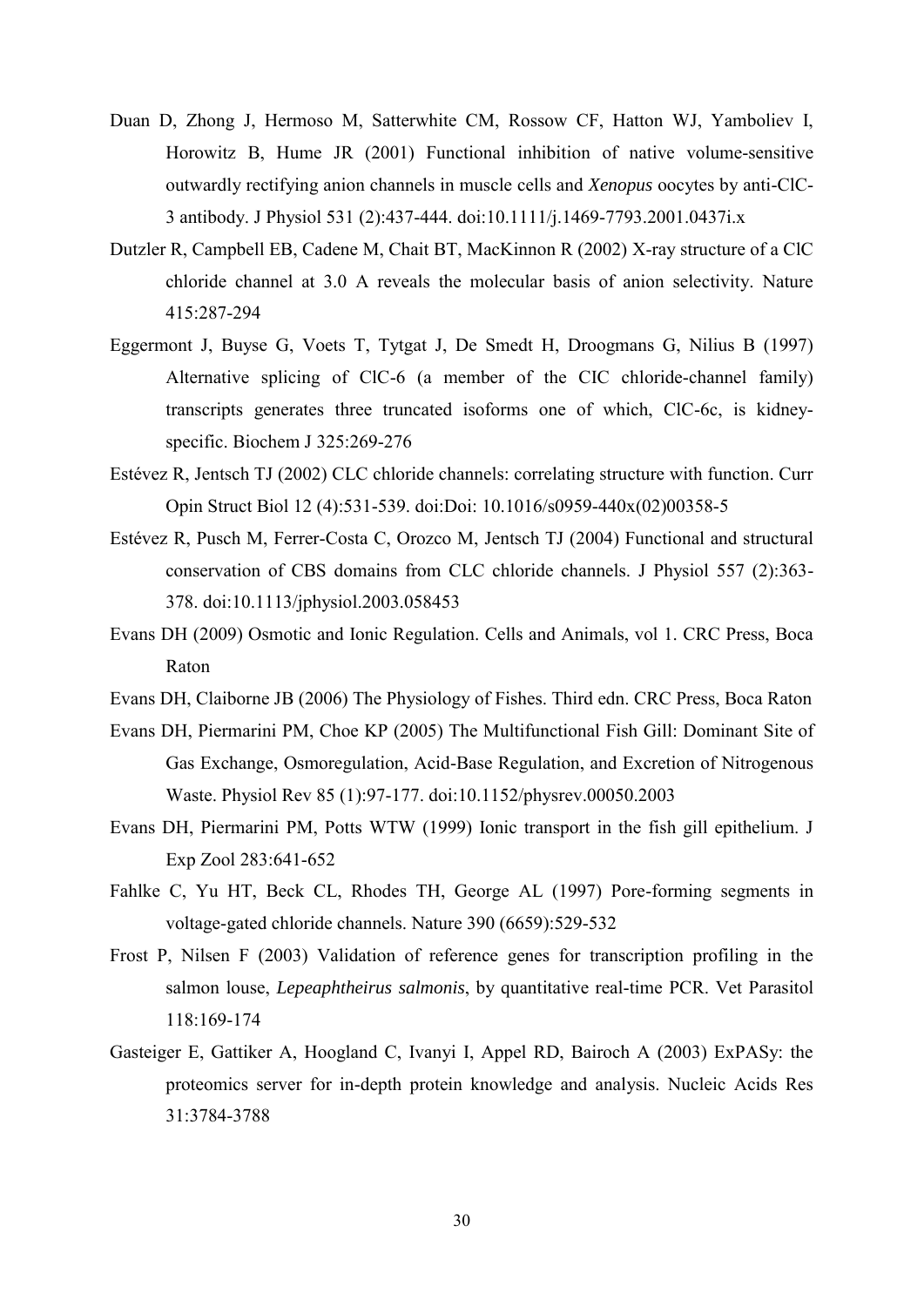Duan D, Zhong J, Hermoso M, Satterwhite CM, Rossow CF, Hatton WJ, Yamboliev I, Horowitz B, Hume JR (2001) Functional inhibition of native volume-sensitive outwardly rectifying anion channels in muscle cells and *Xenopus* oocytes by anti-ClC-3 antibody. J Physiol 531 (2):437-444. doi:10.1111/j.1469-7793.2001.0437i.x

Dutzler R, Campbell EB, Cadene M, Chait BT, MacKinnon R (2002) X-ray structure of a ClC chloride channel at 3.0 A reveals the molecular basis of anion selectivity. Nature 415:287-294

Eggermont J, Buyse G, Voets T, Tytgat J, De Smedt H, Droogmans G, Nilius B (1997) Alternative splicing of ClC-6 (a member of the CIC chloride-channel family) transcripts generates three truncated isoforms one of which, ClC-6c, is kidney-specific. Biochem J 325:269-276

Estévez R, Jentsch TJ (2002) CLC chloride channels: correlating structure with function. Curr Opin Struct Biol 12 (4):531-539. doi:Doi: 10.1016/s0959-440x(02)00358-5

Estévez R, Pusch M, Ferrer-Costa C, Orozco M, Jentsch TJ (2004) Functional and structural conservation of CBS domains from CLC chloride channels. J Physiol 557 (2):363-378. doi:10.1113/jphysiol.2003.058453

Evans DH (2009) Osmotic and Ionic Regulation. Cells and Animals, vol 1. CRC Press, Boca Raton

Evans DH, Claiborne JB (2006) The Physiology of Fishes. Third edn. CRC Press, Boca Raton

Evans DH, Piermarini PM, Choe KP (2005) The Multifunctional Fish Gill: Dominant Site of Gas Exchange, Osmoregulation, Acid-Base Regulation, and Excretion of Nitrogenous Waste. Physiol Rev 85 (1):97-177. doi:10.1152/physrev.00050.2003

Evans DH, Piermarini PM, Potts WTW (1999) Ionic transport in the fish gill epithelium. J Exp Zool 283:641-652

Fahlke C, Yu HT, Beck CL, Rhodes TH, George AL (1997) Pore-forming segments in voltage-gated chloride channels. Nature 390 (6659):529-532

Frost P, Nilsen F (2003) Validation of reference genes for transcription profiling in the salmon louse, *Lepeaphtheirus salmonis*, by quantitative real-time PCR. Vet Parasitol 118:169-174

Gasteiger E, Gattiker A, Hoogland C, Ivanyi I, Appel RD, Bairoch A (2003) ExPASy: the proteomics server for in-depth protein knowledge and analysis. Nucleic Acids Res 31:3784-3788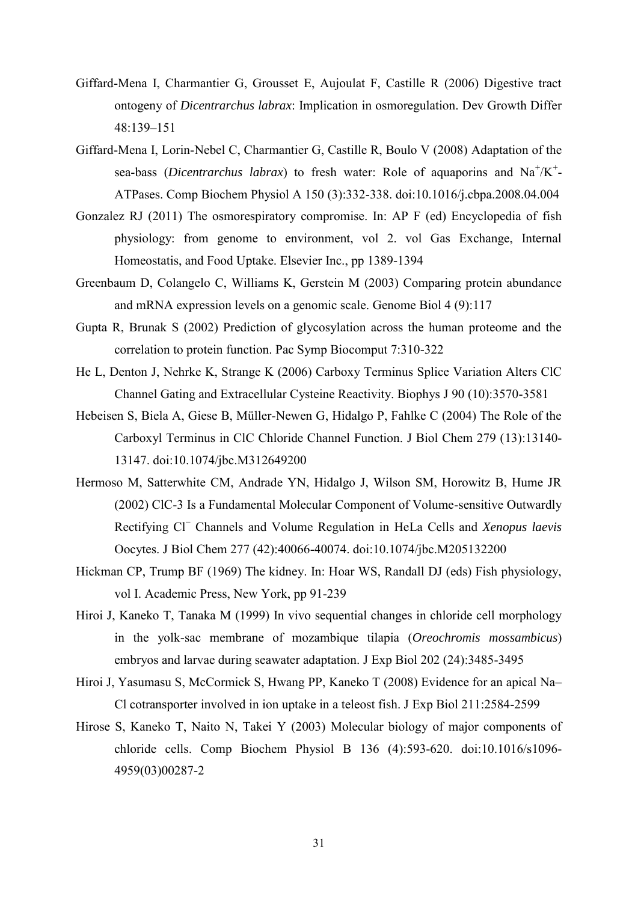Giffard-Mena I, Charmantier G, Grousset E, Aujoulat F, Castille R (2006) Digestive tract ontogeny of *Dicentrarchus labrax*: Implication in osmoregulation. Dev Growth Differ 48:139–151

Giffard-Mena I, Lorin-Nebel C, Charmantier G, Castille R, Boulo V (2008) Adaptation of the sea-bass (*Dicentrarchus labrax*) to fresh water: Role of aquaporins and $Na^+/K^+$-ATPases. Comp Biochem Physiol A 150 (3):332-338. doi:10.1016/j.cbpa.2008.04.004

Gonzalez RJ (2011) The osmorespiratory compromise. In: AP F (ed) Encyclopedia of fish physiology: from genome to environment, vol 2. vol Gas Exchange, Internal Homeostatis, and Food Uptake. Elsevier Inc., pp 1389-1394

Greenbaum D, Colangelo C, Williams K, Gerstein M (2003) Comparing protein abundance and mRNA expression levels on a genomic scale. Genome Biol 4 (9):117

Gupta R, Brunak S (2002) Prediction of glycosylation across the human proteome and the correlation to protein function. Pac Symp Biocomput 7:310-322

He L, Denton J, Nehrke K, Strange K (2006) Carboxy Terminus Splice Variation Alters ClC Channel Gating and Extracellular Cysteine Reactivity. Biophys J 90 (10):3570-3581

Hebeisen S, Biela A, Giese B, Müller-Newen G, Hidalgo P, Fahlke C (2004) The Role of the Carboxyl Terminus in ClC Chloride Channel Function. J Biol Chem 279 (13):13140-13147. doi:10.1074/jbc.M312649200

Hermoso M, Satterwhite CM, Andrade YN, Hidalgo J, Wilson SM, Horowitz B, Hume JR (2002) ClC-3 Is a Fundamental Molecular Component of Volume-sensitive Outwardly Rectifying $Cl^-$ Channels and Volume Regulation in HeLa Cells and *Xenopus laevis* Oocytes. J Biol Chem 277 (42):40066-40074. doi:10.1074/jbc.M205132200

Hickman CP, Trump BF (1969) The kidney. In: Hoar WS, Randall DJ (eds) Fish physiology, vol I. Academic Press, New York, pp 91-239

Hiroi J, Kaneko T, Tanaka M (1999) In vivo sequential changes in chloride cell morphology in the yolk-sac membrane of mozambique tilapia (*Oreochromis mossambicus*) embryos and larvae during seawater adaptation. J Exp Biol 202 (24):3485-3495

Hiroi J, Yasumasu S, McCormick S, Hwang PP, Kaneko T (2008) Evidence for an apical Na–Cl cotransporter involved in ion uptake in a teleost fish. J Exp Biol 211:2584-2599

Hirose S, Kaneko T, Naito N, Takei Y (2003) Molecular biology of major components of chloride cells. Comp Biochem Physiol B 136 (4):593-620. doi:10.1016/s1096-4959(03)00287-2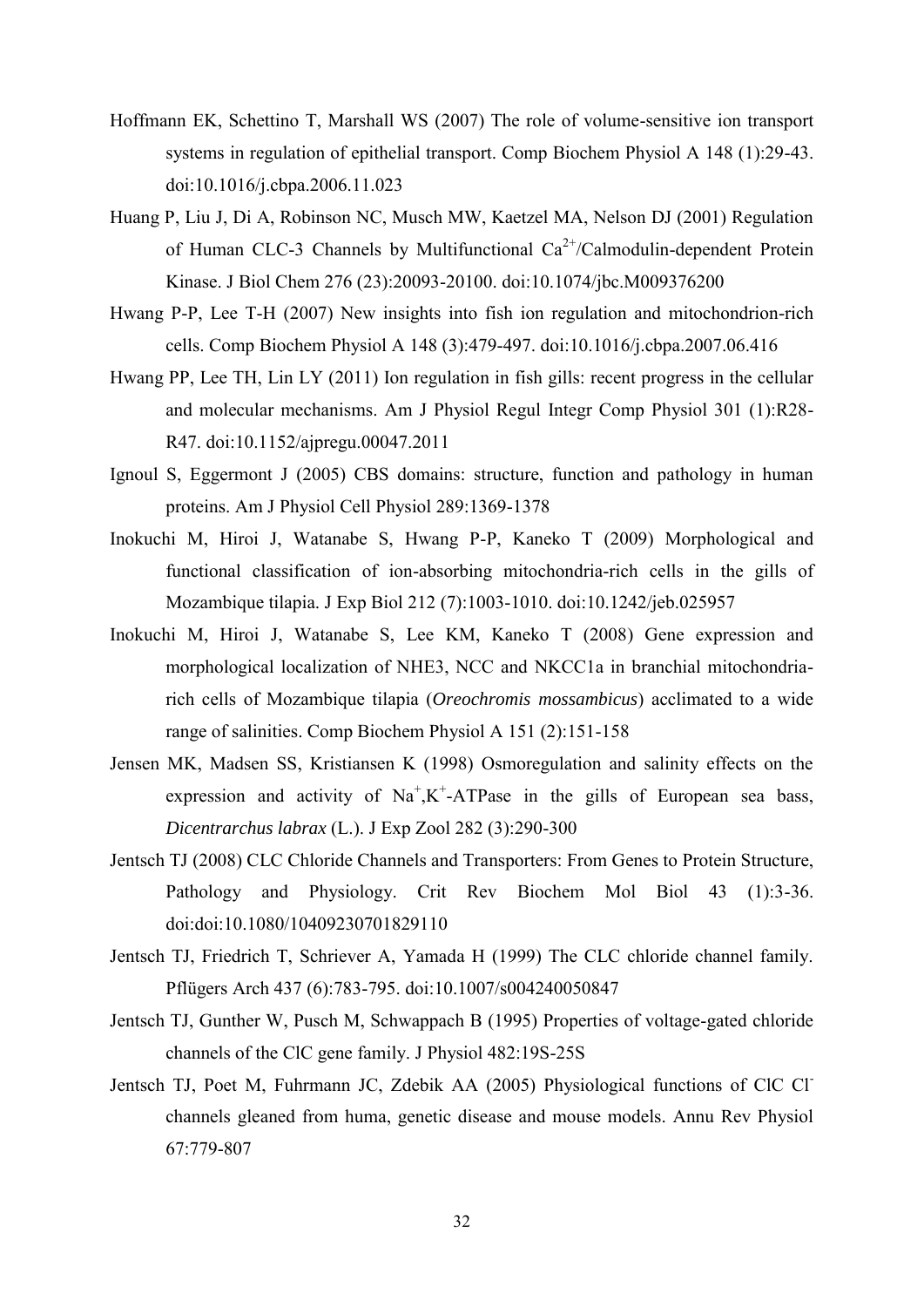Hoffmann EK, Schettino T, Marshall WS (2007) The role of volume-sensitive ion transport systems in regulation of epithelial transport. Comp Biochem Physiol A 148 (1):29-43. doi:10.1016/j.cbpa.2006.11.023

Huang P, Liu J, Di A, Robinson NC, Musch MW, Kaetzel MA, Nelson DJ (2001) Regulation of Human CLC-3 Channels by Multifunctional $Ca^{2+}$/Calmodulin-dependent Protein Kinase. J Biol Chem 276 (23):20093-20100. doi:10.1074/jbc.M009376200

Hwang P-P, Lee T-H (2007) New insights into fish ion regulation and mitochondrion-rich cells. Comp Biochem Physiol A 148 (3):479-497. doi:10.1016/j.cbpa.2007.06.416

Hwang PP, Lee TH, Lin LY (2011) Ion regulation in fish gills: recent progress in the cellular and molecular mechanisms. Am J Physiol Regul Integr Comp Physiol 301 (1):R28-R47. doi:10.1152/ajpregu.00047.2011

Ignoul S, Eggermont J (2005) CBS domains: structure, function and pathology in human proteins. Am J Physiol Cell Physiol 289:1369-1378

Inokuchi M, Hiroi J, Watanabe S, Hwang P-P, Kaneko T (2009) Morphological and functional classification of ion-absorbing mitochondria-rich cells in the gills of Mozambique tilapia. J Exp Biol 212 (7):1003-1010. doi:10.1242/jeb.025957

Inokuchi M, Hiroi J, Watanabe S, Lee KM, Kaneko T (2008) Gene expression and morphological localization of NHE3, NCC and NKCC1a in branchial mitochondria-rich cells of Mozambique tilapia (*Oreochromis mossambicus*) acclimated to a wide range of salinities. Comp Biochem Physiol A 151 (2):151-158

Jensen MK, Madsen SS, Kristiansen K (1998) Osmoregulation and salinity effects on the expression and activity of $Na^{+}$,$K^{+}$-ATPase in the gills of European sea bass, *Dicentrarchus labrax* (L.). J Exp Zool 282 (3):290-300

Jentsch TJ (2008) CLC Chloride Channels and Transporters: From Genes to Protein Structure, Pathology and Physiology. Crit Rev Biochem Mol Biol 43 (1):3-36. doi:doi:10.1080/10409230701829110

Jentsch TJ, Friedrich T, Schriever A, Yamada H (1999) The CLC chloride channel family. Pflügers Arch 437 (6):783-795. doi:10.1007/s004240050847

Jentsch TJ, Gunther W, Pusch M, Schwappach B (1995) Properties of voltage-gated chloride channels of the ClC gene family. J Physiol 482:19S-25S

Jentsch TJ, Poet M, Fuhrmann JC, Zdebik AA (2005) Physiological functions of ClC $Cl^{-}$ channels gleaned from huma, genetic disease and mouse models. Annu Rev Physiol 67:779-807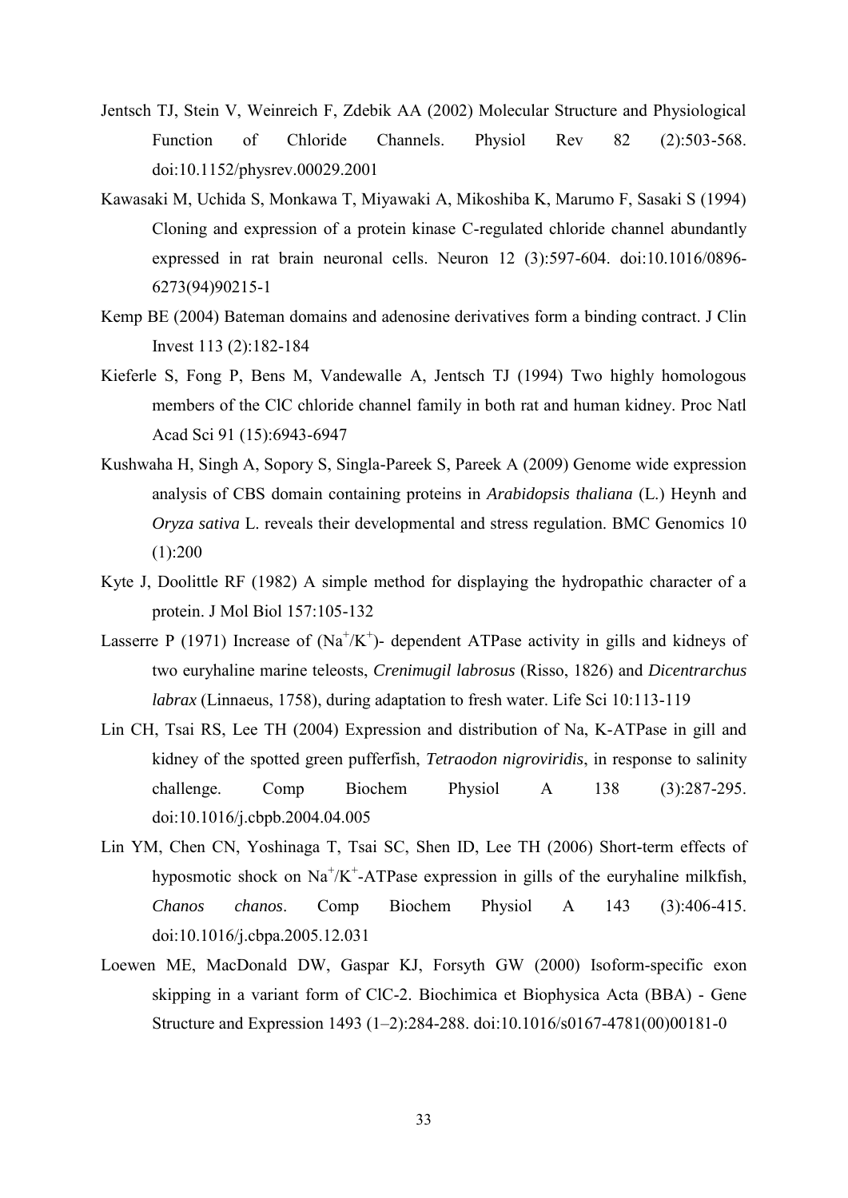Jentsch TJ, Stein V, Weinreich F, Zdebik AA (2002) Molecular Structure and Physiological Function of Chloride Channels. Physiol Rev 82 (2):503-568. doi:10.1152/physrev.00029.2001

Kawasaki M, Uchida S, Monkawa T, Miyawaki A, Mikoshiba K, Marumo F, Sasaki S (1994) Cloning and expression of a protein kinase C-regulated chloride channel abundantly expressed in rat brain neuronal cells. Neuron 12 (3):597-604. doi:10.1016/0896-6273(94)90215-1

Kemp BE (2004) Bateman domains and adenosine derivatives form a binding contract. J Clin Invest 113 (2):182-184

Kieferle S, Fong P, Bens M, Vandewalle A, Jentsch TJ (1994) Two highly homologous members of the ClC chloride channel family in both rat and human kidney. Proc Natl Acad Sci 91 (15):6943-6947

Kushwaha H, Singh A, Sopory S, Singla-Pareek S, Pareek A (2009) Genome wide expression analysis of CBS domain containing proteins in *Arabidopsis thaliana* (L.) Heynh and *Oryza sativa* L. reveals their developmental and stress regulation. BMC Genomics 10 (1):200

Kyte J, Doolittle RF (1982) A simple method for displaying the hydropathic character of a protein. J Mol Biol 157:105-132

Lasserre P (1971) Increase of ($Na^+/K^+$)- dependent ATPase activity in gills and kidneys of two euryhaline marine teleosts, *Crenimugil labrosus* (Risso, 1826) and *Dicentrarchus labrax* (Linnaeus, 1758), during adaptation to fresh water. Life Sci 10:113-119

Lin CH, Tsai RS, Lee TH (2004) Expression and distribution of Na, K-ATPase in gill and kidney of the spotted green pufferfish, *Tetraodon nigroviridis*, in response to salinity challenge. Comp Biochem Physiol A 138 (3):287-295. doi:10.1016/j.cbpb.2004.04.005

Lin YM, Chen CN, Yoshinaga T, Tsai SC, Shen ID, Lee TH (2006) Short-term effects of hyposmotic shock on $Na^+/K^+$-ATPase expression in gills of the euryhaline milkfish, *Chanos chanos*. Comp Biochem Physiol A 143 (3):406-415. doi:10.1016/j.cbpa.2005.12.031

Loewen ME, MacDonald DW, Gaspar KJ, Forsyth GW (2000) Isoform-specific exon skipping in a variant form of ClC-2. Biochimica et Biophysica Acta (BBA) - Gene Structure and Expression 1493 (1–2):284-288. doi:10.1016/s0167-4781(00)00181-0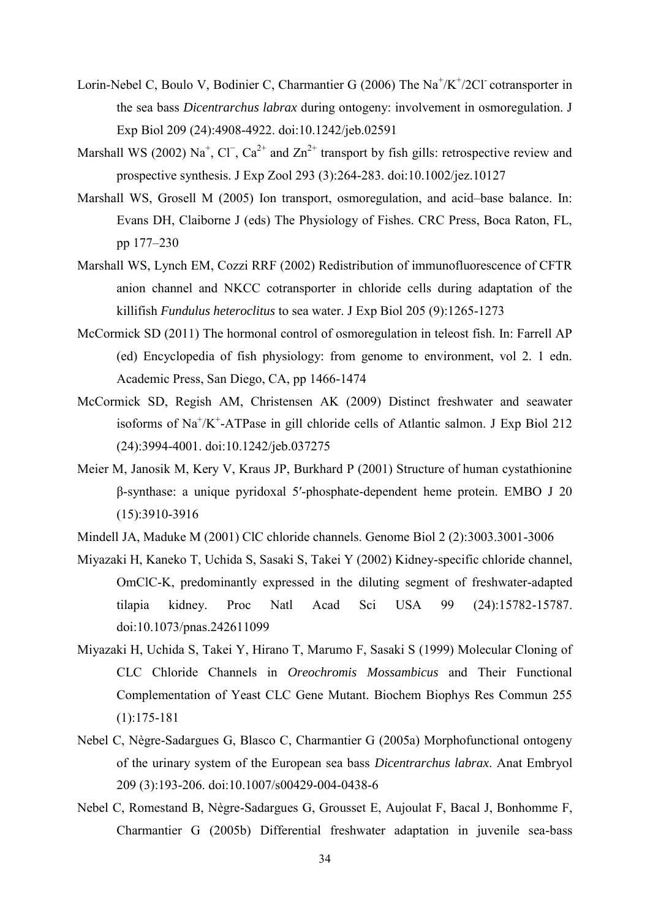Lorin-Nebel C, Boulo V, Bodinier C, Charmantier G (2006) The $Na^+/K^+/2Cl^-$ cotransporter in the sea bass *Dicentrarchus labrax* during ontogeny: involvement in osmoregulation. J Exp Biol 209 (24):4908-4922. doi:10.1242/jeb.02591

Marshall WS (2002) $Na^+$, $Cl^–$, $Ca^{2+}$ and $Zn^{2+}$ transport by fish gills: retrospective review and prospective synthesis. J Exp Zool 293 (3):264-283. doi:10.1002/jez.10127

Marshall WS, Grosell M (2005) Ion transport, osmoregulation, and acid–base balance. In: Evans DH, Claiborne J (eds) The Physiology of Fishes. CRC Press, Boca Raton, FL, pp 177–230

Marshall WS, Lynch EM, Cozzi RRF (2002) Redistribution of immunofluorescence of CFTR anion channel and NKCC cotransporter in chloride cells during adaptation of the killifish *Fundulus heteroclitus* to sea water. J Exp Biol 205 (9):1265-1273

McCormick SD (2011) The hormonal control of osmoregulation in teleost fish. In: Farrell AP (ed) Encyclopedia of fish physiology: from genome to environment, vol 2. 1 edn. Academic Press, San Diego, CA, pp 1466-1474

McCormick SD, Regish AM, Christensen AK (2009) Distinct freshwater and seawater isoforms of $Na^+/K^+$-ATPase in gill chloride cells of Atlantic salmon. J Exp Biol 212 (24):3994-4001. doi:10.1242/jeb.037275

Meier M, Janosik M, Kery V, Kraus JP, Burkhard P (2001) Structure of human cystathionine β-synthase: a unique pyridoxal 5′-phosphate-dependent heme protein. EMBO J 20 (15):3910-3916

Mindell JA, Maduke M (2001) ClC chloride channels. Genome Biol 2 (2):3003.3001-3006

Miyazaki H, Kaneko T, Uchida S, Sasaki S, Takei Y (2002) Kidney-specific chloride channel, OmClC-K, predominantly expressed in the diluting segment of freshwater-adapted tilapia kidney. Proc Natl Acad Sci USA 99 (24):15782-15787. doi:10.1073/pnas.242611099

Miyazaki H, Uchida S, Takei Y, Hirano T, Marumo F, Sasaki S (1999) Molecular Cloning of CLC Chloride Channels in *Oreochromis Mossambicus* and Their Functional Complementation of Yeast CLC Gene Mutant. Biochem Biophys Res Commun 255 (1):175-181

Nebel C, Nègre-Sadargues G, Blasco C, Charmantier G (2005a) Morphofunctional ontogeny of the urinary system of the European sea bass *Dicentrarchus labrax*. Anat Embryol 209 (3):193-206. doi:10.1007/s00429-004-0438-6

Nebel C, Romestand B, Nègre-Sadargues G, Grousset E, Aujoulat F, Bacal J, Bonhomme F, Charmantier G (2005b) Differential freshwater adaptation in juvenile sea-bass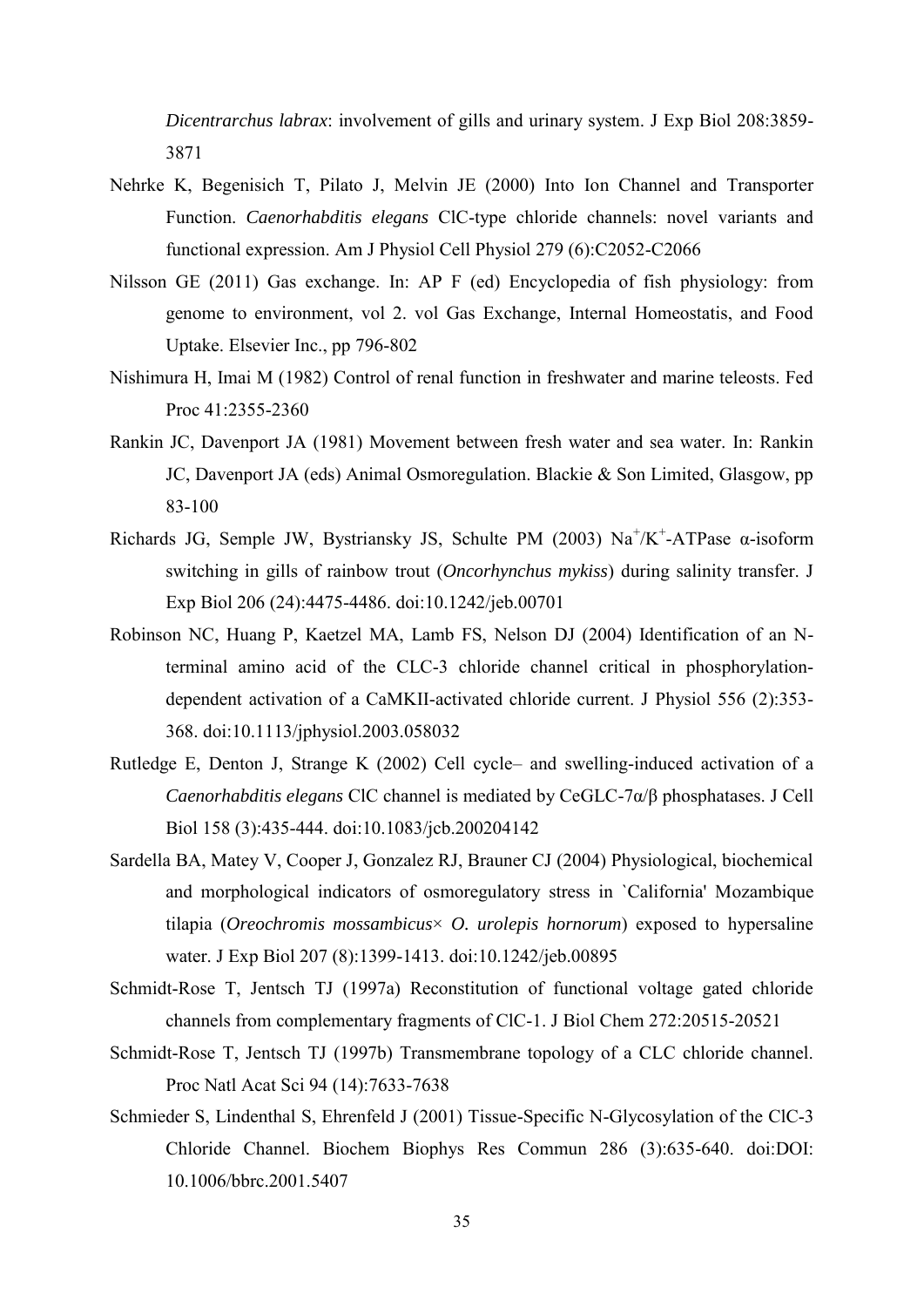*Dicentrarchus labrax*: involvement of gills and urinary system. J Exp Biol 208:3859-3871

Nehrke K, Begenisich T, Pilato J, Melvin JE (2000) Into Ion Channel and Transporter Function. *Caenorhabditis elegans* ClC-type chloride channels: novel variants and functional expression. Am J Physiol Cell Physiol 279 (6):C2052-C2066

Nilsson GE (2011) Gas exchange. In: AP F (ed) Encyclopedia of fish physiology: from genome to environment, vol 2. vol Gas Exchange, Internal Homeostatis, and Food Uptake. Elsevier Inc., pp 796-802

Nishimura H, Imai M (1982) Control of renal function in freshwater and marine teleosts. Fed Proc 41:2355-2360

Rankin JC, Davenport JA (1981) Movement between fresh water and sea water. In: Rankin JC, Davenport JA (eds) Animal Osmoregulation. Blackie & Son Limited, Glasgow, pp 83-100

Richards JG, Semple JW, Bystriansky JS, Schulte PM (2003) $Na^{+}/K^{+}$-ATPase α-isoform switching in gills of rainbow trout (*Oncorhynchus mykiss*) during salinity transfer. J Exp Biol 206 (24):4475-4486. doi:10.1242/jeb.00701

Robinson NC, Huang P, Kaetzel MA, Lamb FS, Nelson DJ (2004) Identification of an N-terminal amino acid of the CLC-3 chloride channel critical in phosphorylation-dependent activation of a CaMKII-activated chloride current. J Physiol 556 (2):353-368. doi:10.1113/jphysiol.2003.058032

Rutledge E, Denton J, Strange K (2002) Cell cycle– and swelling-induced activation of a *Caenorhabditis elegans* ClC channel is mediated by CeGLC-7α/β phosphatases. J Cell Biol 158 (3):435-444. doi:10.1083/jcb.200204142

Sardella BA, Matey V, Cooper J, Gonzalez RJ, Brauner CJ (2004) Physiological, biochemical and morphological indicators of osmoregulatory stress in `California' Mozambique tilapia (*Oreochromis mossambicus× O. urolepis hornorum*) exposed to hypersaline water. J Exp Biol 207 (8):1399-1413. doi:10.1242/jeb.00895

Schmidt-Rose T, Jentsch TJ (1997a) Reconstitution of functional voltage gated chloride channels from complementary fragments of ClC-1. J Biol Chem 272:20515-20521

Schmidt-Rose T, Jentsch TJ (1997b) Transmembrane topology of a CLC chloride channel. Proc Natl Acat Sci 94 (14):7633-7638

Schmieder S, Lindenthal S, Ehrenfeld J (2001) Tissue-Specific N-Glycosylation of the ClC-3 Chloride Channel. Biochem Biophys Res Commun 286 (3):635-640. doi:DOI: 10.1006/bbrc.2001.5407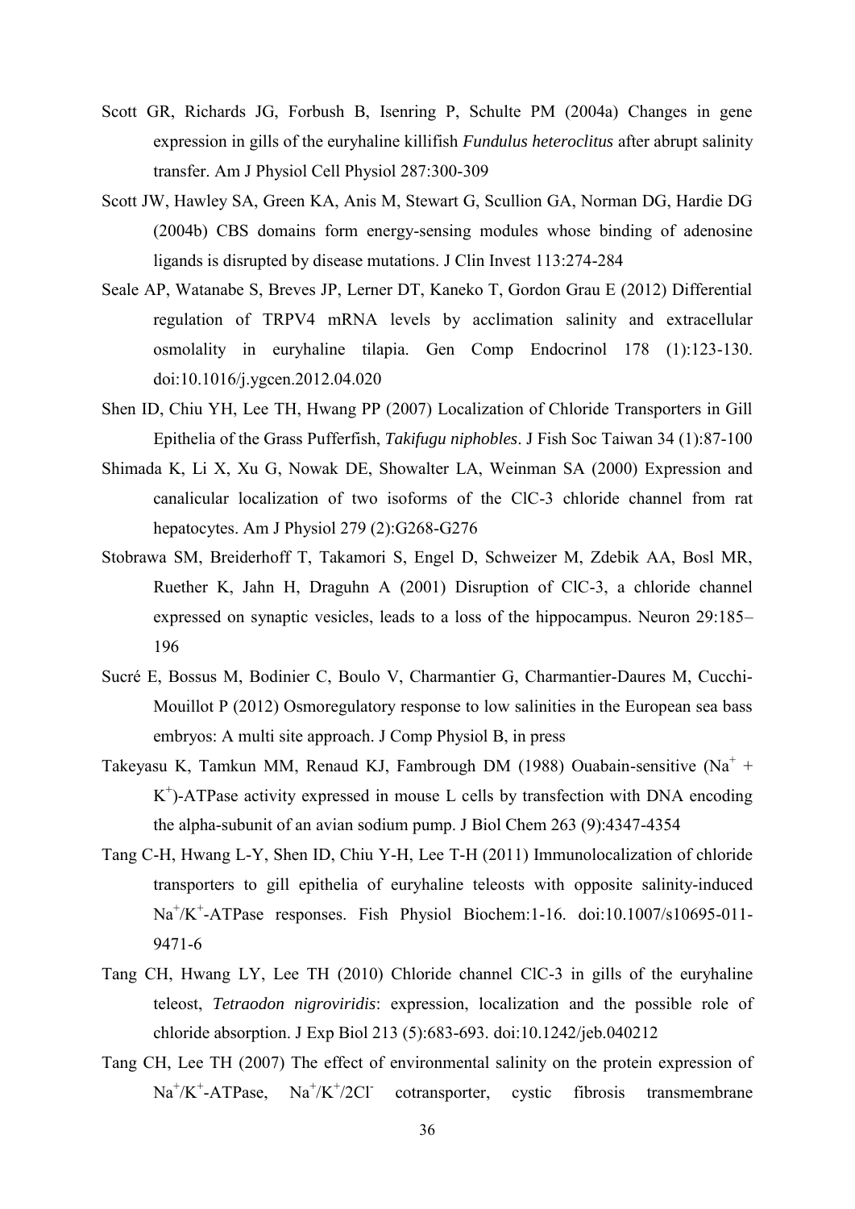Scott GR, Richards JG, Forbush B, Isenring P, Schulte PM (2004a) Changes in gene expression in gills of the euryhaline killifish *Fundulus heteroclitus* after abrupt salinity transfer. Am J Physiol Cell Physiol 287:300-309

Scott JW, Hawley SA, Green KA, Anis M, Stewart G, Scullion GA, Norman DG, Hardie DG (2004b) CBS domains form energy-sensing modules whose binding of adenosine ligands is disrupted by disease mutations. J Clin Invest 113:274-284

Seale AP, Watanabe S, Breves JP, Lerner DT, Kaneko T, Gordon Grau E (2012) Differential regulation of TRPV4 mRNA levels by acclimation salinity and extracellular osmolality in euryhaline tilapia. Gen Comp Endocrinol 178 (1):123-130. doi:10.1016/j.ygcen.2012.04.020

Shen ID, Chiu YH, Lee TH, Hwang PP (2007) Localization of Chloride Transporters in Gill Epithelia of the Grass Pufferfish, *Takifugu niphobles*. J Fish Soc Taiwan 34 (1):87-100

Shimada K, Li X, Xu G, Nowak DE, Showalter LA, Weinman SA (2000) Expression and canalicular localization of two isoforms of the ClC-3 chloride channel from rat hepatocytes. Am J Physiol 279 (2):G268-G276

Stobrawa SM, Breiderhoff T, Takamori S, Engel D, Schweizer M, Zdebik AA, Bosl MR, Ruether K, Jahn H, Draguhn A (2001) Disruption of ClC-3, a chloride channel expressed on synaptic vesicles, leads to a loss of the hippocampus. Neuron 29:185–196

Sucré E, Bossus M, Bodinier C, Boulo V, Charmantier G, Charmantier-Daures M, Cucchi-Mouillot P (2012) Osmoregulatory response to low salinities in the European sea bass embryos: A multi site approach. J Comp Physiol B, in press

Takeyasu K, Tamkun MM, Renaud KJ, Fambrough DM (1988) Ouabain-sensitive ($Na^+$ + $K^+$)-ATPase activity expressed in mouse L cells by transfection with DNA encoding the alpha-subunit of an avian sodium pump. J Biol Chem 263 (9):4347-4354

Tang C-H, Hwang L-Y, Shen ID, Chiu Y-H, Lee T-H (2011) Immunolocalization of chloride transporters to gill epithelia of euryhaline teleosts with opposite salinity-induced $Na^+/K^+$-ATPase responses. Fish Physiol Biochem:1-16. doi:10.1007/s10695-011-9471-6

Tang CH, Hwang LY, Lee TH (2010) Chloride channel ClC-3 in gills of the euryhaline teleost, *Tetraodon nigroviridis*: expression, localization and the possible role of chloride absorption. J Exp Biol 213 (5):683-693. doi:10.1242/jeb.040212

Tang CH, Lee TH (2007) The effect of environmental salinity on the protein expression of $Na^+/K^+$-ATPase, $Na^+/K^+/2Cl^-$ cotransporter, cystic fibrosis transmembrane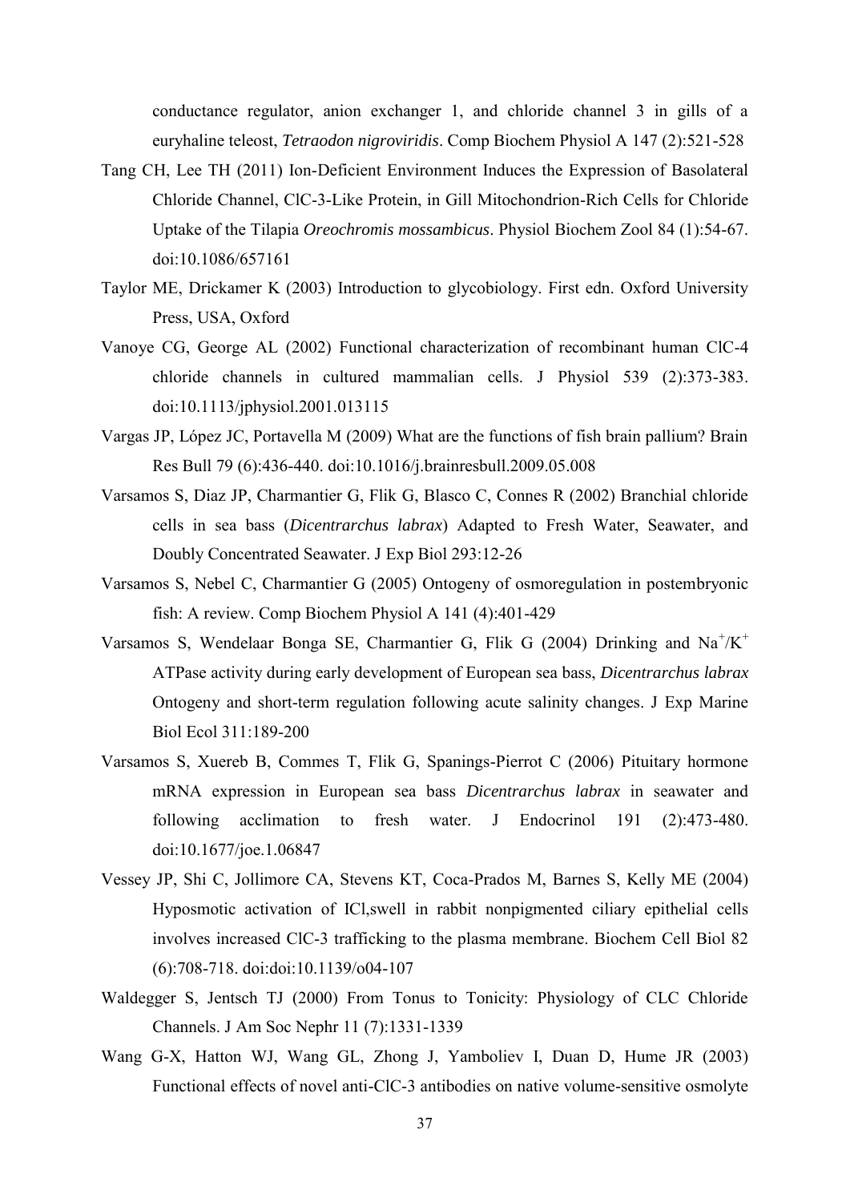conductance regulator, anion exchanger 1, and chloride channel 3 in gills of a euryhaline teleost, *Tetraodon nigroviridis*. Comp Biochem Physiol A 147 (2):521-528

Tang CH, Lee TH (2011) Ion-Deficient Environment Induces the Expression of Basolateral Chloride Channel, ClC-3-Like Protein, in Gill Mitochondrion-Rich Cells for Chloride Uptake of the Tilapia *Oreochromis mossambicus*. Physiol Biochem Zool 84 (1):54-67. doi:10.1086/657161

Taylor ME, Drickamer K (2003) Introduction to glycobiology. First edn. Oxford University Press, USA, Oxford

Vanoye CG, George AL (2002) Functional characterization of recombinant human ClC-4 chloride channels in cultured mammalian cells. J Physiol 539 (2):373-383. doi:10.1113/jphysiol.2001.013115

Vargas JP, López JC, Portavella M (2009) What are the functions of fish brain pallium? Brain Res Bull 79 (6):436-440. doi:10.1016/j.brainresbull.2009.05.008

Varsamos S, Diaz JP, Charmantier G, Flik G, Blasco C, Connes R (2002) Branchial chloride cells in sea bass (*Dicentrarchus labrax*) Adapted to Fresh Water, Seawater, and Doubly Concentrated Seawater. J Exp Biol 293:12-26

Varsamos S, Nebel C, Charmantier G (2005) Ontogeny of osmoregulation in postembryonic fish: A review. Comp Biochem Physiol A 141 (4):401-429

Varsamos S, Wendelaar Bonga SE, Charmantier G, Flik G (2004) Drinking and $Na^+/K^+$ ATPase activity during early development of European sea bass, *Dicentrarchus labrax* Ontogeny and short-term regulation following acute salinity changes. J Exp Marine Biol Ecol 311:189-200

Varsamos S, Xuereb B, Commes T, Flik G, Spanings-Pierrot C (2006) Pituitary hormone mRNA expression in European sea bass *Dicentrarchus labrax* in seawater and following acclimation to fresh water. J Endocrinol 191 (2):473-480. doi:10.1677/joe.1.06847

Vessey JP, Shi C, Jollimore CA, Stevens KT, Coca-Prados M, Barnes S, Kelly ME (2004) Hyposmotic activation of ICl,swell in rabbit nonpigmented ciliary epithelial cells involves increased ClC-3 trafficking to the plasma membrane. Biochem Cell Biol 82 (6):708-718. doi:doi:10.1139/o04-107

Waldegger S, Jentsch TJ (2000) From Tonus to Tonicity: Physiology of CLC Chloride Channels. J Am Soc Nephr 11 (7):1331-1339

Wang G-X, Hatton WJ, Wang GL, Zhong J, Yamboliev I, Duan D, Hume JR (2003) Functional effects of novel anti-ClC-3 antibodies on native volume-sensitive osmolyte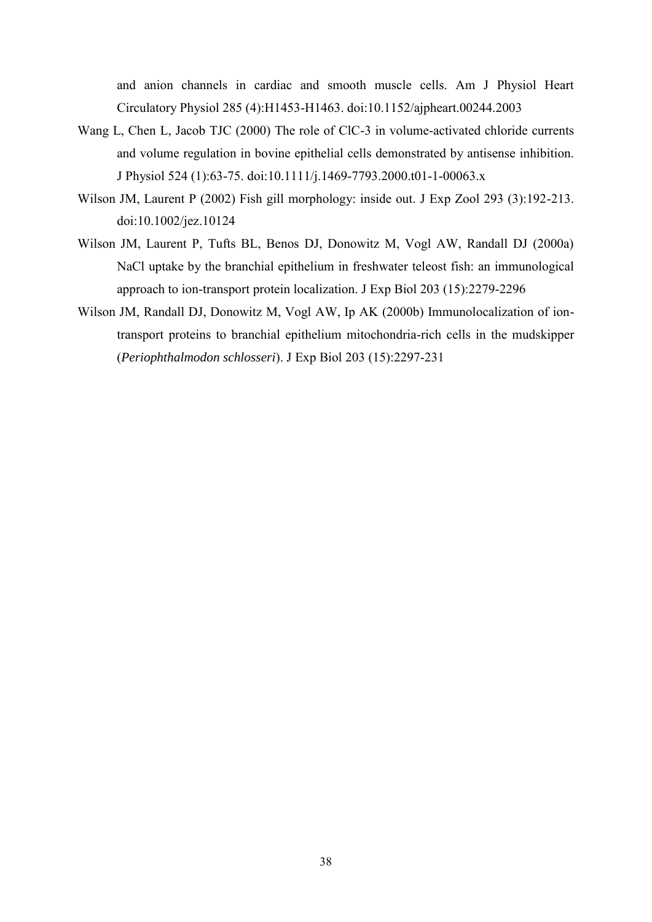and anion channels in cardiac and smooth muscle cells. Am J Physiol Heart Circulatory Physiol 285 (4):H1453-H1463. doi:10.1152/ajpheart.00244.2003

Wang L, Chen L, Jacob TJC (2000) The role of ClC-3 in volume-activated chloride currents and volume regulation in bovine epithelial cells demonstrated by antisense inhibition. J Physiol 524 (1):63-75. doi:10.1111/j.1469-7793.2000.t01-1-00063.x

Wilson JM, Laurent P (2002) Fish gill morphology: inside out. J Exp Zool 293 (3):192-213. doi:10.1002/jez.10124

Wilson JM, Laurent P, Tufts BL, Benos DJ, Donowitz M, Vogl AW, Randall DJ (2000a) NaCl uptake by the branchial epithelium in freshwater teleost fish: an immunological approach to ion-transport protein localization. J Exp Biol 203 (15):2279-2296

Wilson JM, Randall DJ, Donowitz M, Vogl AW, Ip AK (2000b) Immunolocalization of ion-transport proteins to branchial epithelium mitochondria-rich cells in the mudskipper (*Periophthalmodon schlosseri*). J Exp Biol 203 (15):2297-231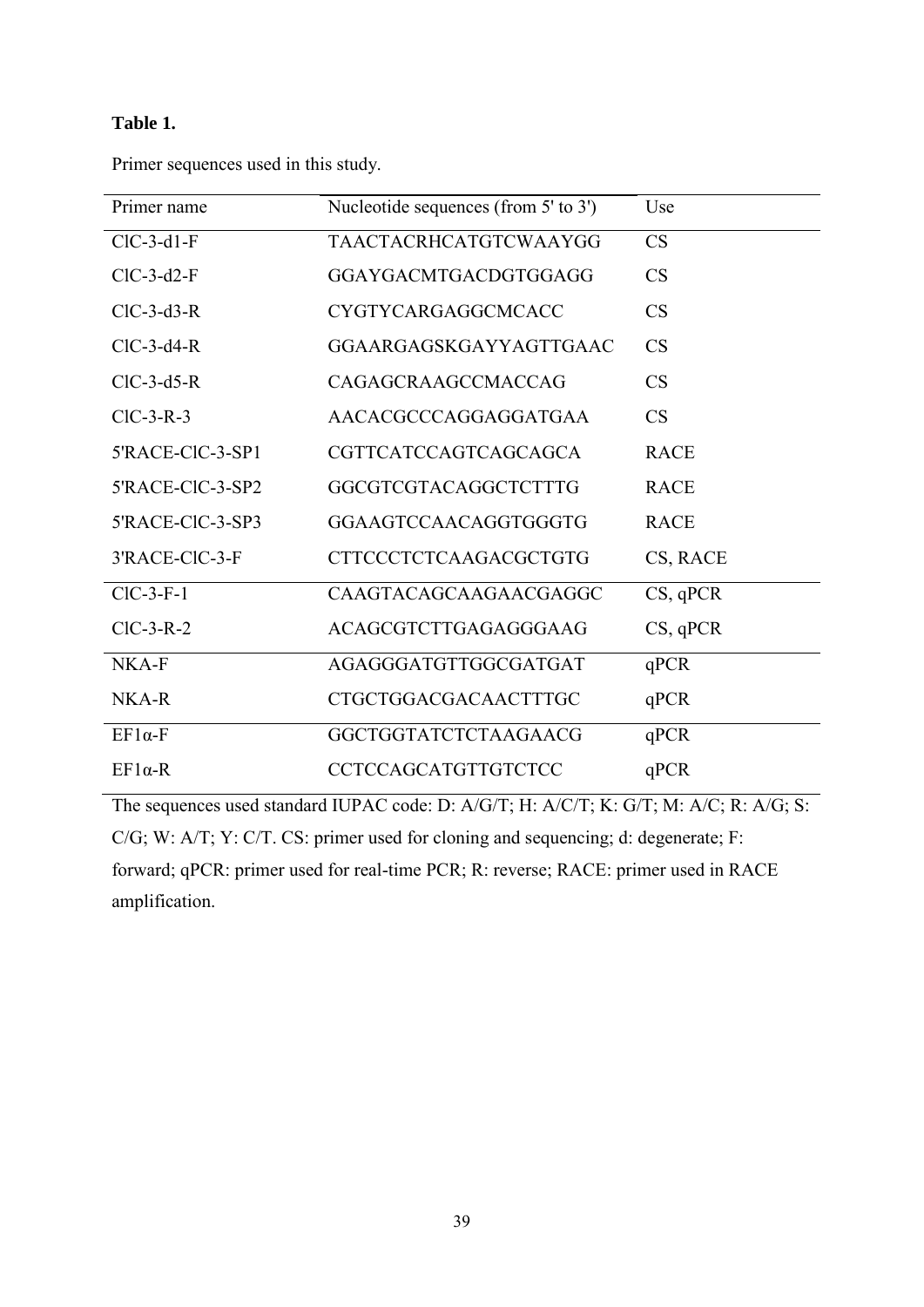**Table 1.**

Primer sequences used in this study.

| Primer name | Nucleotide sequences (from 5' to 3') | Use |
|---|---|---|
| ClC-3-d1-F | TAACTACRHCATGTCWAAYGG | CS |
| ClC-3-d2-F | GGAYGACMTGACDGTGGAGG | CS |
| ClC-3-d3-R | CYGTYCARGAGGCMCACC | CS |
| ClC-3-d4-R | GGAARGAGSKGAYYAGTTGAAC | CS |
| ClC-3-d5-R | CAGAGCRAAGCCMACCAG | CS |
| ClC-3-R-3 | AACACGCCCAGGAGGATGAA | CS |
| 5'RACE-ClC-3-SP1 | CGTTCATCCAGTCAGCAGCA | RACE |
| 5'RACE-ClC-3-SP2 | GGCGTCGTACAGGCTCTTTG | RACE |
| 5'RACE-ClC-3-SP3 | GGAAGTCCAACAGGTGGGTG | RACE |
| 3'RACE-ClC-3-F | CTTCCCTCTCAAGACGCTGTG | CS, RACE |
| ClC-3-F-1 | CAAGTACAGCAAGAACGAGGC | CS, qPCR |
| ClC-3-R-2 | ACAGCGTCTTGAGAGGGAAG | CS, qPCR |
| NKA-F | AGAGGGATGTTGGCGATGAT | qPCR |
| NKA-R | CTGCTGGACGACAACTTTGC | qPCR |
| EF1α-F | GGCTGGTATCTCTAAGAACG | qPCR |
| EF1α-R | CCTCCAGCATGTTGTCTCC | qPCR |

The sequences used standard IUPAC code: D: A/G/T; H: A/C/T; K: G/T; M: A/C; R: A/G; S: C/G; W: A/T; Y: C/T. CS: primer used for cloning and sequencing; d: degenerate; F: forward; qPCR: primer used for real-time PCR; R: reverse; RACE: primer used in RACE amplification.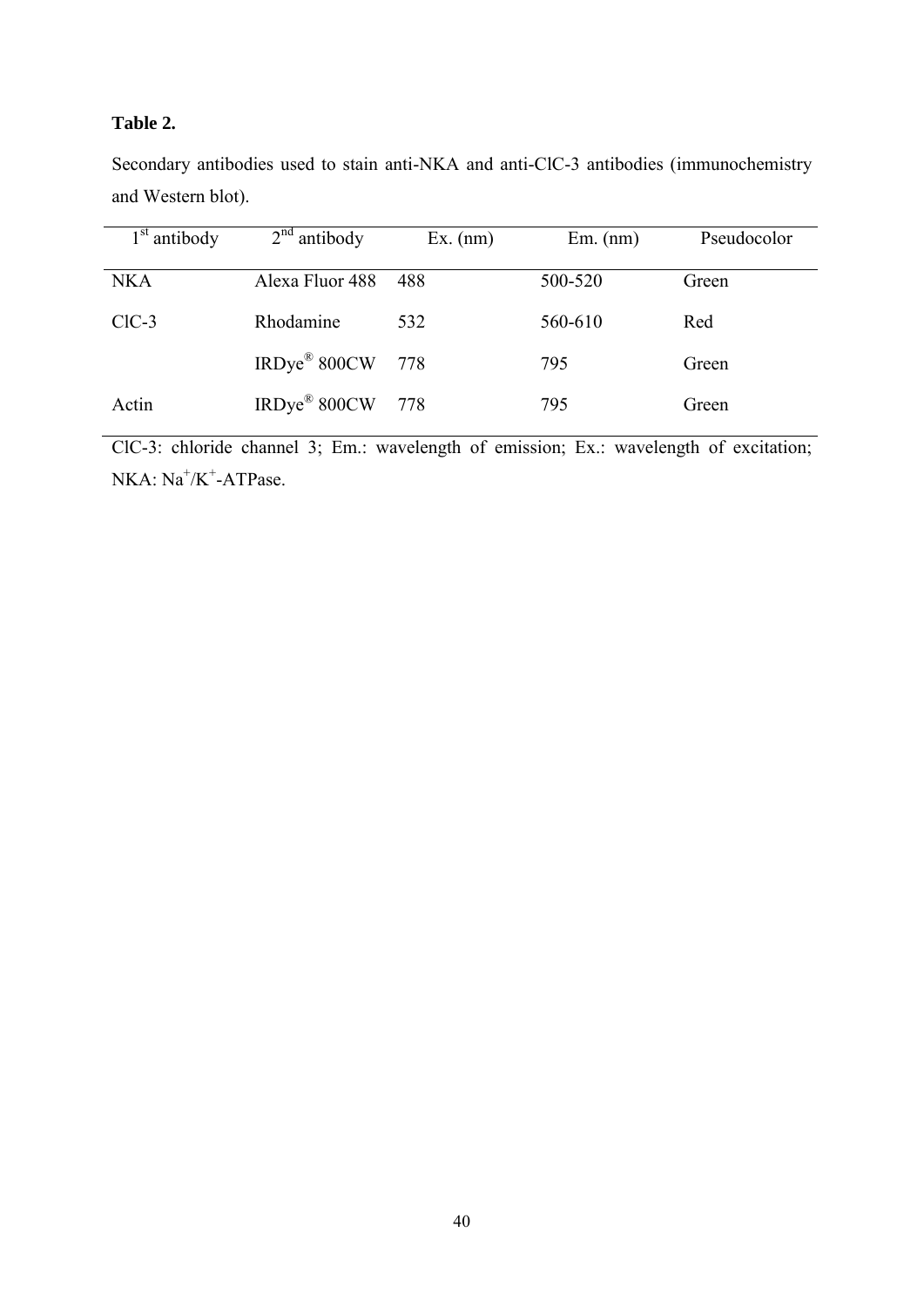**Table 2.**

Secondary antibodies used to stain anti-NKA and anti-ClC-3 antibodies (immunochemistry and Western blot).

| 1st antibody | 2nd antibody | Ex. (nm) | Em. (nm) | Pseudocolor |
|---|---|---|---|---|
| NKA | Alexa Fluor 488 | 488 | 500-520 | Green |
| ClC-3 | Rhodamine | 532 | 560-610 | Red |
| | IRDye® 800CW | 778 | 795 | Green |
| Actin | IRDye® 800CW | 778 | 795 | Green |

ClC-3: chloride channel 3; Em.: wavelength of emission; Ex.: wavelength of excitation; NKA: $Na^+/K^+$-ATPase.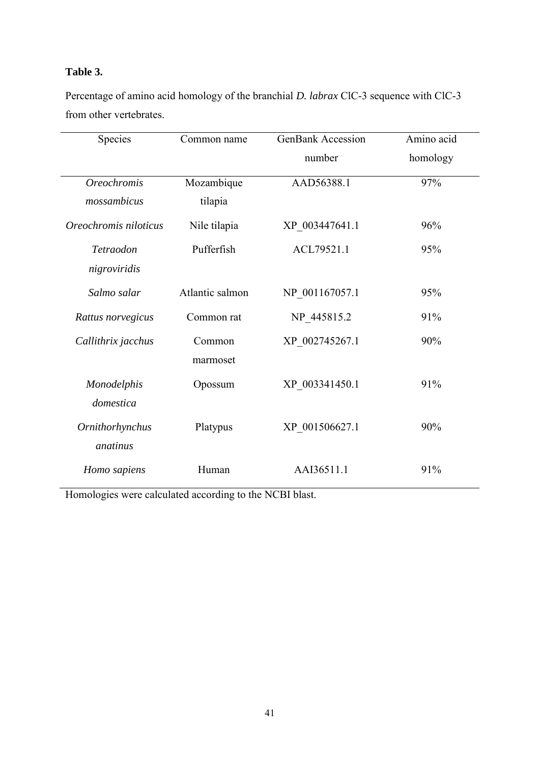**Table 3.**

Percentage of amino acid homology of the branchial *D. labrax* ClC-3 sequence with ClC-3 from other vertebrates.

| Species | Common name | GenBank Accession number | Amino acid homology |
|---|---|---|---|
| *Oreochromis mossambicus* | Mozambique tilapia | AAD56388.1 | 97% |
| *Oreochromis niloticus* | Nile tilapia | XP_003447641.1 | 96% |
| *Tetraodon nigroviridis* | Pufferfish | ACL79521.1 | 95% |
| *Salmo salar* | Atlantic salmon | NP_001167057.1 | 95% |
| *Rattus norvegicus* | Common rat | NP_445815.2 | 91% |
| *Callithrix jacchus* | Common marmoset | XP_002745267.1 | 90% |
| *Monodelphis domestica* | Opossum | XP_003341450.1 | 91% |
| *Ornithorhynchus anatinus* | Platypus | XP_001506627.1 | 90% |
| *Homo sapiens* | Human | AAI36511.1 | 91% |

Homologies were calculated according to the NCBI blast.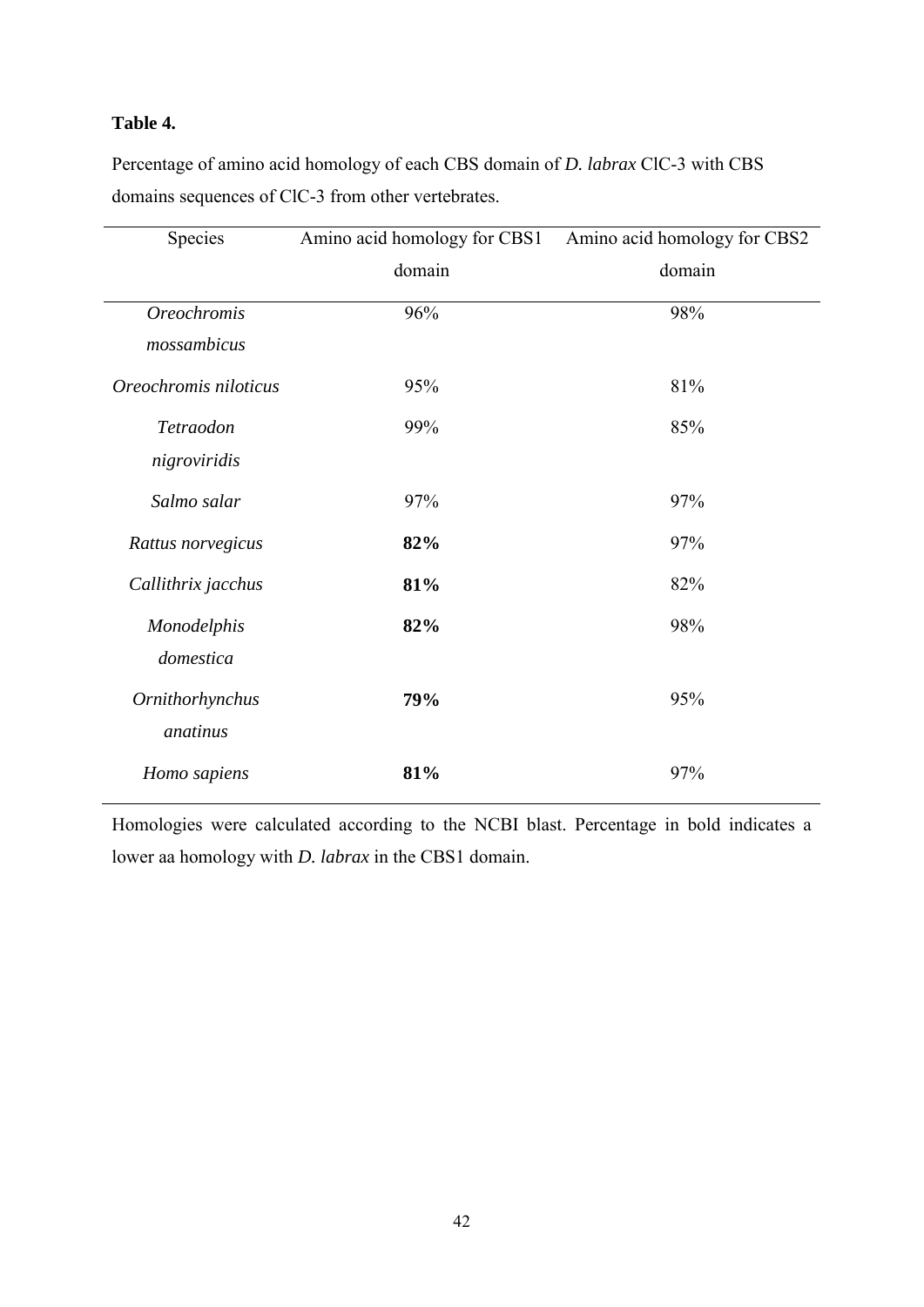**Table 4.**

Percentage of amino acid homology of each CBS domain of *D. labrax* ClC-3 with CBS domains sequences of ClC-3 from other vertebrates.

| Species | Amino acid homology for CBS1 domain | Amino acid homology for CBS2 domain |
|---|---|---|
| *Oreochromis mossambicus* | 96% | 98% |
| *Oreochromis niloticus* | 95% | 81% |
| *Tetraodon nigroviridis* | 99% | 85% |
| *Salmo salar* | 97% | 97% |
| *Rattus norvegicus* | **82%** | 97% |
| *Callithrix jacchus* | **81%** | 82% |
| *Monodelphis domestica* | **82%** | 98% |
| *Ornithorhynchus anatinus* | **79%** | 95% |
| *Homo sapiens* | **81%** | 97% |

Homologies were calculated according to the NCBI blast. Percentage in bold indicates a lower aa homology with *D. labrax* in the CBS1 domain.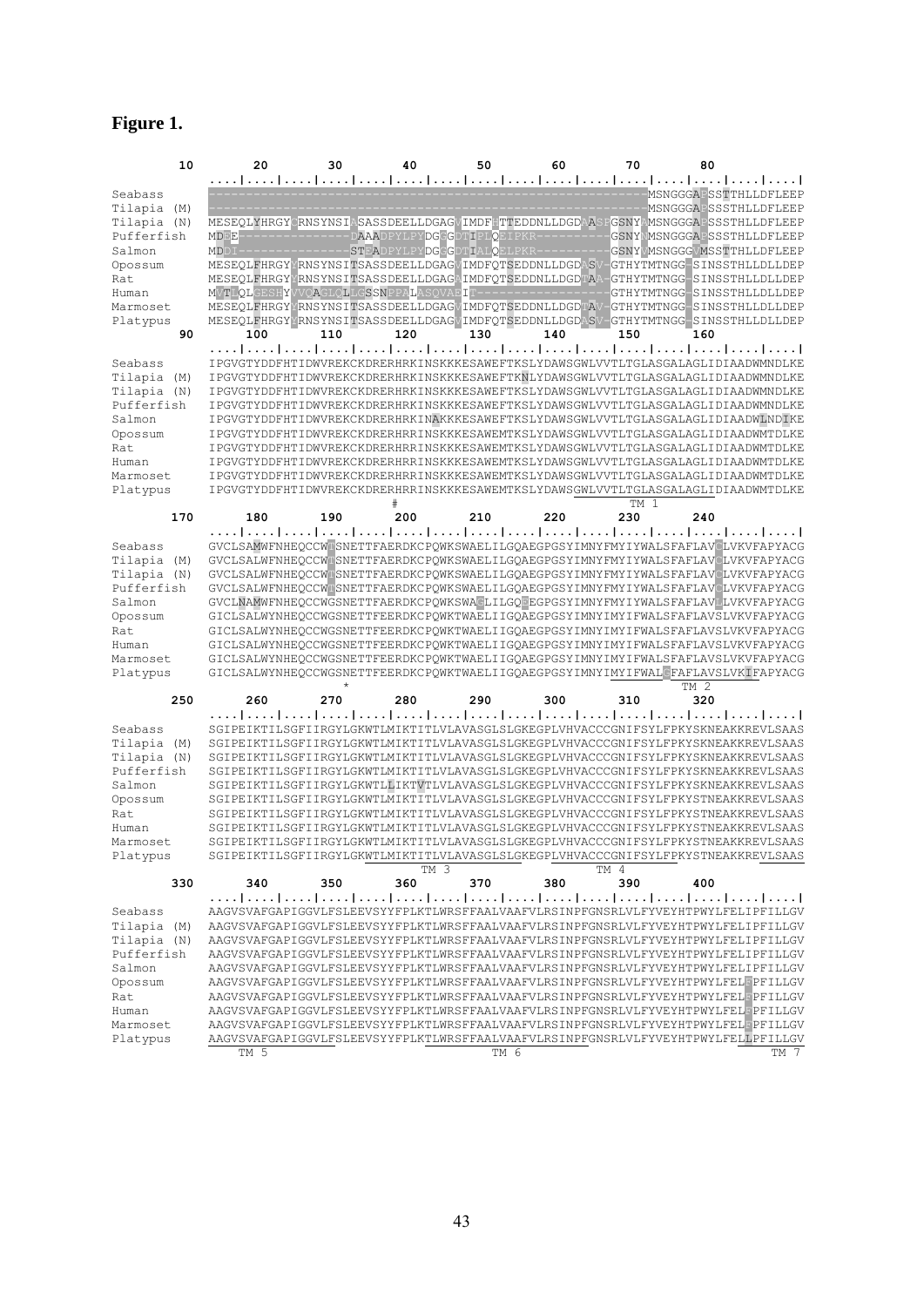# Figure 1.

```
        10        20        30        40        50        60        70        80
         ....|....|....|....|....|....|....|....|....|....|....|....|....|....|....|....|
Seabass      ------------------------------------------------------------MSNGGGAESSTTHLLDFLEEP
Tilapia (M)  ------------------------------------------------------------MSNGGGAESSSTHLLDFLEEP
Tilapia (N)  MESEQLYHRGYSRNSYNSISSASSDEELLDGAGVIMDFHTTEDDNLLDGDAASPGSNYSMSNGGGAESSSTHLLDFLEEP
Pufferfish   MDEE---------------DAAADPYLPYDGSGDTIPDQEIPKR----------GSNYSMSNGGGAESSSTHLLDFLEEP
Salmon       MDDI---------------STEADPYLPYDGSGDTIADQELPKR----------GSNYSMSNGGGVMSSTTHLLDFLEEP
Opossum      MESEQLFHRGYSRNSYNSITSASSDEELLDGAGVIMDFQTSEDDNLLDGDASV-GTHYTMTNGG-SINSSTHLLDLLDEP
Rat          MESEQLFHRGYSRNSYNSITSASSDEELLDGAGVIMDFQTSEDDNLLDGDTAA-GTHYTMTNGG-SINSSTHLLDLLDEP
Human        MVTEQLGESHYVVQAGLQLLGSSNPPALASQVAEIT------------------GTHYTMTNGG-SINSSTHLLDLLDEP
Marmoset     MESEQLFHRGYSRNSYNSITSASSDEELLDGAGVIMDFQTSEDDNLLDGDTAV-GTHYTMTNGG-SINSSTHLLDLLDEP
Platypus     MESEQLFHRGYSRNSYNSITSASSDEELLDGAGVIMDFQTSEDDNLLDGDASV-GTHYTMTNGG-SINSSTHLLDLLDEP

        90       100       110       120       130       140       150       160
         ....|....|....|....|....|....|....|....|....|....|....|....|....|....|....|....|
Seabass      IPGVGTYDDFHTIDWVREKCKDRERHRKINSKKKESAWEFTKSLYDAWSGWLVVTLTGLASGALAGLIDIAADWMNDLKE
Tilapia (M)  IPGVGTYDDFHTIDWVREKCKDRERHRKINSKKKESAWEFTKNLYDAWSGWLVVTLTGLASGALAGLIDIAADWMNDLKE
Tilapia (N)  IPGVGTYDDFHTIDWVREKCKDRERHRKINSKKKESAWEFTKSLYDAWSGWLVVTLTGLASGALAGLIDIAADWMNDLKE
Pufferfish   IPGVGTYDDFHTIDWVREKCKDRERHRKINSKKKESAWEFTKSLYDAWSGWLVVTLTGLASGALAGLIDIAADWMNDLKE
Salmon       IPGVGTYDDFHTIDWVREKCKDRERHRKINAKKKESAWEFTKSLYDAWSGWLVVTLTGLASGALAGLIDIAADWLNDIKE
Opossum      IPGVGTYDDFHTIDWVREKCKDRERHRRINSKKKESAWEMTKSLYDAWSGWLVVTLTGLASGALAGLIDIAADWMTDLKE
Rat          IPGVGTYDDFHTIDWVREKCKDRERHRRINSKKKESAWEMTKSLYDAWSGWLVVTLTGLASGALAGLIDIAADWMTDLKE
Human        IPGVGTYDDFHTIDWVREKCKDRERHRRINSKKKESAWEMTKSLYDAWSGWLVVTLTGLASGALAGLIDIAADWMTDLKE
Marmoset     IPGVGTYDDFHTIDWVREKCKDRERHRRINSKKKESAWEMTKSLYDAWSGWLVVTLTGLASGALAGLIDIAADWMTDLKE
Platypus     IPGVGTYDDFHTIDWVREKCKDRERHRRINSKKKESAWEMTKSLYDAWSGWLVVTLTGLASGALAGLIDIAADWMTDLKE
                                               #                           TM 1

       170       180       190       200       210       220       230       240
         ....|....|....|....|....|....|....|....|....|....|....|....|....|....|....|....|
Seabass      GVCLSAMWFNHEQCCWTSNETTFAERDKCPQWKSWAELILGQAEGPGSYIMNYFMYIYWALSFAFLAVCLVKVFAPYACG
Tilapia (M)  GVCLSALWFNHEQCCWTSNETTFAERDKCPQWKSWAELILGQAEGPGSYIMNYFMYIYWALSFAFLAVCLVKVFAPYACG
Tilapia (N)  GVCLSALWFNHEQCCWTSNETTFAERDKCPQWKSWAELILGQAEGPGSYIMNYFMYIYWALSFAFLAVCLVKVFAPYACG
Pufferfish   GVCLSALWFNHEQCCWTSNETTFAERDKCPQWKSWAELILGQAEGPGSYIMNYFMYIYWALSFAFLAVCLVKVFAPYACG
Salmon       GVCLNAMWFNHEQCCWGSNETTFAERDKCPQWKSWACLILGQSEGPGSYIMNYFMYIYWALSFAFLAVLLVKVFAPYACG
Opossum      GICLSALWYNHEQCCWGSNETTFEERDKCPQWKTWAELIIGQAEGPGSYIMNYIMYIFWALSFAFLAVSLVKVFAPYACG
Rat          GICLSALWYNHEQCCWGSNETTFEERDKCPQWKTWAELIIGQAEGPGSYIMNYIMYIFWALSFAFLAVSLVKVFAPYACG
Human        GICLSALWYNHEQCCWGSNETTFEERDKCPQWKTWAELIIGQAEGPGSYIMNYIMYIFWALSFAFLAVSLVKVFAPYACG
Marmoset     GICLSALWYNHEQCCWGSNETTFEERDKCPQWKTWAELIIGQAEGPGSYIMNYIMYIFWALSFAFLAVSLVKVFAPYACG
Platypus     GICLSALWYNHEQCCWGSNETTFEERDKCPQWKTWAELIIGQAEGPGSYIMNYIMYIFWALSFAFLAVSLVKIFAPYACG
                              *                                                TM 2

       250       260       270       280       290       300       310       320
         ....|....|....|....|....|....|....|....|....|....|....|....|....|....|....|....|
Seabass      SGIPEIKTILSGFIIRGYLGKWTLMIKTITLVLAVASGLSLGKEGPLVHVACCCGNIFSYLFPKYSKNEAKKREVLSAAS
Tilapia (M)  SGIPEIKTILSGFIIRGYLGKWTLMIKTITLVLAVASGLSLGKEGPLVHVACCCGNIFSYLFPKYSKNEAKKREVLSAAS
Tilapia (N)  SGIPEIKTILSGFIIRGYLGKWTLMIKTITLVLAVASGLSLGKEGPLVHVACCCGNIFSYLFPKYSKNEAKKREVLSAAS
Pufferfish   SGIPEIKTILSGFIIRGYLGKWTLMIKTITLVLAVASGLSLGKEGPLVHVACCCGNIFSYLFPKYSKNEAKKREVLSAAS
Salmon       SGIPEIKTILSGFIIRGYLGKWTLLIKTVTLVLAVASGLSLGKEGPLVHVACCCGNIFSYLFPKYSKNEAKKREVLSAAS
Opossum      SGIPEIKTILSGFIIRGYLGKWTLMIKTITLVLAVASGLSLGKEGPLVHVACCCGNIFSYLFPKYSTNEAKKREVLSAAS
Rat          SGIPEIKTILSGFIIRGYLGKWTLMIKTITLVLAVASGLSLGKEGPLVHVACCCGNIFSYLFPKYSTNEAKKREVLSAAS
Human        SGIPEIKTILSGFIIRGYLGKWTLMIKTITLVLAVASGLSLGKEGPLVHVACCCGNIFSYLFPKYSTNEAKKREVLSAAS
Marmoset     SGIPEIKTILSGFIIRGYLGKWTLMIKTITLVLAVASGLSLGKEGPLVHVACCCGNIFSYLFPKYSTNEAKKREVLSAAS
Platypus     SGIPEIKTILSGFIIRGYLGKWTLMIKTITLVLAVASGLSLGKEGPLVHVACCCGNIFSYLFPKYSTNEAKKREVLSAAS
                                          TM 3                 TM 4

       330       340       350       360       370       380       390       400
         ....|....|....|....|....|....|....|....|....|....|....|....|....|....|....|....|
Seabass      AAGVSVAFGAPIGGVLFSLEEVSYYFPLKTLWRSFFAALVAAFVLRSINPFGNSRLVLFYVEYHTPWYLFELIPFILLGV
Tilapia (M)  AAGVSVAFGAPIGGVLFSLEEVSYYFPLKTLWRSFFAALVAAFVLRSINPFGNSRLVLFYVEYHTPWYLFELIPFILLGV
Tilapia (N)  AAGVSVAFGAPIGGVLFSLEEVSYYFPLKTLWRSFFAALVAAFVLRSINPFGNSRLVLFYVEYHTPWYLFELIPFILLGV
Pufferfish   AAGVSVAFGAPIGGVLFSLEEVSYYFPLKTLWRSFFAALVAAFVLRSINPFGNSRLVLFYVEYHTPWYLFELIPFILLGV
Salmon       AAGVSVAFGAPIGGVLFSLEEVSYYFPLKTLWRSFFAALVAAFVLRSINPFGNSRLVLFYVEYHTPWYLFELIPFILLGV
Opossum      AAGVSVAFGAPIGGVLFSLEEVSYYFPLKTLWRSFFAALVAAFVLRSINPFGNSRLVLFYVEYHTPWYLFELFPFILLGV
Rat          AAGVSVAFGAPIGGVLFSLEEVSYYFPLKTLWRSFFAALVAAFVLRSINPFGNSRLVLFYVEYHTPWYLFELFPFILLGV
Human        AAGVSVAFGAPIGGVLFSLEEVSYYFPLKTLWRSFFAALVAAFVLRSINPFGNSRLVLFYVEYHTPWYLFELFPFILLGV
Marmoset     AAGVSVAFGAPIGGVLFSLEEVSYYFPLKTLWRSFFAALVAAFVLRSINPFGNSRLVLFYVEYHTPWYLFELFPFILLGV
Platypus     AAGVSVAFGAPIGGVLFSLEEVSYYFPLKTLWRSFFAALVAAFVLRSINPFGNSRLVLFYVEYHTPWYLFELLPFILLGV
               TM 5                              TM 6                                  TM 7
```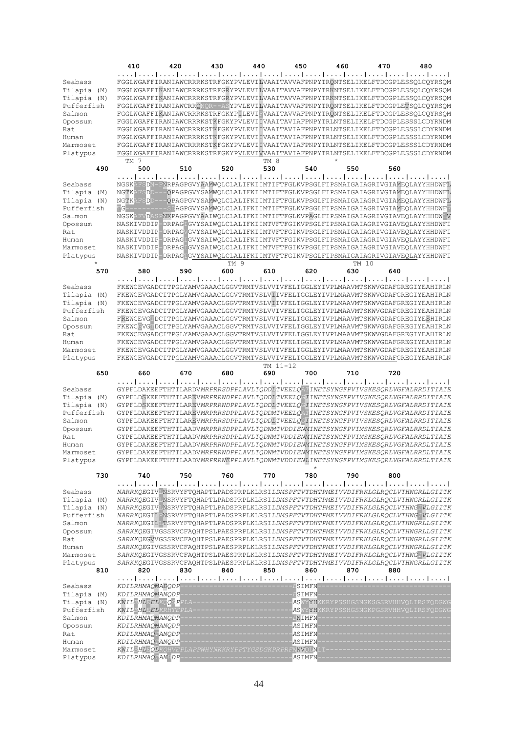```
              410       420       430       440       450       460       470       480
              ....|....|....|....|....|....|....|....|....|....|....|....|....|....|....|....|
Seabass       FGGLWGAFFIRANIAWCRRRKSTRFGKYPVLEVILVAAITAVVAFPNPYTRQNTSELIKELFTDCGPLESSQLCQYRSQM
Tilapia (M)   FGGLWGAFFIKANIAWCRRRKSTRFGRYPVLEVILVAAITAVVAFPNPYTRKNTSELIKELFTDCGPLESSQLCQYRSQM
Tilapia (N)   FGGLWGAFFIKANIAWCRRRKSTRFGRYPVLEVILVAAITAVVAFPNPYTRKNTSELIKELFTDCGPLESSQLCQYRSQM
Pufferfish    FGGLWGAFFIRANIAWCRRQNQR--ASYPVLEVILVAAITAVVAFPNPYTRQNTSELIKELFTDCGPLETSQLCQYRSQM
Salmon        FGGLWGAFFIKANIAWCRRRKSTRFGKYPILEVIFVAAITAVVAFPNPYTRQNTSELIKELFTDCGPLESSQLCQYRSQM
Opossum       FGGLWGAFFIRANIAWCRRRKSTKFGKYPVLEVIIVAAITAVIAFPNPYTRLNTSELIKELFTDCGPLESSSLCDYRNDM
Rat           FGGLWGAFFIRANIAWCRRRKSTKFGKYPVLEVIIVAAITAVIAFPNPYTRLNTSELIKELFTDCGPLESSSLCDYRNDM
Human         FGGLWGAFFIRANIAWCRRRKSTKFGKYPVLEVIIVAAITAVIAFPNPYTRLNTSELIKELFTDCGPLESSSLCDYRNDM
Marmoset      FGGLWGAFFIRANIAWCRRRKSTKFGKYPVLEVIIVAAITAVIAFPNPYTRLNTSELIKELFTDCGPLESSSLCDYRNDM
Platypus      FGGLWGAFFIRANIAWCRRRKSTRFGKYPVLEVIVVAAITAVIAFPNPYTRLNTSELIKELFTDCGPLESSSLCDYRNDM
              TM 7                                    TM 8            *
      490      500       510       520       530       540       550       560
              ....|....|....|....|....|....|....|....|....|....|....|....|....|....|....|....|
Seabass       NGSKAFSDN-PNRPAGPGVYAAMWQLCLALIFKIIMTIFTFGLKVPSGLFIPSMAIGAIAGRIVGIAMEQLAYYHHDWFL
Tilapia (M)   NGTKAFSDD---QPAGPGVYSAMWQLCLALIFKIIMTIFTFGLKVPSGLFIPSMAIGAIAGRIVGIAMEQLAYYHHDWFL
Tilapia (N)   NGTKAFSDD---QPAGPGVYSAMWQLCLALIFKIIMTIFTFGLKVPSGLFIPSMAIGAIAGRIVGIAMEQLAYYHHDWFL
Pufferfish    NG---------SDAGPGVYSAMWQLCLALIFKIIMTIFTFGLKVPSGLFIPSMAIGAIAGRIVGIAMEQLAYYHHDWFF
Salmon        NGSKAFVDASPNKPAGPGVYAAIWQLCLALIFKIIMTIFTFGLKVPAGLFIPSMAIGAIAGRIVGIAVEQLAYYHHDWLV
Opossum       NASKIVDDIP-DRPAGIGVYSAIWQLCLALIFKIIMTVFTFGIKVPSGLFIPSMAIGAIAGRIVGIAVEQLAYYHHDWFI
Rat           NASKIVDDIP-DRPAGIGVYSAIWQLCLALIFKIIMTVFTFGIKVPSGLFIPSMAIGAIAGRIVGIAVEQLAYYHHDWFI
Human         NASKIVDDIP-DRPAGIGVYSAIWQLCLALIFKIIMTVFTFGIKVPSGLFIPSMAIGAIAGRIVGIAVEQLAYYHHDWFI
Marmoset      NASKIVDDIP-DRPAGIGVYSAIWQLCLALIFKIIMTVFTFGIKVPSGLFIPSMAIGAIAGRIVGIAVEQLAYYHHDWFI
Platypus      NASKIVDDIP-DRPAGIGVYSAIWQLCLALIFKIIMTVFTFGIKVPSGLFIPSMAIGAIAGRIVGIAVEQLAYYHHDWFI
              *                          TM 9                          TM 10
      570      580       590       600       610       620       630       640
              ....|....|....|....|....|....|....|....|....|....|....|....|....|....|....|....|
Seabass       FKEWCEVGADCITPGLYAMVGAAACLGGVTRMTVSLVVIVFELTGGLEYIVPLMAAVMTSKWVGDAFGREGIYEAHIRLN
Tilapia (M)   FKEWCEVGADCITPGLYAMVGAAACLGGVTRMTVSLVIIVFELTGGLEYIVPLMAAVMTSKWVGDAFGREGIYEAHIRLN
Tilapia (N)   FKEWCEVGADCITPGLYAMVGAAACLGGVTRMTVSLVIIVFELTGGLEYIVPLMAAVMTSKWVGDAFGREGIYEAHIRLN
Pufferfish    FKEWCEVGADCITPGLYAMVGAAACLGGVTRMTVSLVVIVFELTGGLEYIVPLMAAVMTSKWVGDAFGREGIYEAHIRLN
Salmon        FREWCEVGEDCITPGLYAMVGAAACLGGVTRMTVSLVVIVFELTGGLEYIVPLMAAVMTSKWVGDAFGREGIYESHIRLN
Opossum       FKEWCEVGEDCITPGLYAMVGAAACLGGVTRMTVSLVVIVFELTGGLEYIVPLMAAVMTSKWVGDAFGREGIYEAHIRLN
Rat           FKEWCEVGADCITPGLYAMVGAAACLGGVTRMTVSLVVIVFELTGGLEYIVPLMAAVMTSKWVGDAFGREGIYEAHIRLN
Human         FKEWCEVGADCITPGLYAMVGAAACLGGVTRMTVSLVVIVFELTGGLEYIVPLMAAVMTSKWVGDAFGREGIYEAHIRLN
Marmoset      FKEWCEVGADCITPGLYAMVGAAACLGGVTRMTVSLVVIVFELTGGLEYIVPLMAAVMTSKWVGDAFGREGIYEAHIRLN
Platypus      FKEWCEVGADCITPGLYAMVGAAACLGGVTRMTVSLVVIVFELTGGLEYIVPLMAAVMTSKWVGDAFGREGIYEAHIRLN
                                                      TM 11-12
      650      660       670       680       690       700       710       720
              ....|....|....|....|....|....|....|....|....|....|....|....|....|....|....|....|
Seabass       GYPFLDAKEEFTHTTLARDVMRPRRSDPPLAVLTQDDLTVEELQATINETSYNGFPVIVSKESQRLVGFALRRDITIAIE
Tilapia (M)   GYPFLDSKEEFTHTTLAREVMRPRRNDPPLAVLTQDDLTVEELQGIINETSYNGFPVIVSKESQRLVGFALRRDITIAIE
Tilapia (N)   GYPFLDSKEEFTHTTLAREVMRPRRNDPPLAVLTQDDLTVEELQGIINETSYNGFPVIVSKESQRLVGFALRRDITIAIE
Pufferfish    GYPFLDAKEEFTHTTLAREVMRPRRSDPPLAVLTQDDMTVEELQATINETSYNGFPVIVSKESQRLVGFALRRDITIAIE
Salmon        GYPFLDAKEEFTHTTLAREVMRPRRSDPPLAVLTQDDLTVEELQGIINETSYNGFPVIVSKESQRLVGFALRRDITIAIE
Opossum       GYPFLDAKEEFTHTTLAADVMRPRRSDPPLAVLTQDNMTVDDIENMINETSYNGFPVIMSKESQRLVGFALRRDLTIAIE
Rat           GYPFLDAKEEFTHTTLAADVMRPRRSDPPLAVLTQDNMTVDDIENMINETSYNGFPVIMSKESQRLVGFALRRDLTIAIE
Human         GYPFLDAKEEFTHTTLAADVMRPRRNDPPLAVLTQDNMTVDDIENMINETSYNGFPVIMSKESQRLVGFALRRDLTIAIE
Marmoset      GYPFLDAKEEFTHTTLAADVMRPRRNDPPLAVLTQDNMTVDDIENMINETSYNGFPVIMSKESQRLVGFALRRDLTIAIE
Platypus      GYPFLDAKEEFTHTTLAADVMRPRRNEPPLAVLTQDNMTVDDIENLINETSYNGFPVIMSKESQRLVGFALRRDLTIAIE
                                                              *
      730      740       750       760       770       780       790       800
              ....|....|....|....|....|....|....|....|....|....|....|....|....|....|....|....|
Seabass       NARRKQEGIVLNSRVYFTQHAPTLPADSPRPLKLRSILDMSPFTVTDHTPMEIVVDIFRKLGLRQCLVTHNGRLLGIITK
Tilapia (M)   NARRKQEGIVLNSRVYFTQHAPTLPADSPRPLKLRSILDMSPFTVTDHTPMEIVVDIFRKLGLRQCLVTHNGIVLGIITK
Tilapia (N)   NARRKQEGIVLNSRVYFTQHAPTLPADSPRPLKLRSILDMSPFTVTDHTPMEIVVDIFRKLGLRQCLVTHNGIVLGIITK
Pufferfish    NARRKQEGILPNSRVYFTQHAPTLPADSPRPLKLRSILDMSPFTVTDHTPMEIVVDIFRKLGLRQCLVTHNGIVLGIITK
Salmon        NARRKQEGILLTSRVYFTQHAPTLPADSPRPLKLRSILDMSPFTVTDHTPMEIVVDIFRKLGLRQCLVTHNGRLLGIITK
Opossum       SARKKQEGIVGSSRVCFAQHTPSLPAESPRPLKLRSILDMSPFTVTDHTPMEIVVDIFRKLGLRQCLVTHNGRLLGIITK
Rat           SARKKQEGVVGSSRVCFAQHTPSLPAESPRPLKLRSILDMSPFTVTDHTPMEIVVDIFRKLGLRQCLVTHNGRLLGIITK
Human         SARKKQEGIVGSSRVCFAQHTPSLPAESPRPLKLRSILDMSPFTVTDHTPMEIVVDIFRKLGLRQCLVTHNGRLLGIITK
Marmoset      SARKKQEGIVGSSRVCFAQHTPSLPAESPRPLKLRSILDMSPFTVTDHTPMEIVVDIFRKLGLRQCLVTHNGIVLGIITK
Platypus      SARKKQEGIVGSSRVCFAQHTPSLPAESPRPLKLRSILDMSPFTVTDHTPMEIVVDIFRKLGLRQCLVTHNGRLLGIITK
      810      820       830       840       850       860       870       880
              ....|....|....|....|....|....|....|....|....|....|....|....|....|....|....|....|
Seabass       KDILRHMAQMADQDP--------------------------PSIMFN---------------------------------
Tilapia (M)   KDILRHMAQMANQDP--------------------------PSIMFN---------------------------------
Tilapia (N)   KNILEHLEELKQSPPLA------------------------ASWYYHKKRYPSSHGSNGKSGSRVHHVQLIRSFQDGWG
Pufferfish    KNILEHLEEDKRHTEPLA-----------------------ASWYYHKKRYPSSHGSNGKPGSRVHHVQLIRSFQDGWG
Salmon        KDILRHMAQMANQDP--------------------------PNIMFN---------------------------------
Opossum       KDILRHMAQMANQDP--------------------------ASIMFN---------------------------------
Rat           KDILRHMAQTANQDP--------------------------ASIMFN---------------------------------
Human         KDILRHMAQTANQDP--------------------------ASIMFN---------------------------------
Marmoset      KNILEHLEQLKQHVEPLAPPWHYNKKRYPPTYGSDGKPRPRPFNVQLNLT------------------------------
Platypus      KDILRHMAQTANPDP--------------------------ASIMFN---------------------------------
```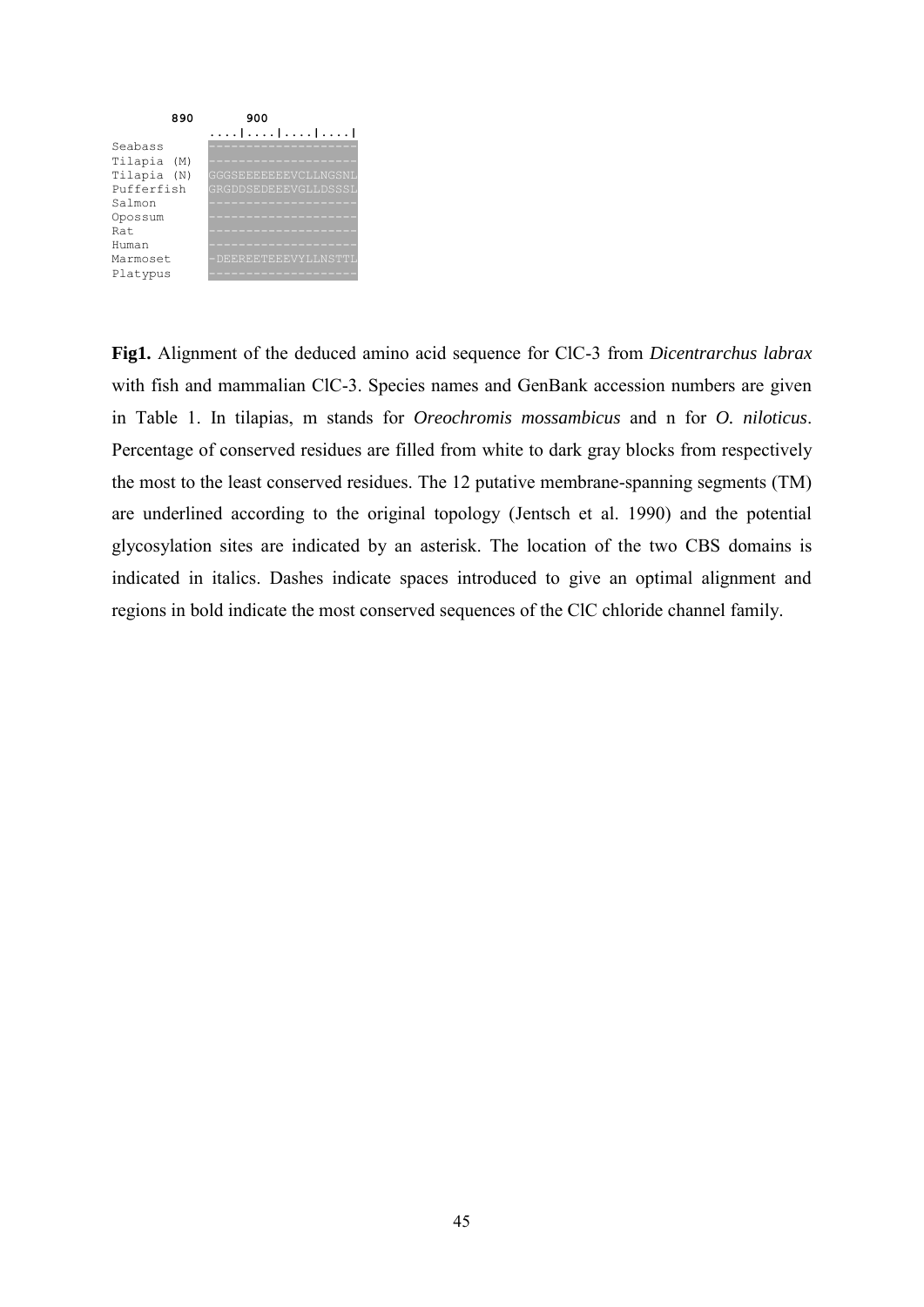```
        890         900
              ....|....|....|....|
Seabass       -------------------
Tilapia (M)   -------------------
Tilapia (N)   GGGSEEEEEEEVCLLNGSNL
Pufferfish    GRGDDSEDEEEVGLLDSSSL
Salmon        -------------------
Opossum       -------------------
Rat           -------------------
Human         -------------------
Marmoset      -DEEREETEEEVYLLNSTTL
Platypus      -------------------
```

**Fig1.** Alignment of the deduced amino acid sequence for ClC-3 from *Dicentrarchus labrax* with fish and mammalian ClC-3. Species names and GenBank accession numbers are given in Table 1. In tilapias, m stands for *Oreochromis mossambicus* and n for *O. niloticus*. Percentage of conserved residues are filled from white to dark gray blocks from respectively the most to the least conserved residues. The 12 putative membrane-spanning segments (TM) are underlined according to the original topology (Jentsch et al. 1990) and the potential glycosylation sites are indicated by an asterisk. The location of the two CBS domains is indicated in italics. Dashes indicate spaces introduced to give an optimal alignment and regions in bold indicate the most conserved sequences of the ClC chloride channel family.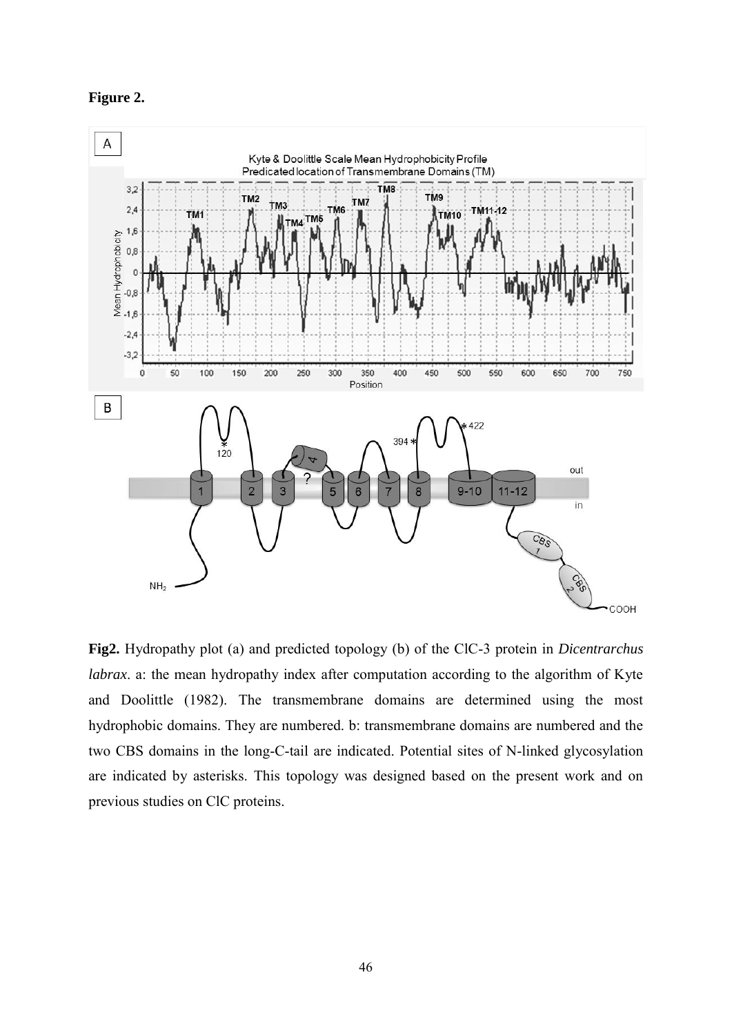**Figure 2.**

**Fig2.** Hydropathy plot (a) and predicted topology (b) of the ClC-3 protein in *Dicentrarchus labrax*. a: the mean hydropathy index after computation according to the algorithm of Kyte and Doolittle (1982). The transmembrane domains are determined using the most hydrophobic domains. They are numbered. b: transmembrane domains are numbered and the two CBS domains in the long-C-tail are indicated. Potential sites of N-linked glycosylation are indicated by asterisks. This topology was designed based on the present work and on previous studies on ClC proteins.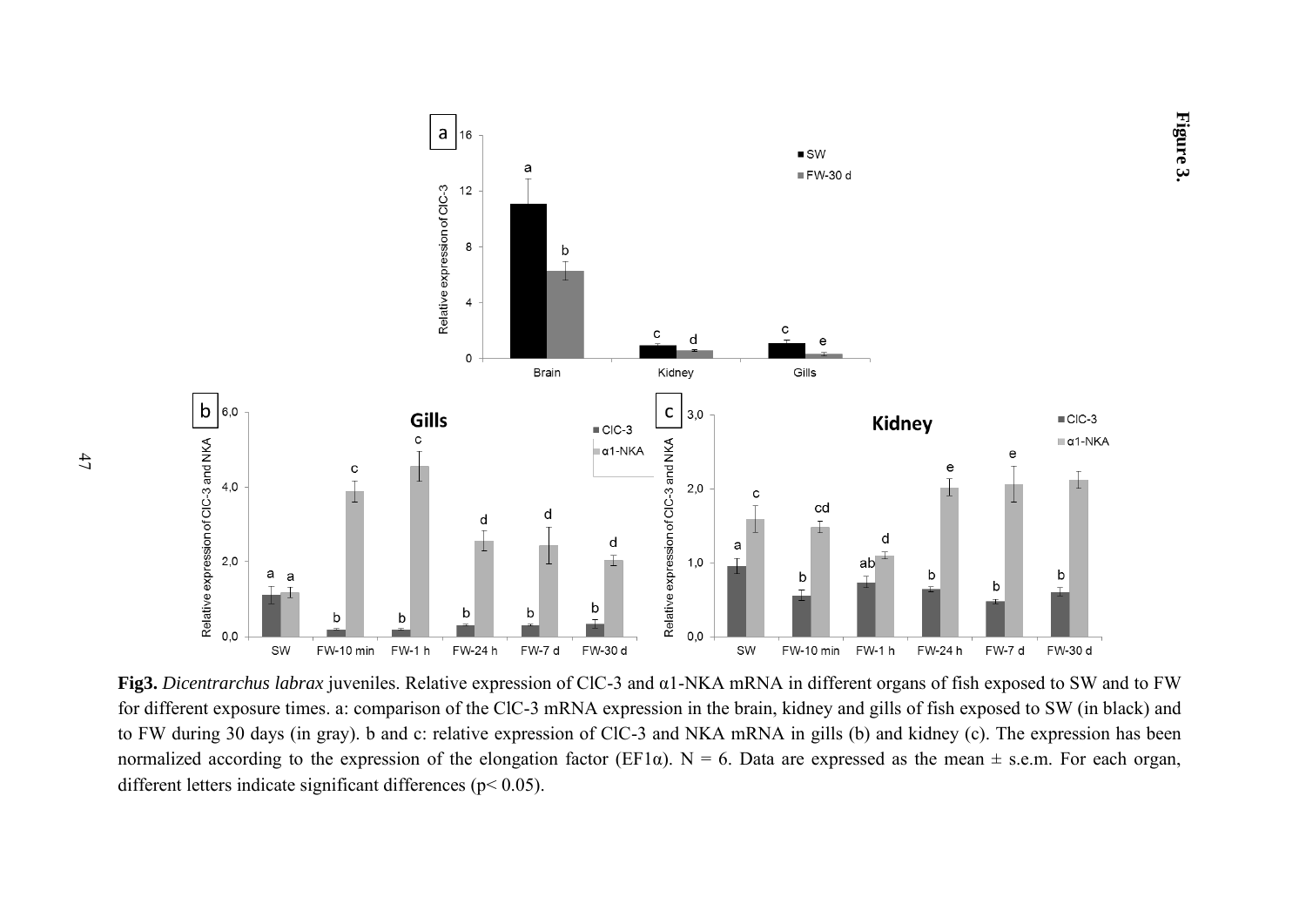**Fig3.** *Dicentrarchus labrax* juveniles. Relative expression of ClC-3 and α1-NKA mRNA in different organs of fish exposed to SW and to FW for different exposure times. a: comparison of the ClC-3 mRNA expression in the brain, kidney and gills of fish exposed to SW (in black) and to FW during 30 days (in gray). b and c: relative expression of ClC-3 and NKA mRNA in gills (b) and kidney (c). The expression has been normalized according to the expression of the elongation factor (EF1α). N = 6. Data are expressed as the mean ± s.e.m. For each organ, different letters indicate significant differences ($p < 0.05$).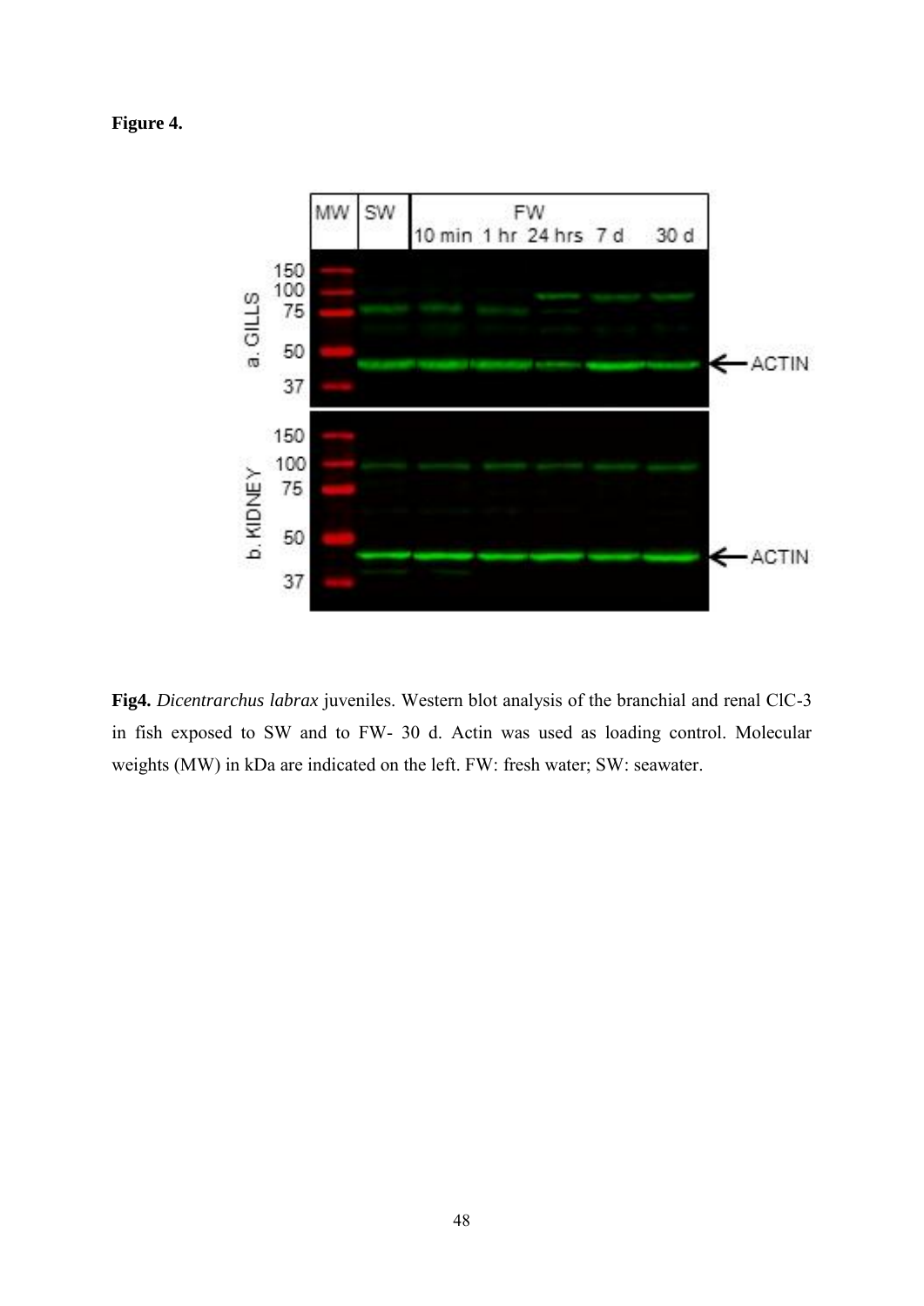**Figure 4.**

**Fig4.** *Dicentrarchus labrax* juveniles. Western blot analysis of the branchial and renal ClC-3 in fish exposed to SW and to FW- 30 d. Actin was used as loading control. Molecular weights (MW) in kDa are indicated on the left. FW: fresh water; SW: seawater.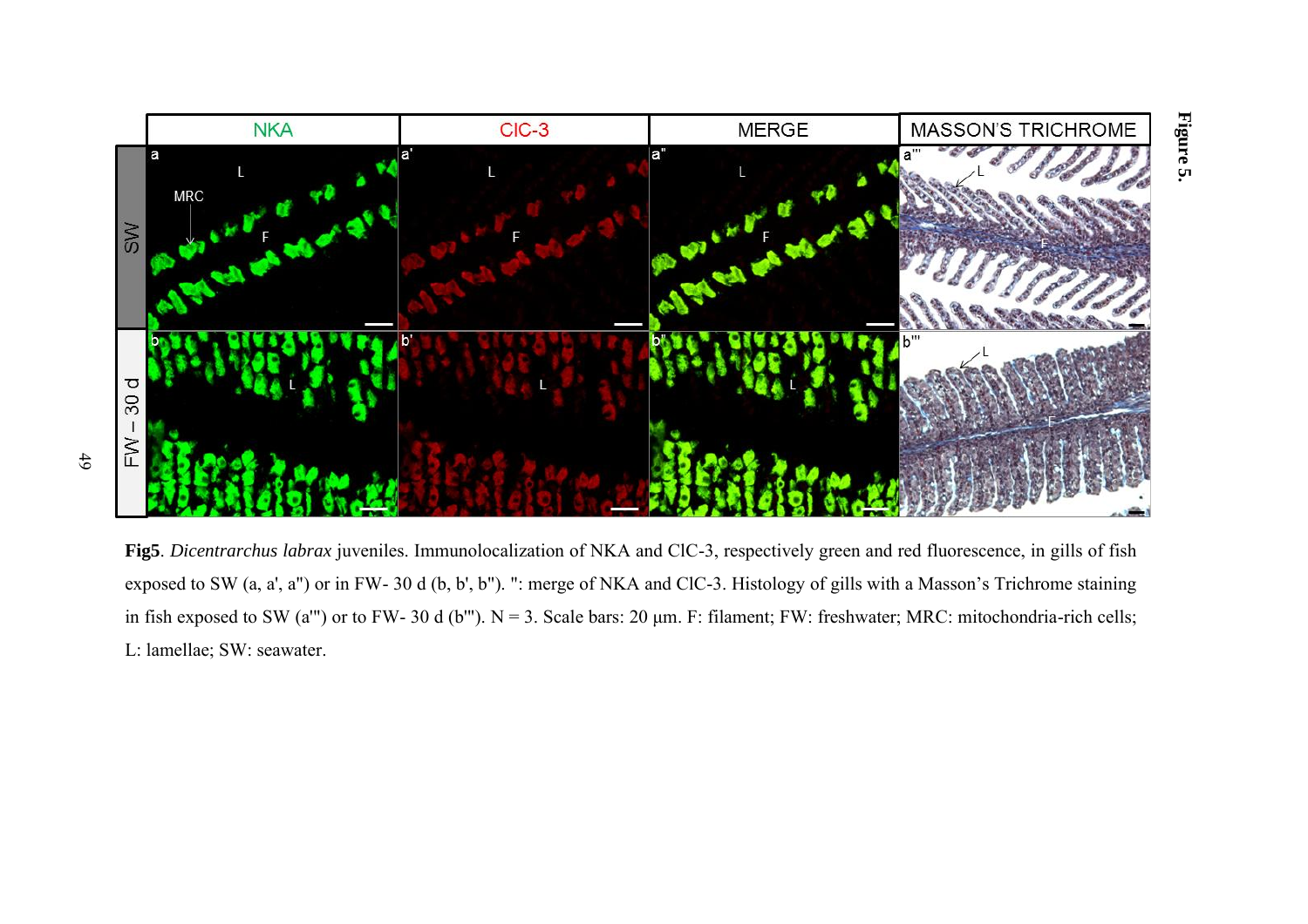**Fig5**. *Dicentrarchus labrax* juveniles. Immunolocalization of NKA and ClC-3, respectively green and red fluorescence, in gills of fish exposed to SW (a, a', a") or in FW- 30 d (b, b', b"). ": merge of NKA and ClC-3. Histology of gills with a Masson's Trichrome staining in fish exposed to SW (a'") or to FW- 30 d (b'"). N = 3. Scale bars: 20 μm. F: filament; FW: freshwater; MRC: mitochondria-rich cells; L: lamellae; SW: seawater.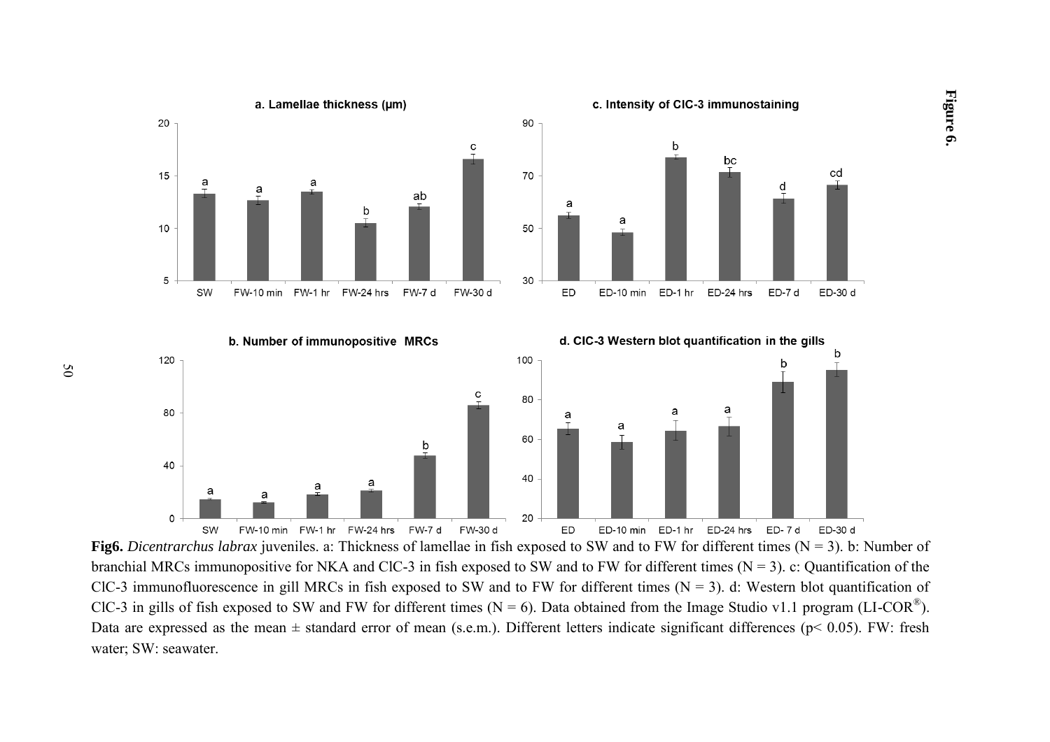**Fig6.** *Dicentrarchus labrax* juveniles. a: Thickness of lamellae in fish exposed to SW and to FW for different times (N = 3). b: Number of branchial MRCs immunopositive for NKA and ClC-3 in fish exposed to SW and to FW for different times (N = 3). c: Quantification of the ClC-3 immunofluorescence in gill MRCs in fish exposed to SW and to FW for different times (N = 3). d: Western blot quantification of ClC-3 in gills of fish exposed to SW and FW for different times (N = 6). Data obtained from the Image Studio v1.1 program (LI-COR®). Data are expressed as the mean ± standard error of mean (s.e.m.). Different letters indicate significant differences ($p < 0.05$). FW: fresh water; SW: seawater.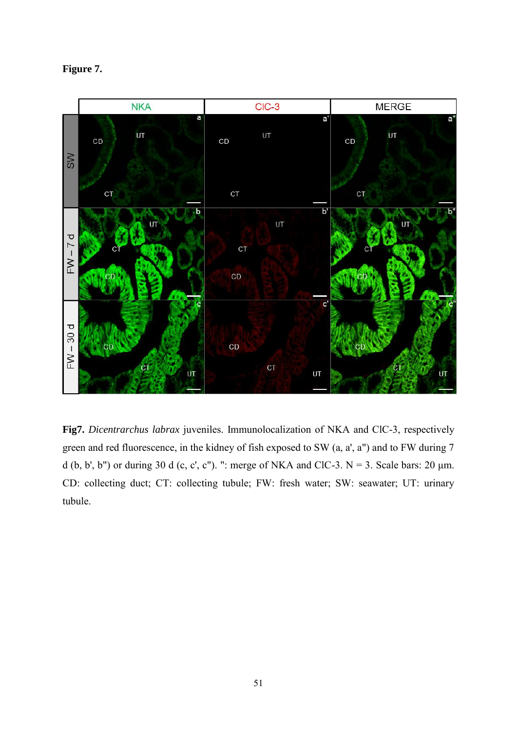**Figure 7.**

**Fig7.** *Dicentrarchus labrax* juveniles. Immunolocalization of NKA and ClC-3, respectively green and red fluorescence, in the kidney of fish exposed to SW (a, a', a") and to FW during 7 d (b, b', b") or during 30 d (c, c', c"). ": merge of NKA and ClC-3. N = 3. Scale bars: 20 µm. CD: collecting duct; CT: collecting tubule; FW: fresh water; SW: seawater; UT: urinary tubule.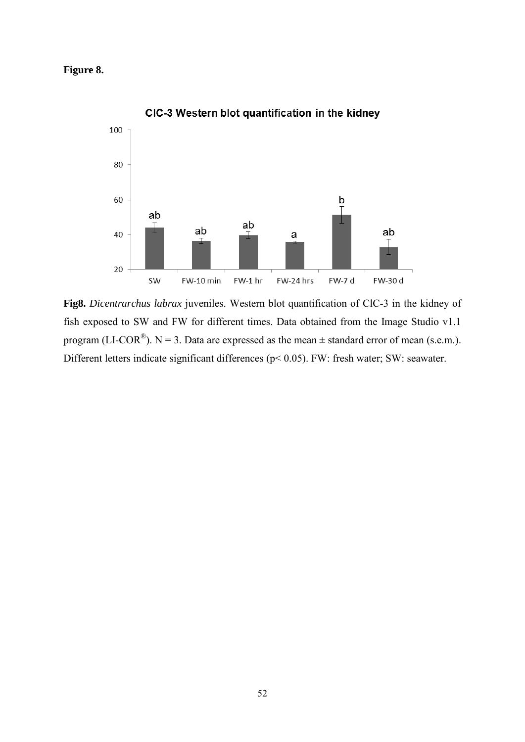**Figure 8.**

ClC-3 Western blot quantification in the kidney

100

80

60

40

20

ab

ab

ab

a

b

ab

SW

FW-10 min

FW-1 hr

FW-24 hrs

FW-7 d

FW-30 d

**Fig8.** *Dicentrarchus labrax* juveniles. Western blot quantification of ClC-3 in the kidney of fish exposed to SW and FW for different times. Data obtained from the Image Studio v1.1 program (LI-COR®). N = 3. Data are expressed as the mean ± standard error of mean (s.e.m.). Different letters indicate significant differences ($p < 0.05$). FW: fresh water; SW: seawater.